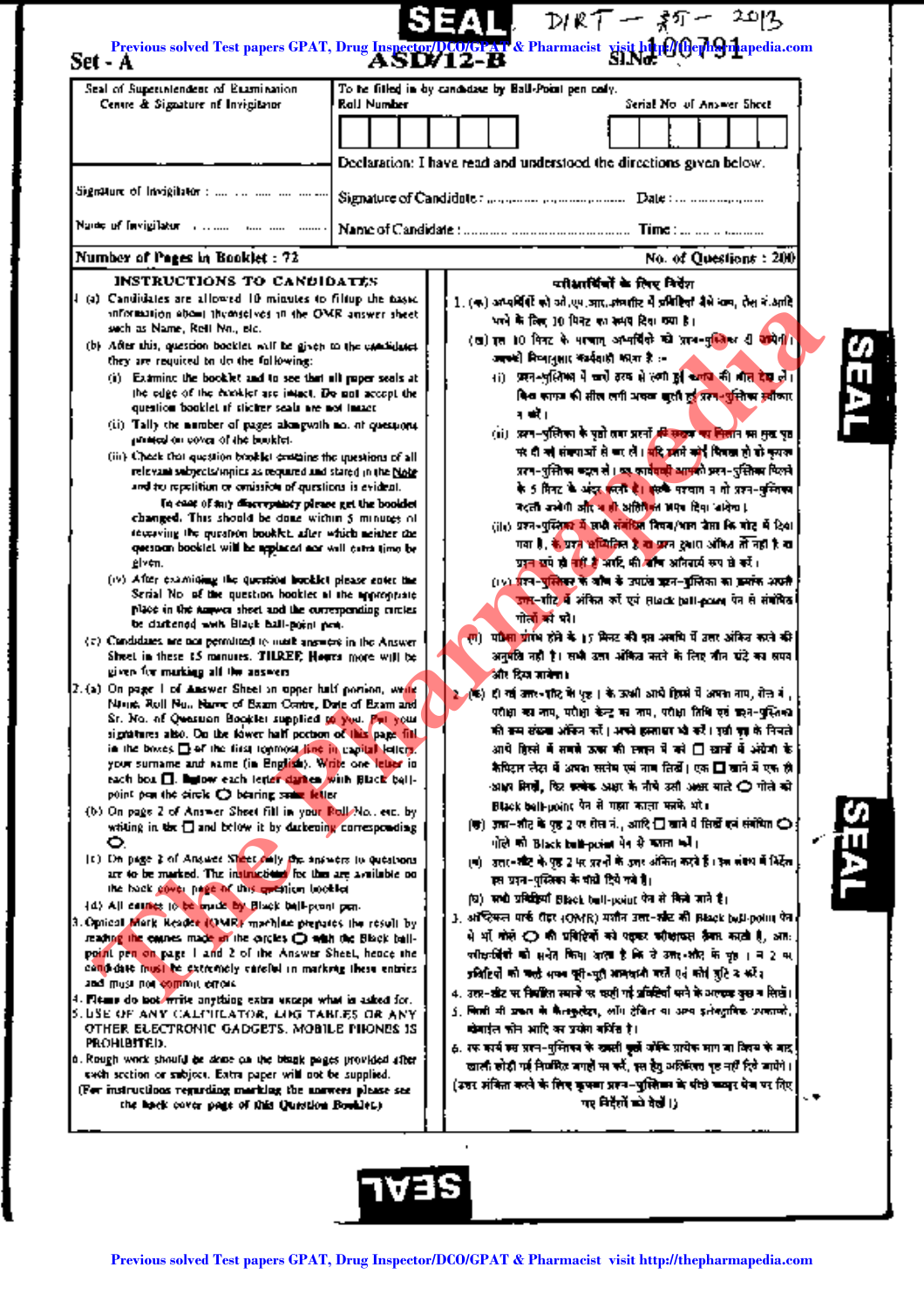**SEAL** DIRT — 2013

**Set - A** **ASD/12-B** Sl.No. 100791

| Seal of Superintendent of Examination Centre & Signature of Invigilator | To be filled in by candidate by Ball-Point pen only. Roll Number / Serial No. of Answer Sheet |
|---|---|
| | Declaration: I have read and understood the directions given below. |
| Signature of Invigilator : .... ... .... ... ... | Signature of Candidate : ......... ........ Date : ......... |
| Name of Invigilator ....... ..... ..... ....... | Name of Candidate : .......... ........... Time : ... ... ..... |

**Number of Pages in Booklet : 72** **No. of Questions : 200**

## INSTRUCTIONS TO CANDIDATES

1. (a) Candidates are allowed 10 minutes to fillup the basic information about themselves in the OMR answer sheet such as Name, Roll No., etc.
   (b) After this, question booklet will be given to the candidates they are required to do the following:
      (i) Examine the booklet and to see that all paper seals at the edge of the booklet are intact. Do not accept the question booklet if sticker seals are not intact.
      (ii) Tally the number of pages alongwith no. of questions printed on cover of the booklet.
      (iii) Check that question booklet contains the questions of all relevant subjects/topics as required and stated in the Note and no repetition or omission of questions is evident.
      In case of any discrepancy please get the booklet changed. This should be done within 5 minutes of receiving the question booklet, after which neither the question booklet will be replaced nor will extra time be given.
      (iv) After examining the question booklet please enter the Serial No. of the question booklet at the appropriate place in the answer sheet and the corresponding circles be darkened with Black ball-point pen.
   (c) Candidates are not permitted to mark answers in the Answer Sheet in these 15 minutes. THREE Hours more will be given for marking all the answers.
2. (a) On page 1 of Answer Sheet in upper half portion, write Name, Roll No., Name of Exam Centre, Date of Exam and Sr. No. of Question Booklet supplied to you. Put your signatures also. On the lower half portion of this page fill in the boxes ☐ of the first topmost line in capital letters, your surname and name (in English). Write one letter in each box ☐. Below each letter darken with Black ball-point pen the circle ○ bearing same letter.
   (b) On page 2 of Answer Sheet fill in your Roll No., etc. by writing in the ☐ and below it by darkening corresponding ○.
   (c) On page 2 of Answer Sheet only the answers to questions are to be marked. The instructions for this are available on the back cover page of this question booklet.
   (d) All entries to be made by Black ball-point pen.
3. Optical Mark Reader (OMR) machine prepares the result by reading the entries made in the circles ○ with the Black ball-point pen on page 1 and 2 of the Answer Sheet, hence the candidate must be extremely careful in marking these entries and must not commit errors.
4. Please do not write anything extra except what is asked for.
5. USE OF ANY CALCULATOR, LOG TABLES OR ANY OTHER ELECTRONIC GADGETS, MOBILE PHONES IS PROHIBITED.
6. Rough work should be done on the blank pages provided after each section or subject. Extra paper will not be supplied.

(For instructions regarding marking the answers please see the back cover page of this Question Booklet.)

## परीक्षार्थियों के लिए निर्देश

1. (क) अभ्यर्थियों को ओ.एम.आर.उत्तरशीट में प्रविष्टियाँ जैसे नाम, रोल नं.आदि भरने के लिए 10 मिनट का समय दिया गया है।
   (ख) इस 10 मिनट के पश्चात् अभ्यर्थियों को प्रश्न-पुस्तिका दी जायेगी। उनको निम्नानुसार कार्यवाही करना है :-
      (i) प्रश्न-पुस्तिका में चारों तरफ से लगी हुई कागज की सील देख लें। बिना कागज की सील लगी अथवा खुली हुई प्रश्न-पुस्तिका स्वीकार न करें।
      (ii) प्रश्न-पुस्तिका के पृष्ठों तथा प्रश्नों की संख्या का मिलान मुख पृष्ठ पर दी गई संख्याओं से कर लें। यदि इसमें कोई विसंगति हो तो तुरन्त प्रश्न-पुस्तिका बदल लें। यह कार्यवाही आपको प्रश्न-पुस्तिका मिलने के 5 मिनट के अंदर करनी है। इसके पश्चात् न तो प्रश्न-पुस्तिका बदली जावेगी और न ही अतिरिक्त समय दिया जावेगा।
      (iii) प्रश्न-पुस्तिका में सभी संबंधित विषय/भाग जैसा कि नोट में दिया गया है, के प्रश्न सम्मिलित है या प्रश्न दुबारा अंकित तो नहीं है या प्रश्न छूटे तो नहीं है आदि की जाँच अनिवार्य रूप से करें।
      (iv) प्रश्न-पुस्तिका के जाँच के उपरांत प्रश्न-पुस्तिका का क्रमांक अपनी उत्तर-शीट में अंकित करें एवं Black ball-point पेन से संबंधित गोलों को भरें।
   (ग) परीक्षा प्रारंभ होने के 15 मिनट की इस अवधि में उत्तर अंकित करने की अनुमति नहीं है। सभी उत्तर अंकित करने के लिए तीन घंटे का समय और दिया जावेगा।
2. (क) दी गई उत्तर-शीट के पृष्ठ 1 के ऊपरी आधे हिस्से में अपना नाम, रोल नं., परीक्षा का नाम, परीक्षा केन्द्र का नाम, परीक्षा तिथि एवं प्रश्न-पुस्तिका की क्रम संख्या अंकित करें। अपने हस्ताक्षर भी करें। इसी पृष्ठ के निचले आधे हिस्से में सबसे ऊपर की लाइन में दिये ☐ खानों में अंग्रेजी के कैपिटल लेटर में अपना सरनेम एवं नाम लिखें। एक ☐ खाने में एक ही अक्षर लिखें, फिर प्रत्येक अक्षर के नीचे उसी अक्षर वाले ○ गोले को Black ball-point पेन से गहरा काला करके भरें।
   (ख) उत्तर-शीट के पृष्ठ 2 पर रोल नं., आदि ☐ खाने में लिखें एवं संबंधित ○ गोले को Black ball-point पेन से काला करें।
   (ग) उत्तर-शीट के पृष्ठ 2 पर प्रश्नों के उत्तर अंकित करते हैं। इस संबंध में निर्देश इस प्रश्न-पुस्तिका के पीछे दिये गये हैं।
   (घ) सभी प्रविष्टियाँ Black ball-point पेन से किये जाते हैं।
3. ऑप्टिकल मार्क रीडर (OMR) मशीन उत्तर-शीट की Black ball-point पेन से भरे गोले ○ की प्रविष्टियों को पढ़कर परिणाम तैयार करती है, अतः परीक्षार्थियों को सचेत किया जाता है कि वे उत्तर-शीट के पृष्ठ 1 व 2 पर प्रविष्टियों को बहुत अच्छी तरह से पूरी-पूरी सावधानी बरतें एवं कोई त्रुटि न करें।
4. उत्तर-शीट पर निर्धारित स्थानों पर चाही गई प्रविष्टियाँ भरने के अलावा कुछ न लिखें।
5. किसी भी प्रकार के कैल्कुलेटर, लॉग टेबिल या अन्य इलेक्ट्रानिक उपकरणों, मोबाईल फोन आदि का प्रयोग वर्जित है।
6. रफ कार्य इस प्रश्न-पुस्तिका के खाली पृष्ठों जोकि प्रत्येक भाग या विषय के बाद खाली छोड़े गई निर्धारित जगहों पर करें, इस हेतु अतिरिक्त पृष्ठ नहीं दिये जायेंगे।

(उत्तर अंकित करने के लिए कृपया प्रश्न-पुस्तिका के पीछे कवर पेज पर दिए गए निर्देशों को देखें।)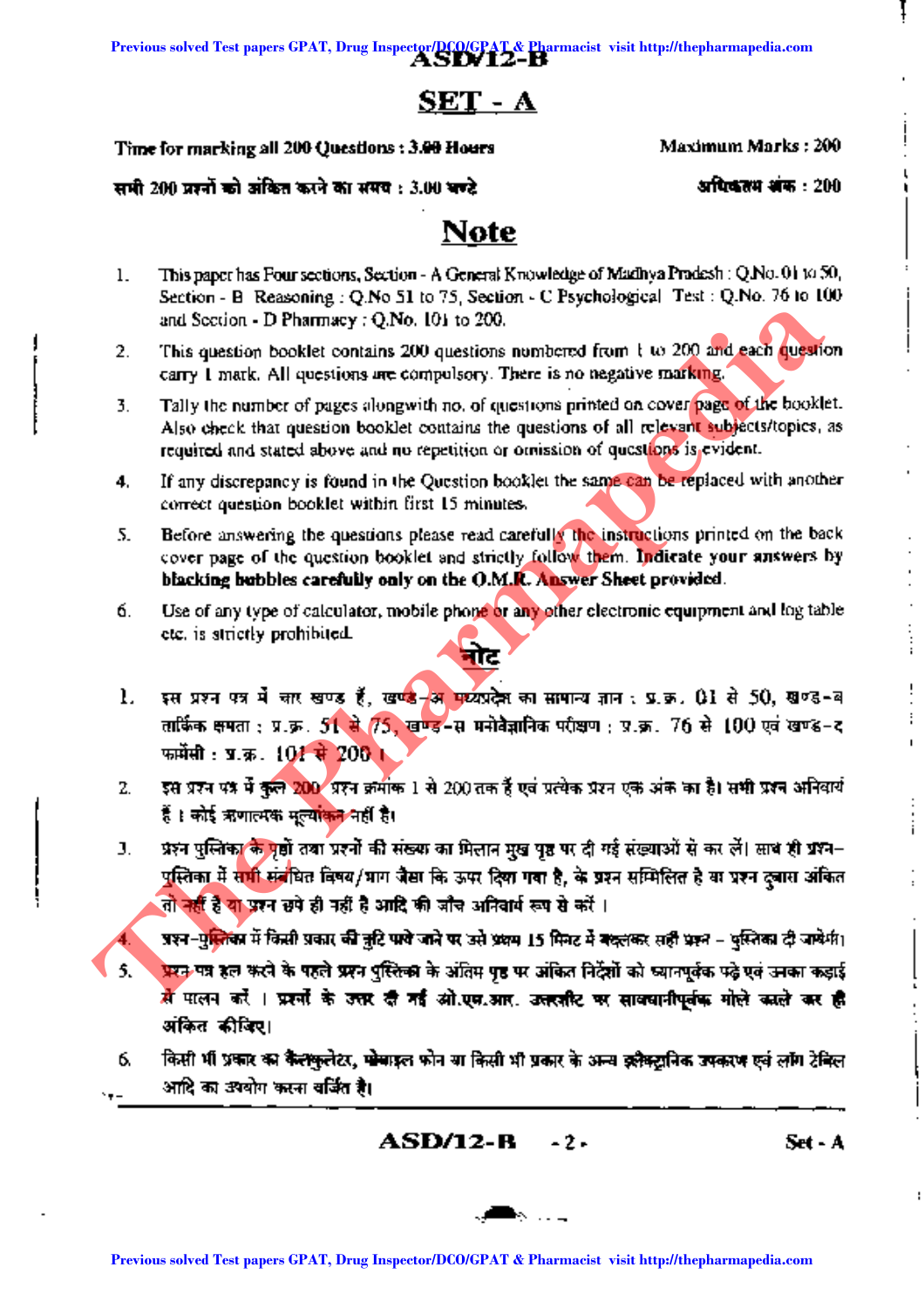ASD/12-B

# SET - A

**Time for marking all 200 Questions : 3.00 Hours** | **Maximum Marks : 200**

**सभी 200 प्रश्नों को अंकित करने का समय : 3.00 घण्टे** | **अधिकतम अंक : 200**

## Note

1. This paper has Four sections, Section - A General Knowledge of Madhya Pradesh : Q.No. 01 to 50, Section - B Reasoning : Q.No 51 to 75, Section - C Psychological Test : Q.No. 76 to 100 and Section - D Pharmacy : Q.No. 101 to 200.
2. This question booklet contains 200 questions numbered from 1 to 200 and each question carry 1 mark. All questions are compulsory. There is no negative marking.
3. Tally the number of pages alongwith no. of questions printed on cover page of the booklet. Also check that question booklet contains the questions of all relevant subjects/topics, as required and stated above and no repetition or omission of questions is evident.
4. If any discrepancy is found in the Question booklet the same can be replaced with another correct question booklet within first 15 minutes.
5. Before answering the questions please read carefully the instructions printed on the back cover page of the question booklet and strictly follow them. **Indicate your answers by blacking bubbles carefully only on the O.M.R. Answer Sheet provided.**
6. Use of any type of calculator, mobile phone or any other electronic equipment and log table etc. is strictly prohibited.

## नोट

1. इस प्रश्न पत्र में चार खण्ड हैं, खण्ड-अ मध्यप्रदेश का सामान्य ज्ञान : प्र.क्र. 01 से 50, खण्ड-ब तार्किक क्षमता : प्र.क्र. 51 से 75, खण्ड-स मनोवैज्ञानिक परीक्षण : प्र.क्र. 76 से 100 एवं खण्ड-द फार्मेसी : प्र.क्र. 101 से 200।
2. इस प्रश्न पत्र में कुल 200 प्रश्न क्रमांक 1 से 200 तक हैं एवं प्रत्येक प्रश्न एक अंक का है। सभी प्रश्न अनिवार्य हैं। कोई ऋणात्मक मूल्यांकन नहीं है।
3. प्रश्न पुस्तिका के पृष्ठों तथा प्रश्नों की संख्या का मिलान मुख पृष्ठ पर दी गई संख्याओं से कर लें। साथ ही प्रश्न-पुस्तिका में सभी संबंधित विषय/भाग जैसा कि ऊपर दिया गया है, के प्रश्न सम्मिलित है या प्रश्न दुबारा अंकित तो नहीं है या प्रश्न छपे ही नहीं है आदि की जाँच अनिवार्य रूप से करें।
4. प्रश्न-पुस्तिका में किसी प्रकार की त्रुटि पाये जाने पर उसे प्रथम 15 मिनट में बदलकर सही प्रश्न - पुस्तिका दी जायेगी।
5. प्रश्न पत्र हल करने के पहले प्रश्न पुस्तिका के अंतिम पृष्ठ पर अंकित निर्देशों को ध्यानपूर्वक पढ़े एवं उनका कड़ाई से पालन करें। प्रश्नों के उत्तर दी गई ओ.एम.आर. उत्तरशीट पर सावधानीपूर्वक गोले काले कर ही अंकित कीजिए।
6. किसी भी प्रकार का कैल्कुलेटर, मोबाइल फोन या किसी भी प्रकार के अन्य इलेक्ट्रानिक उपकरण एवं लॉग टेबिल आदि का उपयोग करना वर्जित है।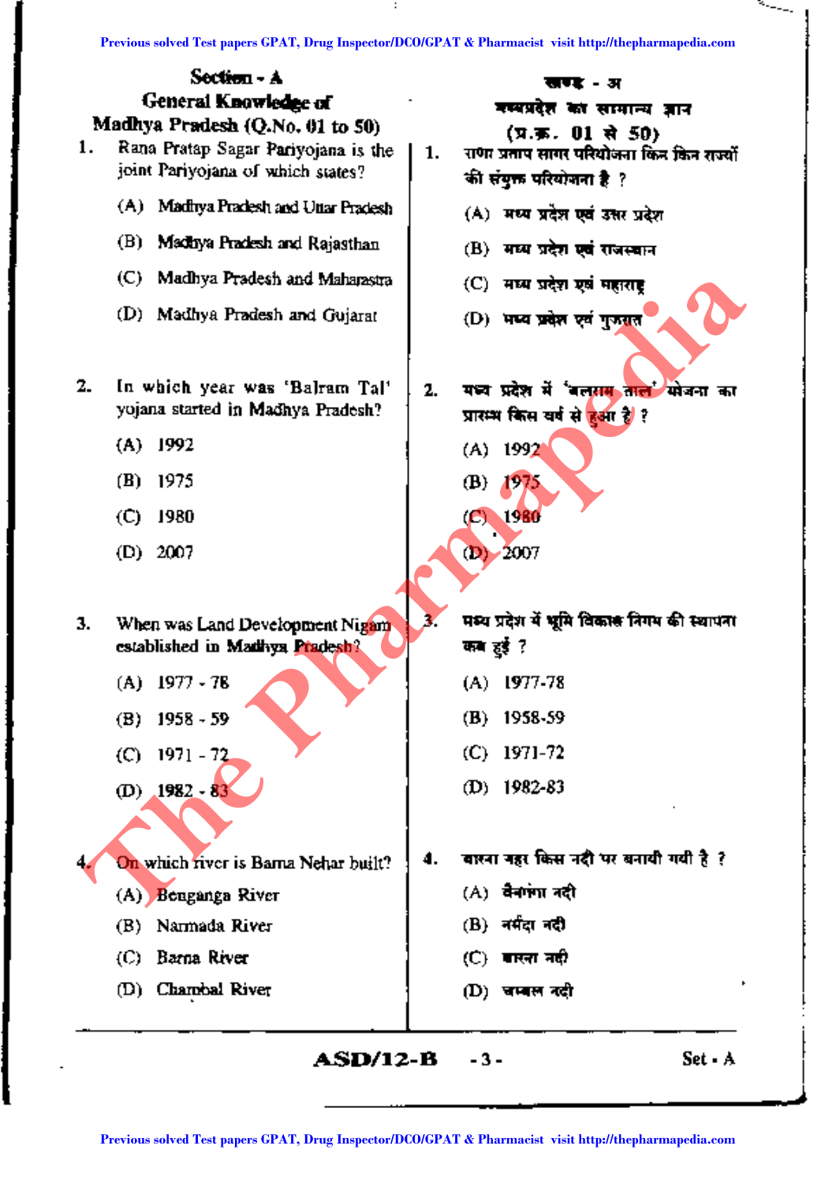## Section - A
### General Knowledge of Madhya Pradesh (Q.No. 01 to 50)

1. Rana Pratap Sagar Pariyojana is the joint Pariyojana of which states?

   (A) Madhya Pradesh and Uttar Pradesh

   (B) Madhya Pradesh and Rajasthan

   (C) Madhya Pradesh and Maharastra

   (D) Madhya Pradesh and Gujarat

2. In which year was 'Balram Tal' yojana started in Madhya Pradesh?

   (A) 1992

   (B) 1975

   (C) 1980

   (D) 2007

3. When was Land Development Nigam established in Madhya Pradesh?

   (A) 1977 - 78

   (B) 1958 - 59

   (C) 1971 - 72

   (D) 1982 - 83

4. On which river is Barna Nehar built?

   (A) Benganga River

   (B) Narmada River

   (C) Barna River

   (D) Chambal River

## खण्ड - अ
### मध्यप्रदेश का सामान्य ज्ञान (प्र.क्र. 01 से 50)

1. राणा प्रताप सागर परियोजना किन किन राज्यों की संयुक्त परियोजना है ?

   (A) मध्य प्रदेश एवं उत्तर प्रदेश

   (B) मध्य प्रदेश एवं राजस्थान

   (C) मध्य प्रदेश एवं महाराष्ट्र

   (D) मध्य प्रदेश एवं गुजरात

2. मध्य प्रदेश में 'बलराम ताल' योजना का प्रारम्भ किस वर्ष से हुआ है ?

   (A) 1992

   (B) 1975

   (C) 1980

   (D) 2007

3. मध्य प्रदेश में भूमि विकास निगम की स्थापना कब हुई ?

   (A) 1977-78

   (B) 1958-59

   (C) 1971-72

   (D) 1982-83

4. बारना नहर किस नदी पर बनायी गयी है ?

   (A) बैनगंगा नदी

   (B) नर्मदा नदी

   (C) बारना नदी

   (D) चम्बल नदी

ASD/12-B Set - A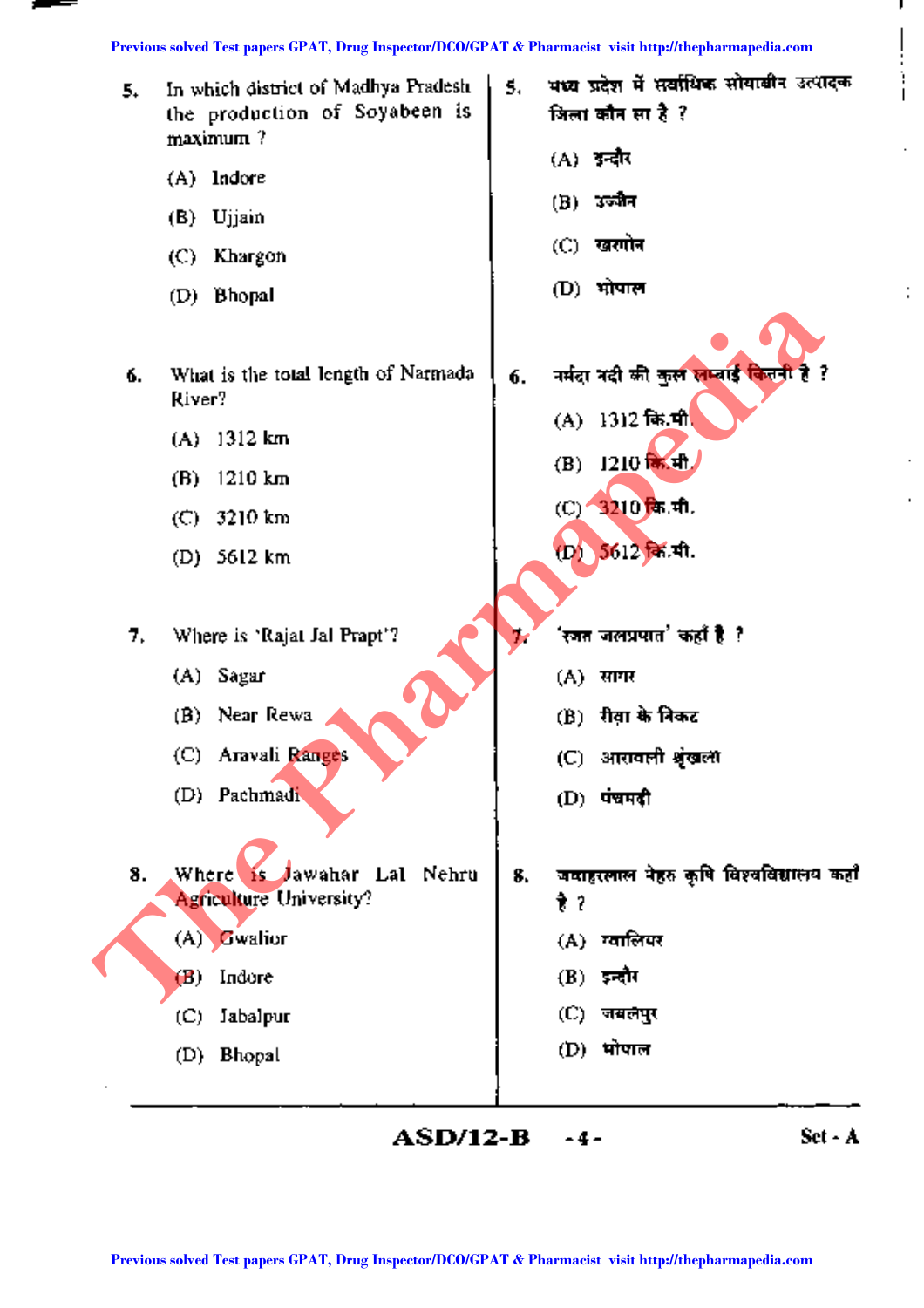5. In which district of Madhya Pradesh the production of Soyabeen is maximum ?

(A) Indore

(B) Ujjain

(C) Khargon

(D) Bhopal

5. मध्य प्रदेश में सर्वाधिक सोयाबीन उत्पादक जिला कौन सा है ?

(A) इन्दौर

(B) उज्जैन

(C) खरगोन

(D) भोपाल

6. What is the total length of Narmada River?

(A) 1312 km

(B) 1210 km

(C) 3210 km

(D) 5612 km

6. नर्मदा नदी की कुल लम्बाई कितनी है ?

(A) 1312 कि.मी.

(B) 1210 कि.मी.

(C) 3210 कि.मी.

(D) 5612 कि.मी.

7. Where is 'Rajat Jal Prapt'?

(A) Sagar

(B) Near Rewa

(C) Aravali Ranges

(D) Pachmadi

7. 'रजत जलप्रपात' कहाँ है ?

(A) सागर

(B) रीवा के निकट

(C) आरावली श्रृंखला

(D) पंचमढ़ी

8. Where is Jawahar Lal Nehru Agriculture University?

(A) Gwalior

(B) Indore

(C) Jabalpur

(D) Bhopal

8. जवाहरलाल नेहरु कृषि विश्वविद्यालय कहाँ है ?

(A) ग्वालियर

(B) इन्दौर

(C) जबलपुर

(D) भोपाल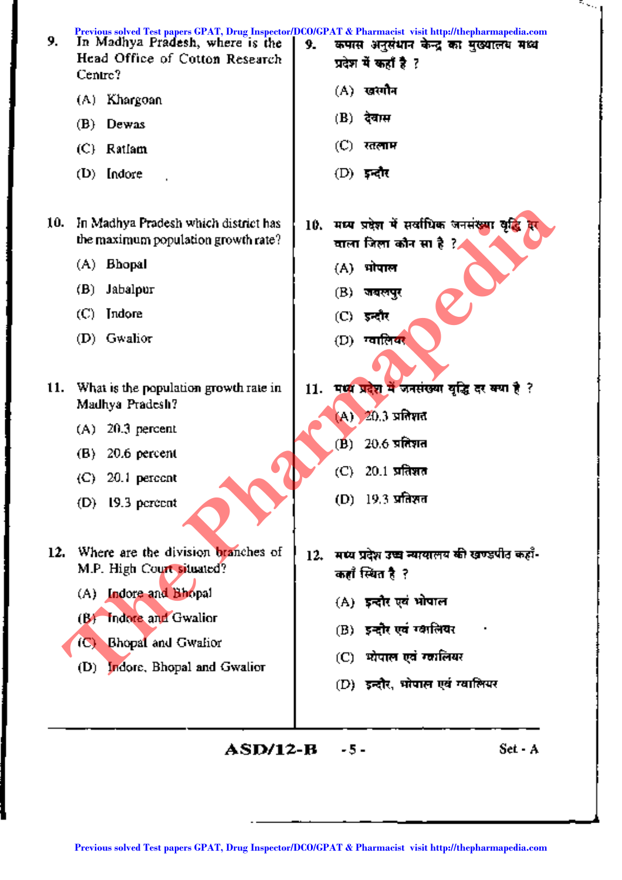9. In Madhya Pradesh, where is the Head Office of Cotton Research Centre?

(A) Khargoan

(B) Dewas

(C) Ratlam

(D) Indore

9. कपास अनुसंधान केन्द्र का मुख्यालय मध्य प्रदेश में कहाँ है ?

(A) खरगौन

(B) देवास

(C) रतलाम

(D) इन्दौर

10. In Madhya Pradesh which district has the maximum population growth rate?

(A) Bhopal

(B) Jabalpur

(C) Indore

(D) Gwalior

10. मध्य प्रदेश में सर्वाधिक जनसंख्या वृद्धि दर वाला जिला कौन सा है ?

(A) भोपाल

(B) जबलपुर

(C) इन्दौर

(D) ग्वालियर

11. What is the population growth rate in Madhya Pradesh?

(A) 20.3 percent

(B) 20.6 percent

(C) 20.1 percent

(D) 19.3 percent

11. मध्य प्रदेश में जनसंख्या वृद्धि दर क्या है ?

(A) 20.3 प्रतिशत

(B) 20.6 प्रतिशत

(C) 20.1 प्रतिशत

(D) 19.3 प्रतिशत

12. Where are the division branches of M.P. High Court situated?

(A) Indore and Bhopal

(B) Indore and Gwalior

(C) Bhopal and Gwalior

(D) Indore, Bhopal and Gwalior

12. मध्य प्रदेश उच्च न्यायालय की खण्डपीठ कहाँ-कहाँ स्थित है ?

(A) इन्दौर एवं भोपाल

(B) इन्दौर एवं ग्वालियर

(C) भोपाल एवं ग्वालियर

(D) इन्दौर, भोपाल एवं ग्वालियर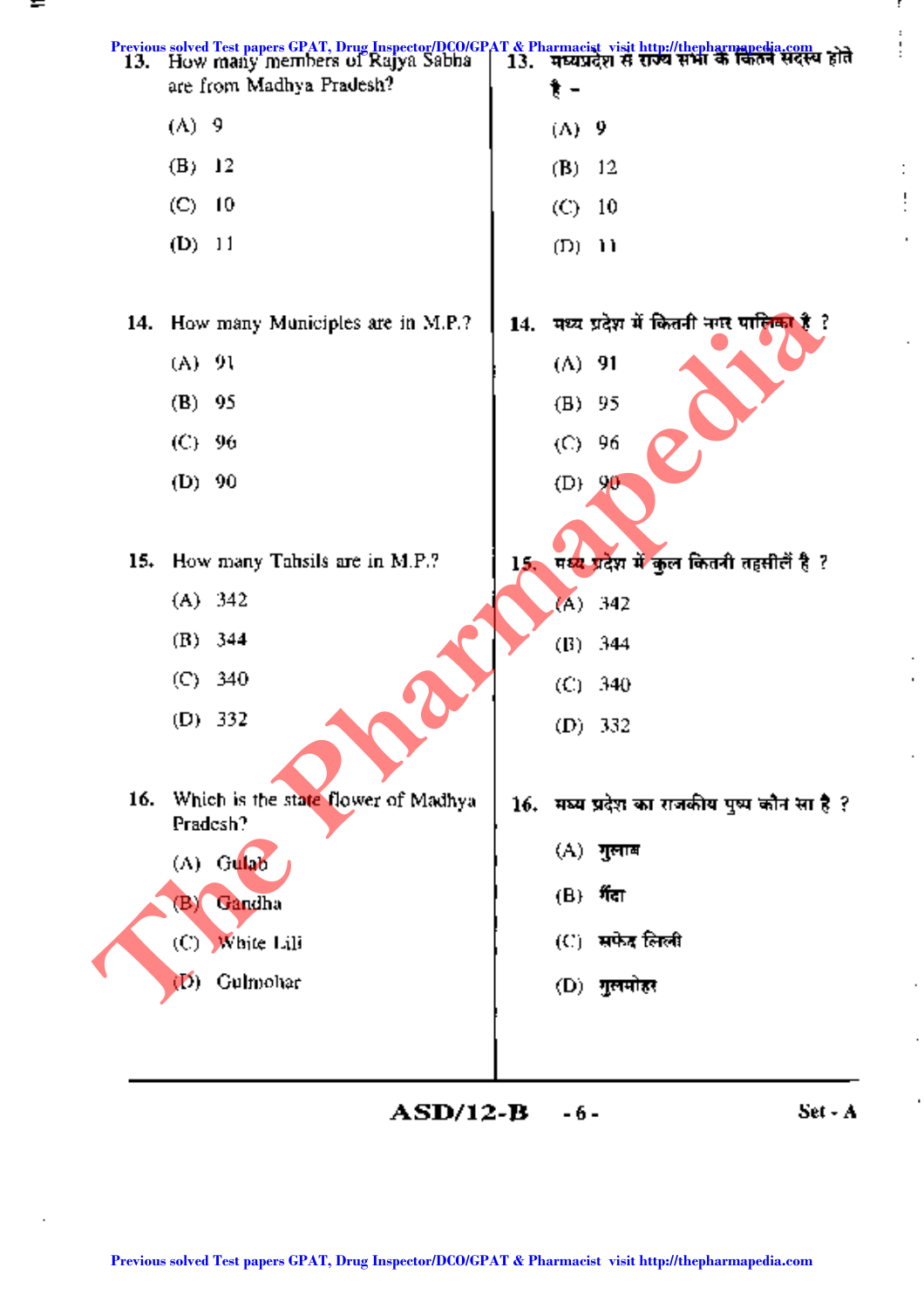13. How many members of Rajya Sabha are from Madhya Pradesh?

(A) 9

(B) 12

(C) 10

(D) 11

13. मध्यप्रदेश से राज्य सभा के कितने सदस्य होते है -

(A) 9

(B) 12

(C) 10

(D) 11

14. How many Municiples are in M.P.?

(A) 91

(B) 95

(C) 96

(D) 90

14. मध्य प्रदेश में कितनी नगर पालिका है ?

(A) 91

(B) 95

(C) 96

(D) 90

15. How many Tahsils are in M.P.?

(A) 342

(B) 344

(C) 340

(D) 332

15. मध्य प्रदेश में कुल कितनी तहसीलें है ?

(A) 342

(B) 344

(C) 340

(D) 332

16. Which is the state flower of Madhya Pradesh?

(A) Gulab

(B) Gandha

(C) White Lili

(D) Gulmohar

16. मध्य प्रदेश का राजकीय पुष्प कौन सा है ?

(A) गुलाब

(B) गेंदा

(C) सफेद लिली

(D) गुलमोहर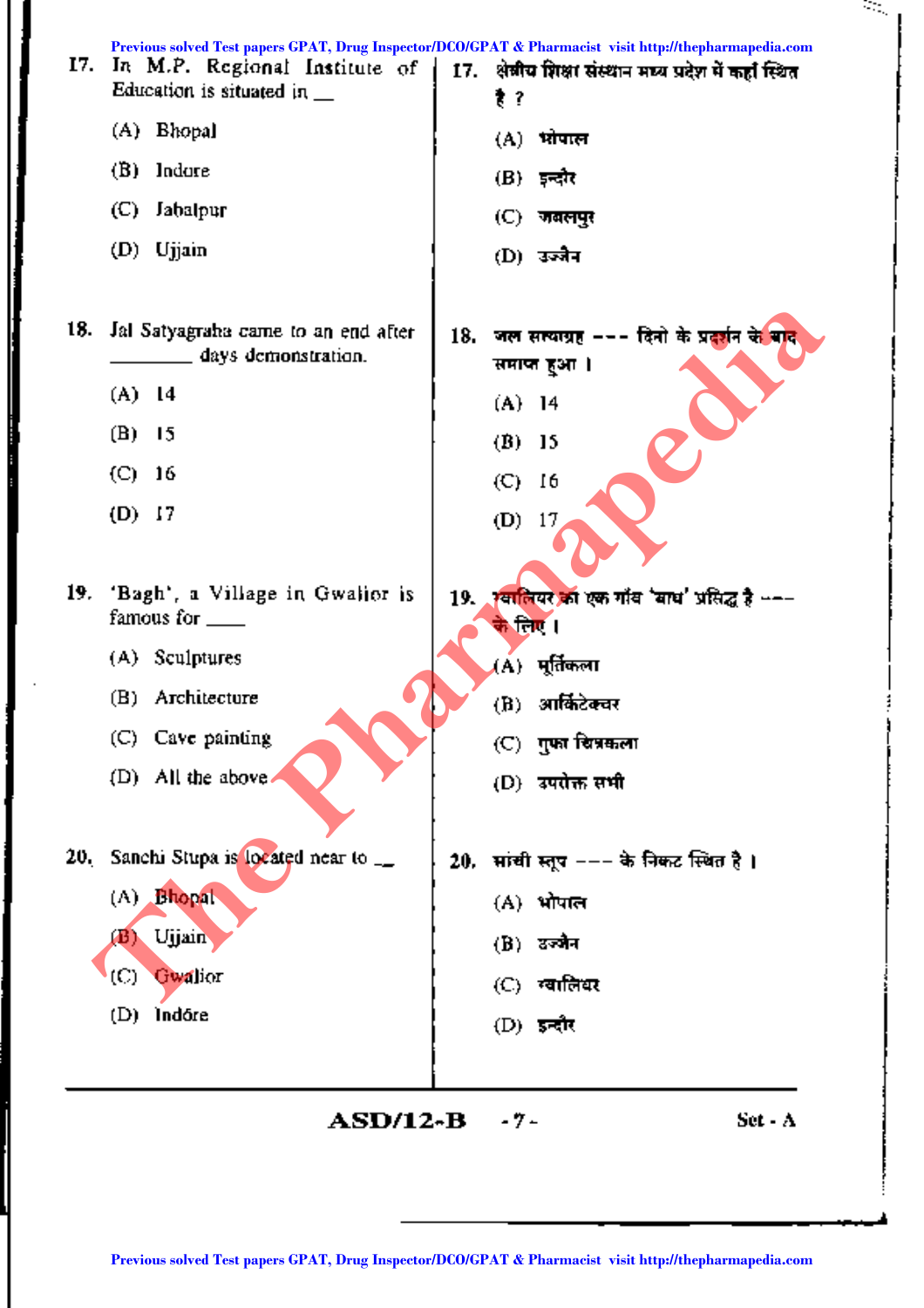17. In M.P. Regional Institute of Education is situated in __

(A) Bhopal

(B) Indore

(C) Jabalpur

(D) Ujjain

17. क्षेत्रीय शिक्षा संस्थान मध्य प्रदेश में कहाँ स्थित है ?

(A) भोपाल

(B) इन्दौर

(C) जबलपुर

(D) उज्जैन

18. Jal Satyagraha came to an end after ________ days demonstration.

(A) 14

(B) 15

(C) 16

(D) 17

18. जल सत्याग्रह --- दिनो के प्रदर्शन के बाद समाप्त हुआ ।

(A) 14

(B) 15

(C) 16

(D) 17

19. 'Bagh', a Village in Gwalior is famous for ____

(A) Sculptures

(B) Architecture

(C) Cave painting

(D) All the above

19. ग्वालियर का एक गाँव 'बाघ' प्रसिद्ध है --- के लिए ।

(A) मूर्तिकला

(B) आर्किटेक्चर

(C) गुफा चित्रकला

(D) उपरोक्त सभी

20. Sanchi Stupa is located near to __

(A) Bhopal

(B) Ujjain

(C) Gwalior

(D) Indore

20. सांची स्तूप --- के निकट स्थित है ।

(A) भोपाल

(B) उज्जैन

(C) ग्वालियर

(D) इन्दौर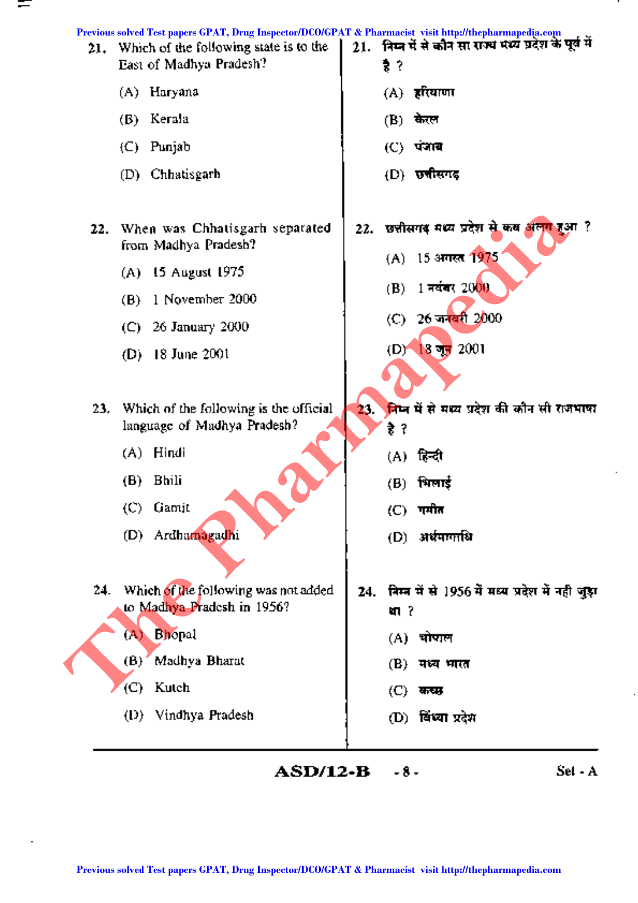21. Which of the following state is to the East of Madhya Pradesh?

(A) Haryana

(B) Kerala

(C) Punjab

(D) Chhatisgarh

21. निम्न में से कौन सा राज्य मध्य प्रदेश के पूर्व में है ?

(A) हरियाणा

(B) केरल

(C) पंजाब

(D) छत्तीसगढ़

22. When was Chhatisgarh separated from Madhya Pradesh?

(A) 15 August 1975

(B) 1 November 2000

(C) 26 January 2000

(D) 18 June 2001

22. छत्तीसगढ़ मध्य प्रदेश से कब अलग हुआ ?

(A) 15 अगस्त 1975

(B) 1 नवंबर 2000

(C) 26 जनवरी 2000

(D) 18 जून 2001

23. Which of the following is the official language of Madhya Pradesh?

(A) Hindi

(B) Bhili

(C) Gamit

(D) Ardhamagadhi

23. निम्न में से मध्य प्रदेश की कौन सी राजभाषा है ?

(A) हिन्दी

(B) भिलाई

(C) गमीत

(D) अर्धमागधि

24. Which of the following was not added to Madhya Pradesh in 1956?

(A) Bhopal

(B) Madhya Bharat

(C) Kutch

(D) Vindhya Pradesh

24. निम्न में से 1956 में मध्य प्रदेश में नही जुड़ा था ?

(A) भोपाल

(B) मध्य भारत

(C) कच्छ

(D) विंध्या प्रदेश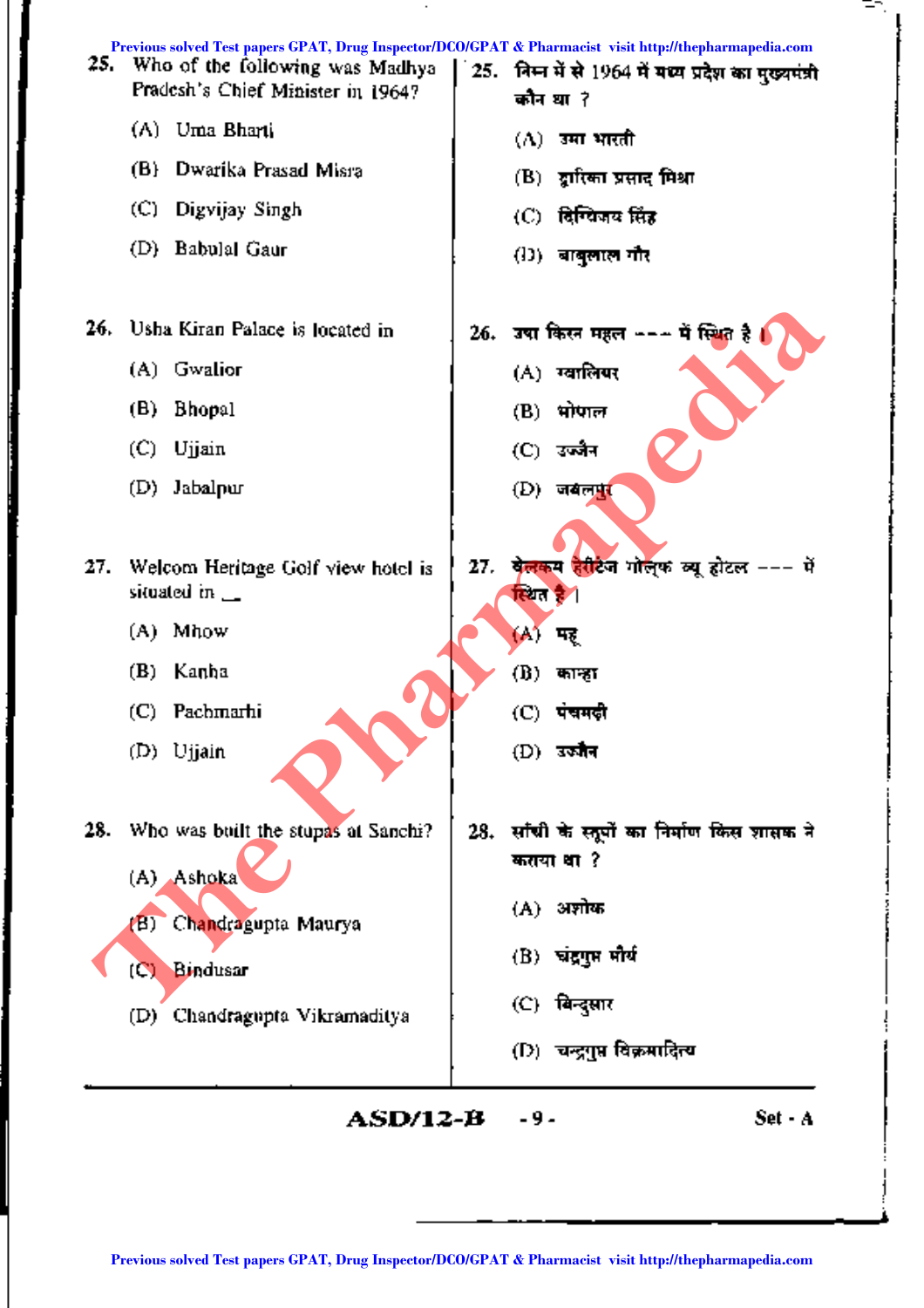25. Who of the following was Madhya Pradesh's Chief Minister in 1964?

(A) Uma Bharti

(B) Dwarika Prasad Misra

(C) Digvijay Singh

(D) Babulal Gaur

25. निम्न में से 1964 में मध्य प्रदेश का मुख्यमंत्री कौन था ?

(A) उमा भारती

(B) द्वारिका प्रसाद मिश्रा

(C) दिग्विजय सिंह

(D) बाबुलाल गौर

26. Usha Kiran Palace is located in

(A) Gwalior

(B) Bhopal

(C) Ujjain

(D) Jabalpur

26. उषा किरन महल --- में स्थित है।

(A) ग्वालियर

(B) भोपाल

(C) उज्जैन

(D) जबलपुर

27. Welcom Heritage Golf view hotel is situated in __

(A) Mhow

(B) Kanha

(C) Pachmarhi

(D) Ujjain

27. वेलकम हेरिटेज गोल्फ व्यू होटल --- में स्थित है।

(A) महू

(B) कान्हा

(C) पंचमढ़ी

(D) उज्जैन

28. Who was built the stupas at Sanchi?

(A) Ashoka

(B) Chandragupta Maurya

(C) Bindusar

(D) Chandragupta Vikramaditya

28. साँची के स्तूपों का निर्माण किस शासक ने कराया था ?

(A) अशोक

(B) चंद्रगुप्त मौर्य

(C) बिन्दुसार

(D) चन्द्रगुप्त विक्रमादित्य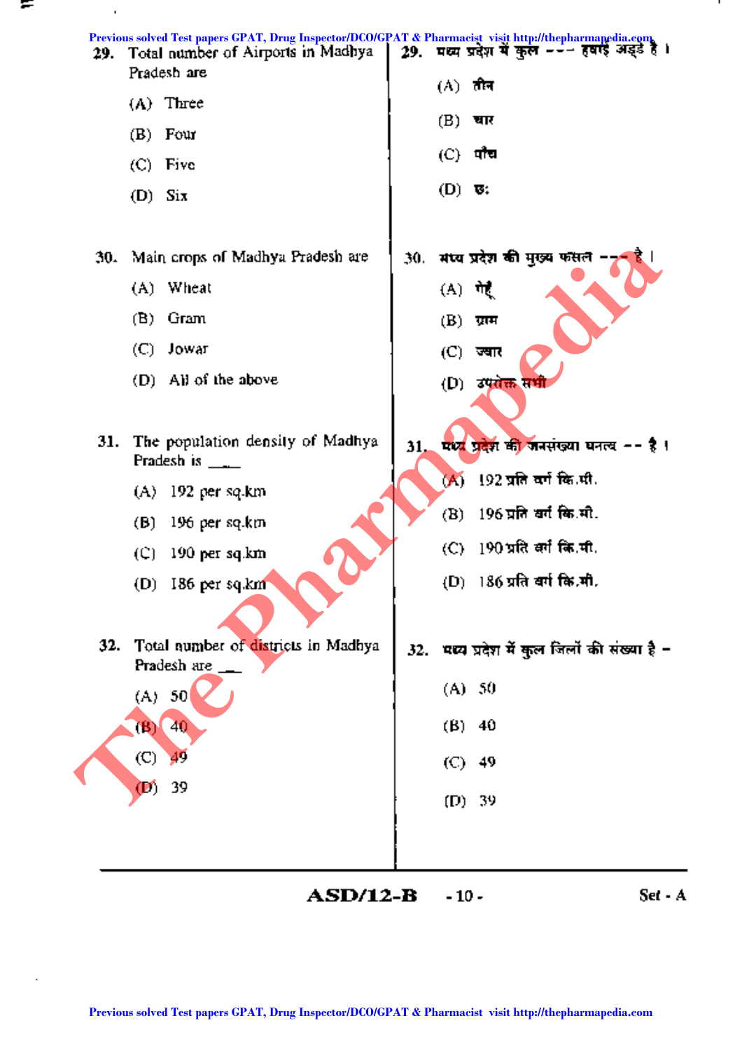29. Total number of Airports in Madhya Pradesh are

(A) Three

(B) Four

(C) Five

(D) Six

29. मध्य प्रदेश में कुल --- हवाई अड्डे है ।

(A) तीन

(B) चार

(C) पाँच

(D) छः

30. Main crops of Madhya Pradesh are

(A) Wheat

(B) Gram

(C) Jowar

(D) All of the above

30. मध्य प्रदेश की मुख्य फसलें --- है ।

(A) गेहूँ

(B) ग्राम

(C) ज्वार

(D) उपरोक्त सभी

31. The population density of Madhya Pradesh is ___

(A) 192 per sq.km

(B) 196 per sq.km

(C) 190 per sq.km

(D) 186 per sq.km

31. मध्य प्रदेश की जनसंख्या घनत्व -- है ।

(A) 192 प्रति वर्ग कि.मी.

(B) 196 प्रति वर्ग कि.मी.

(C) 190 प्रति वर्ग कि.मी.

(D) 186 प्रति वर्ग कि.मी.

32. Total number of districts in Madhya Pradesh are ___

(A) 50

(B) 40

(C) 49

(D) 39

32. मध्य प्रदेश में कुल जिलों की संख्या है –

(A) 50

(B) 40

(C) 49

(D) 39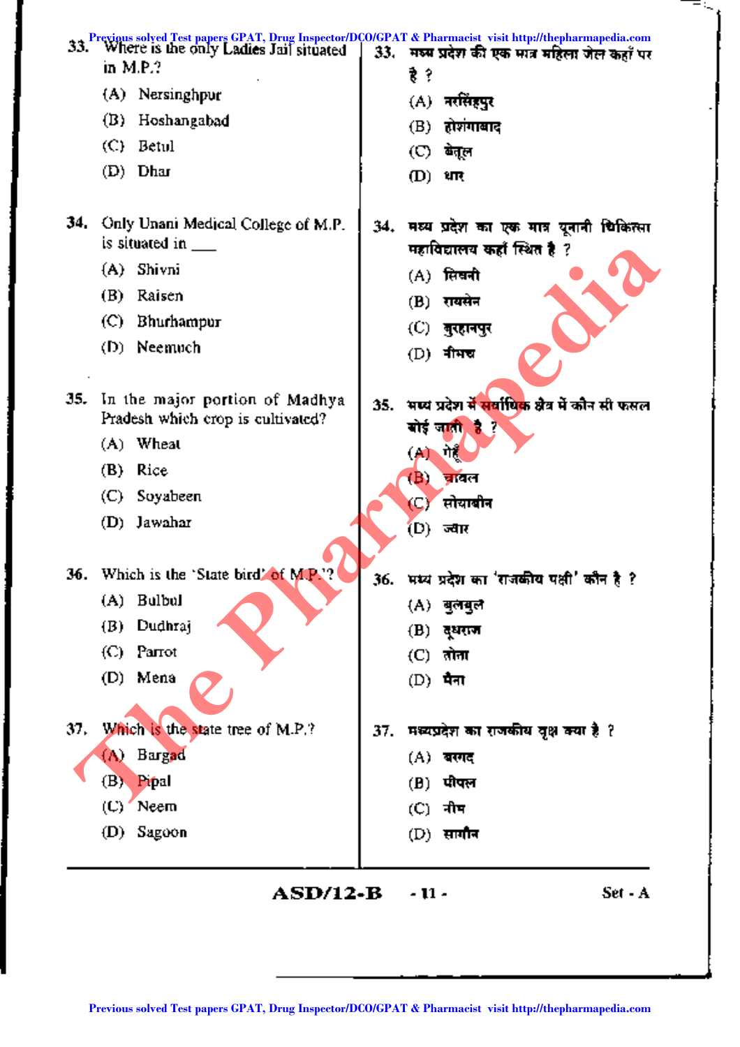33. Where is the only Ladies Jail situated in M.P.?

(A) Nersinghpur

(B) Hoshangabad

(C) Betul

(D) Dhar

33. मध्य प्रदेश की एक मात्र महिला जेल कहाँ पर है ?

(A) नरसिंहपुर

(B) होशंगाबाद

(C) बेतूल

(D) धार

34. Only Unani Medical College of M.P. is situated in ___

(A) Shivni

(B) Raisen

(C) Bhurhampur

(D) Neemuch

34. मध्य प्रदेश का एक मात्र यूनानी चिकित्सा महाविद्यालय कहाँ स्थित है ?

(A) सिवनी

(B) रायसेन

(C) बुरहानपुर

(D) नीमच

35. In the major portion of Madhya Pradesh which crop is cultivated?

(A) Wheat

(B) Rice

(C) Soyabeen

(D) Jawahar

35. मध्य प्रदेश में सर्वाधिक क्षेत्र में कौन सी फसल बोई जाती है ?

(A) गेहूँ

(B) चावल

(C) सोयाबीन

(D) ज्वार

36. Which is the 'State bird' of M.P.?

(A) Bulbul

(B) Dudhraj

(C) Parrot

(D) Mena

36. मध्य प्रदेश का 'राजकीय पक्षी' कौन है ?

(A) बुलबुल

(B) दूधराज

(C) तोता

(D) मैना

37. Which is the state tree of M.P.?

(A) Bargad

(B) Pipal

(C) Neem

(D) Sagoon

37. मध्यप्रदेश का राजकीय वृक्ष क्या है ?

(A) बरगद

(B) पीपल

(C) नीम

(D) सागौन

ASD/12-B Set - A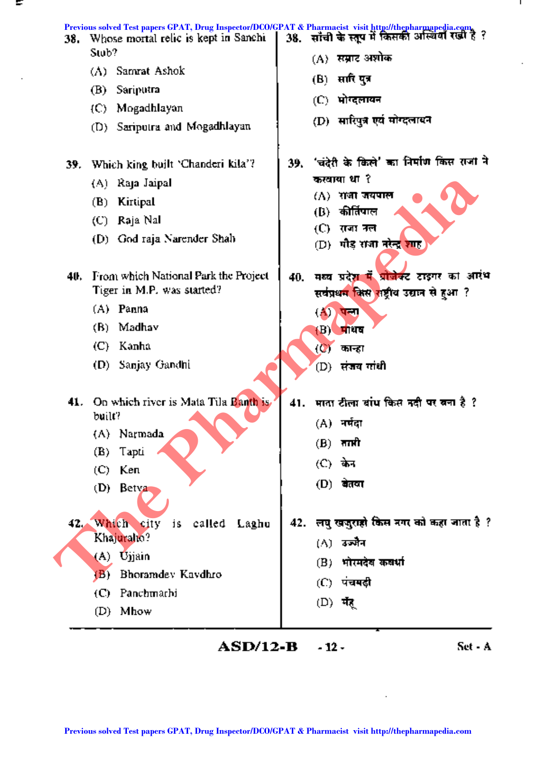38. Whose mortal relic is kept in Sanchi Stub?

(A) Samrat Ashok
(B) Sariputra
(C) Mogadhlayan
(D) Sariputra and Mogadhlayan

38. सांची के स्तूप में किसकी अस्थियाँ रखी है ?

(A) सम्राट अशोक
(B) सारि पुत्र
(C) मोग्दलायन
(D) सारिपुत्र एवं मोग्दलायन

39. Which king built 'Chanderi kila'?

(A) Raja Jaipal
(B) Kirtipal
(C) Raja Nal
(D) God raja Narender Shah

39. 'चंदेरी के किले' का निर्माण किस राजा ने करवाया था ?

(A) राजा जयपाल
(B) कीर्तिपाल
(C) राजा नल
(D) गौड़ राजा नरेन्द्र शाह

40. From which National Park the Project Tiger in M.P. was started?

(A) Panna
(B) Madhav
(C) Kanha
(D) Sanjay Gandhi

40. मध्य प्रदेश में प्रोजेक्ट टाइगर का आरंभ सर्वप्रथम किस राष्ट्रीय उद्यान से हुआ ?

(A) पन्ना
(B) माधव
(C) कान्हा
(D) संजय गांधी

41. On which river is Mata Tila Banth is built?

(A) Narmada
(B) Tapti
(C) Ken
(D) Betva

41. माता टीला बांध किस नदी पर बना है ?

(A) नर्मदा
(B) ताप्ती
(C) केन
(D) बेतवा

42. Which city is called Laghu Khajuraho?

(A) Ujjain
(B) Bhoramdev Kavdhro
(C) Panchmarhi
(D) Mhow

42. लघु खजुराहो किस नगर को कहा जाता है ?

(A) उज्जैन
(B) भोरमदेव कवर्धा
(C) पंचमढ़ी
(D) मँहू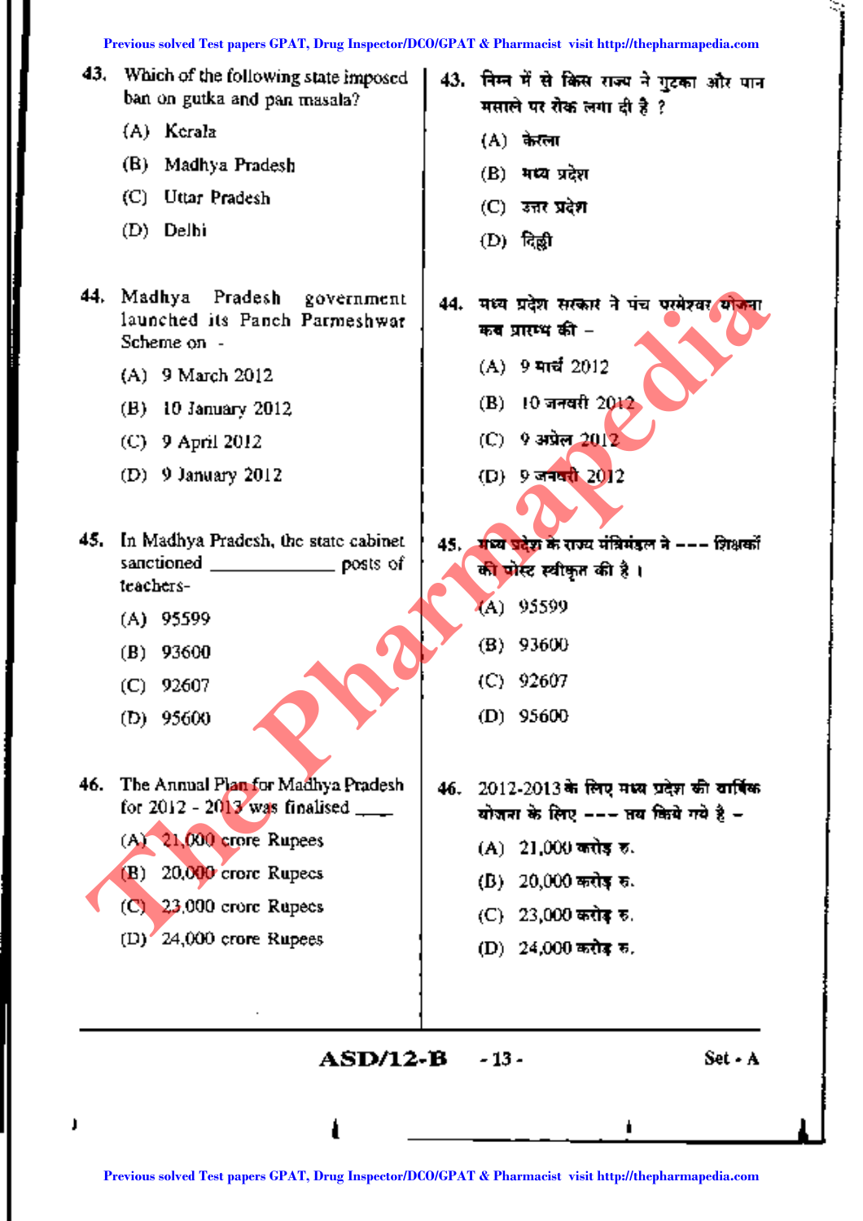43. Which of the following state imposed ban on gutka and pan masala?

(A) Kerala

(B) Madhya Pradesh

(C) Uttar Pradesh

(D) Delhi

43. निम्न में से किस राज्य ने गुटका और पान मसाले पर रोक लगा दी है ?

(A) केरला

(B) मध्य प्रदेश

(C) उत्तर प्रदेश

(D) दिल्ली

44. Madhya Pradesh government launched its Panch Parmeshwar Scheme on -

(A) 9 March 2012

(B) 10 January 2012

(C) 9 April 2012

(D) 9 January 2012

44. मध्य प्रदेश सरकार ने पंच परमेश्वर योजना कब प्रारम्भ की –

(A) 9 मार्च 2012

(B) 10 जनवरी 2012

(C) 9 अप्रेल 2012

(D) 9 जनवरी 2012

45. In Madhya Pradesh, the state cabinet sanctioned ____________ posts of teachers-

(A) 95599

(B) 93600

(C) 92607

(D) 95600

45. मध्य प्रदेश के राज्य मंत्रिमंडल ने --- शिक्षकों की पोस्ट स्वीकृत की है ।

(A) 95599

(B) 93600

(C) 92607

(D) 95600

46. The Annual Plan for Madhya Pradesh for 2012 - 2013 was finalised ____

(A) 21,000 crore Rupees

(B) 20,000 crore Rupees

(C) 23,000 crore Rupees

(D) 24,000 crore Rupees

46. 2012-2013 के लिए मध्य प्रदेश की वार्षिक योजना के लिए --- तय किये गये है –

(A) 21,000 करोड़ रु.

(B) 20,000 करोड़ रु.

(C) 23,000 करोड़ रु.

(D) 24,000 करोड़ रु.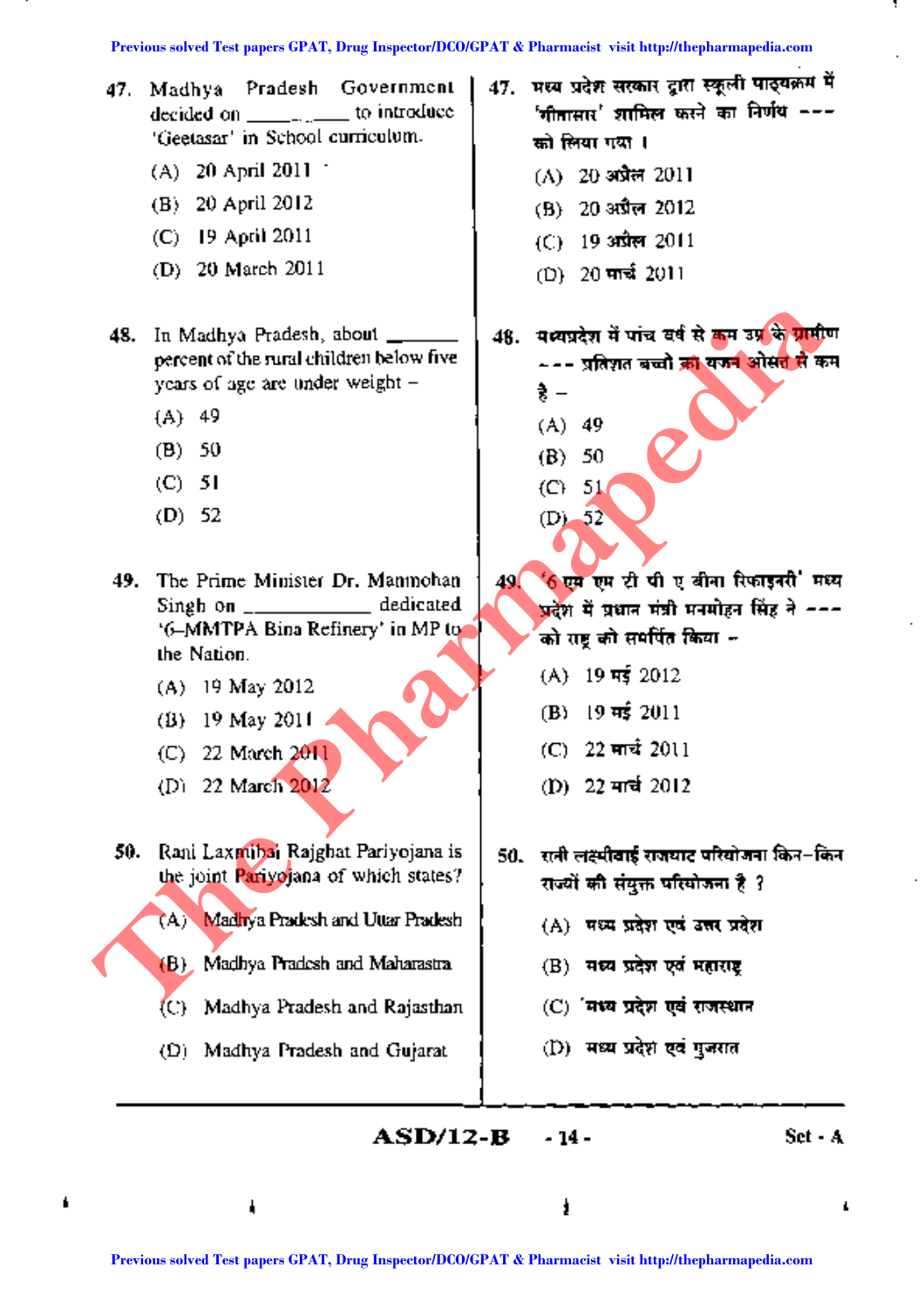47. Madhya Pradesh Government decided on ________ to introduce 'Geetasar' in School curriculum.

(A) 20 April 2011

(B) 20 April 2012

(C) 19 April 2011

(D) 20 March 2011

47. मध्य प्रदेश सरकार द्वारा स्कूली पाठ्यक्रम में 'गीतासार' शामिल करने का निर्णय --- को लिया गया ।

(A) 20 अप्रैल 2011

(B) 20 अप्रैल 2012

(C) 19 अप्रैल 2011

(D) 20 मार्च 2011

48. In Madhya Pradesh, about ________ percent of the rural children below five years of age are under weight –

(A) 49

(B) 50

(C) 51

(D) 52

48. मध्यप्रदेश में पांच वर्ष से कम उम्र के ग्रामीण --- प्रतिशत बच्चों का वजन औसत से कम है –

(A) 49

(B) 50

(C) 51

(D) 52

49. The Prime Minister Dr. Manmohan Singh on ____________ dedicated '6–MMTPA Bina Refinery' in MP to the Nation.

(A) 19 May 2012

(B) 19 May 2011

(C) 22 March 2011

(D) 22 March 2012

49. '6 एम एम टी पी ए बीना रिफाइनरी' मध्य प्रदेश में प्रधान मंत्री मनमोहन सिंह ने --- को राष्ट्र को समर्पित किया –

(A) 19 मई 2012

(B) 19 मई 2011

(C) 22 मार्च 2011

(D) 22 मार्च 2012

50. Rani Laxmibai Rajghat Pariyojana is the joint Pariyojana of which states?

(A) Madhya Pradesh and Uttar Pradesh

(B) Madhya Pradesh and Maharastra

(C) Madhya Pradesh and Rajasthan

(D) Madhya Pradesh and Gujarat

50. रानी लक्ष्मीबाई राजघाट परियोजना किन–किन राज्यों की संयुक्त परियोजना है ?

(A) मध्य प्रदेश एवं उत्तर प्रदेश

(B) मध्य प्रदेश एवं महाराष्ट्र

(C) मध्य प्रदेश एवं राजस्थान

(D) मध्य प्रदेश एवं गुजरात

ASD/12-B Set - A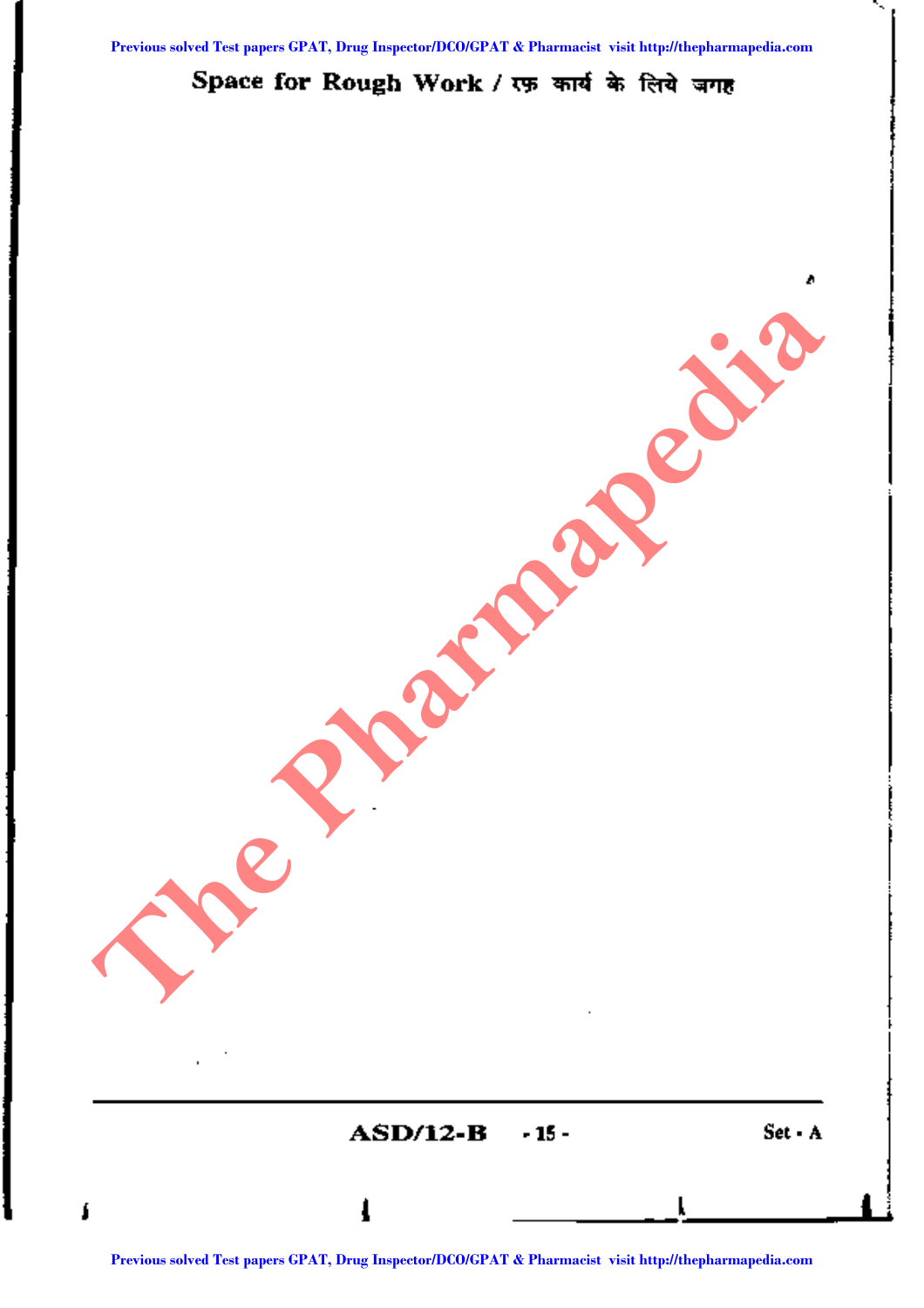## Space for Rough Work / रफ़ कार्य के लिये जगह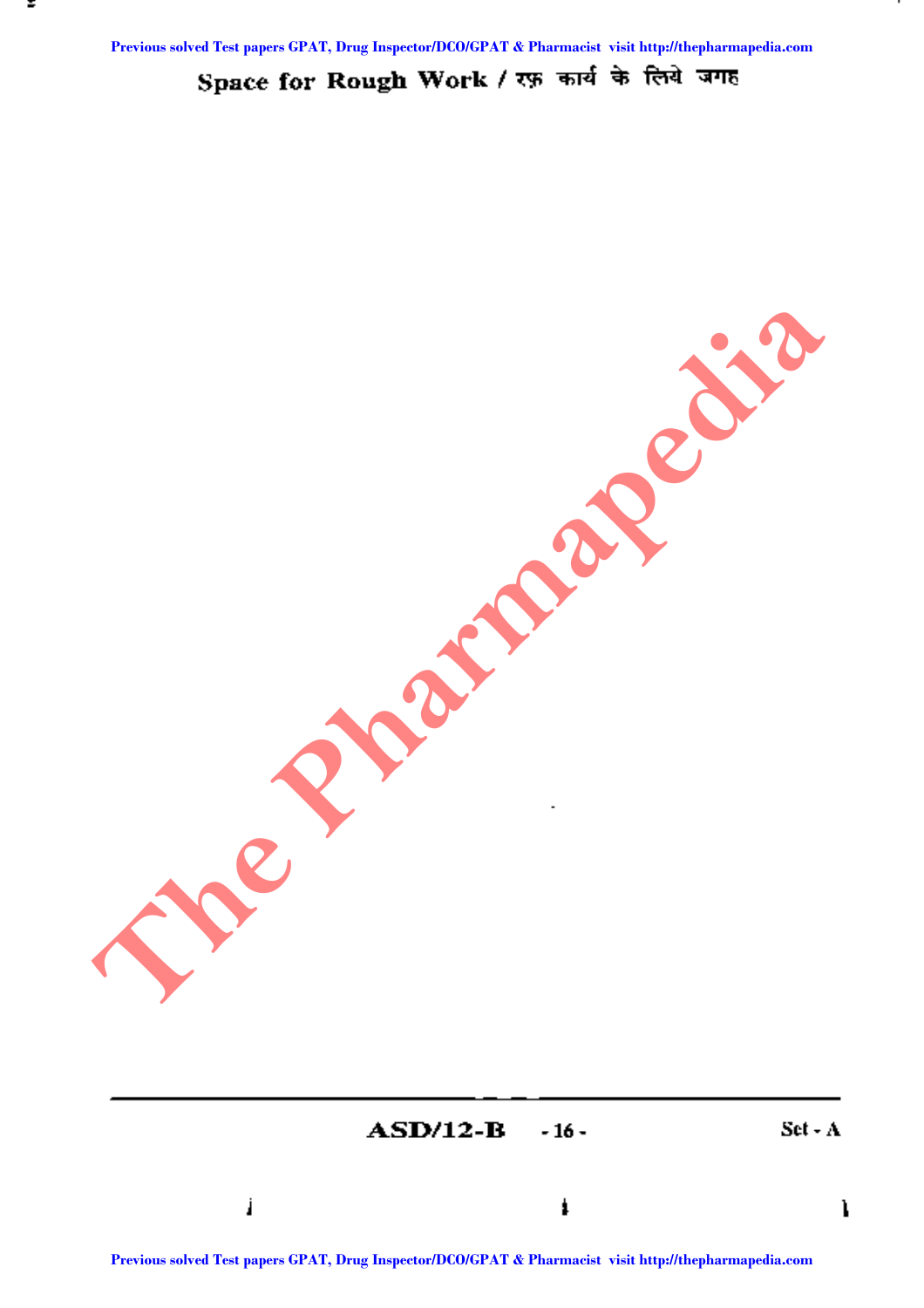Space for Rough Work / रफ़ कार्य के लिये जगह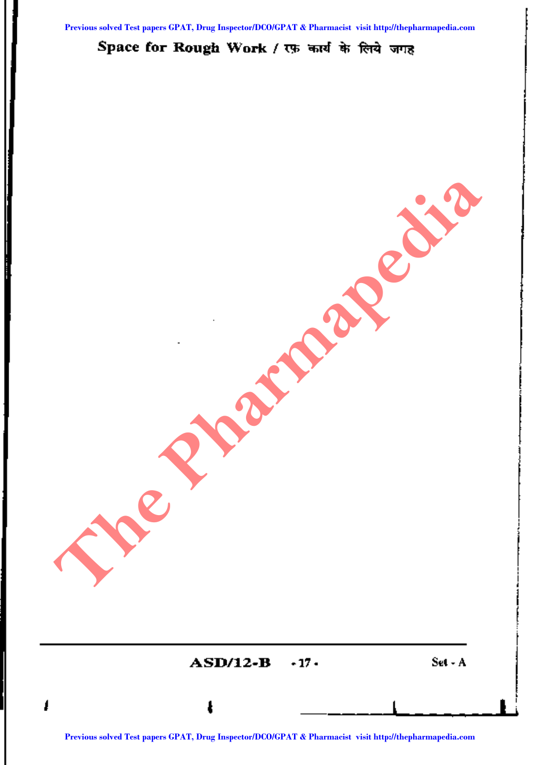Space for Rough Work / रफ़ कार्य के लिये जगह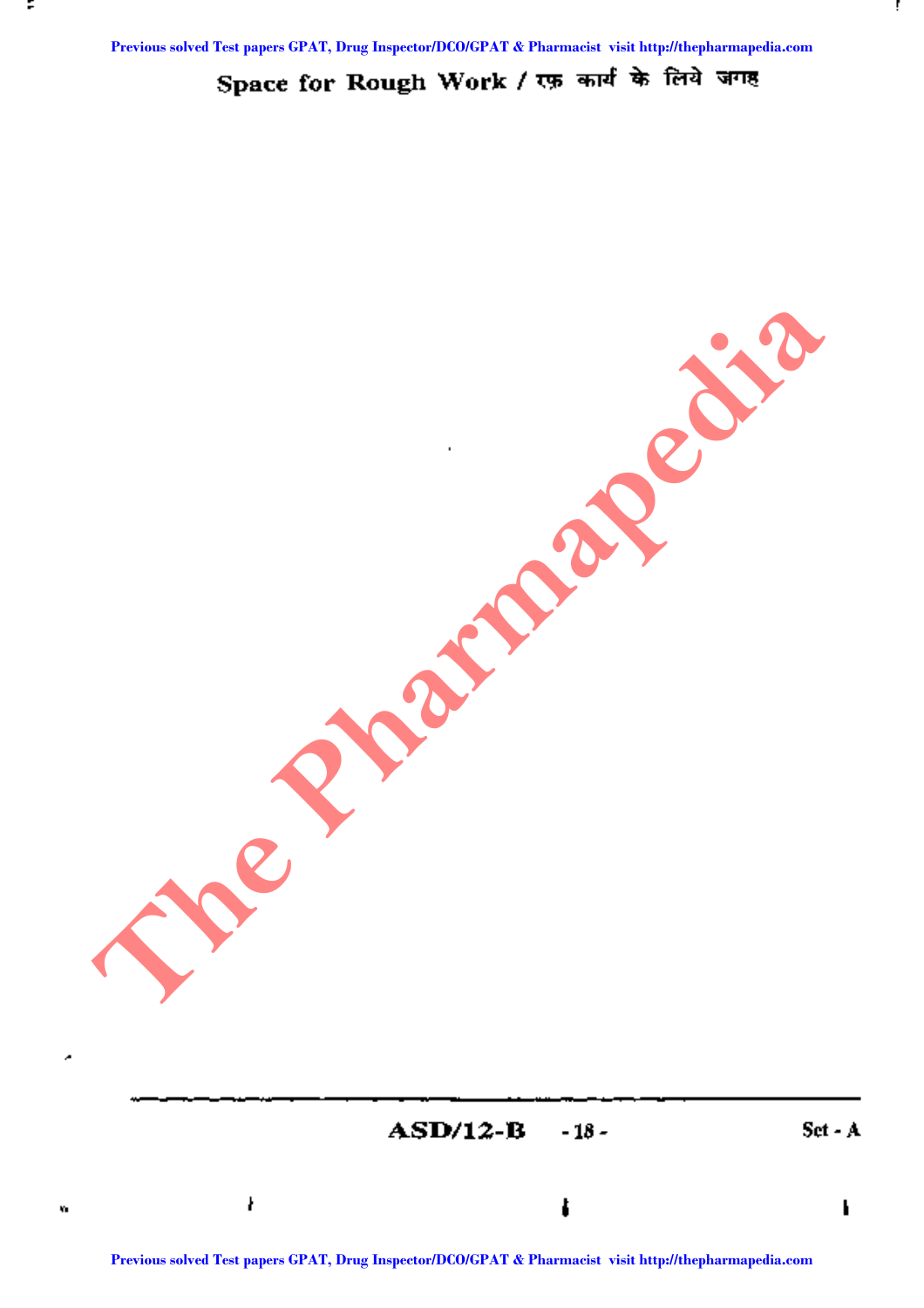Space for Rough Work / रफ़ कार्य के लिये जगह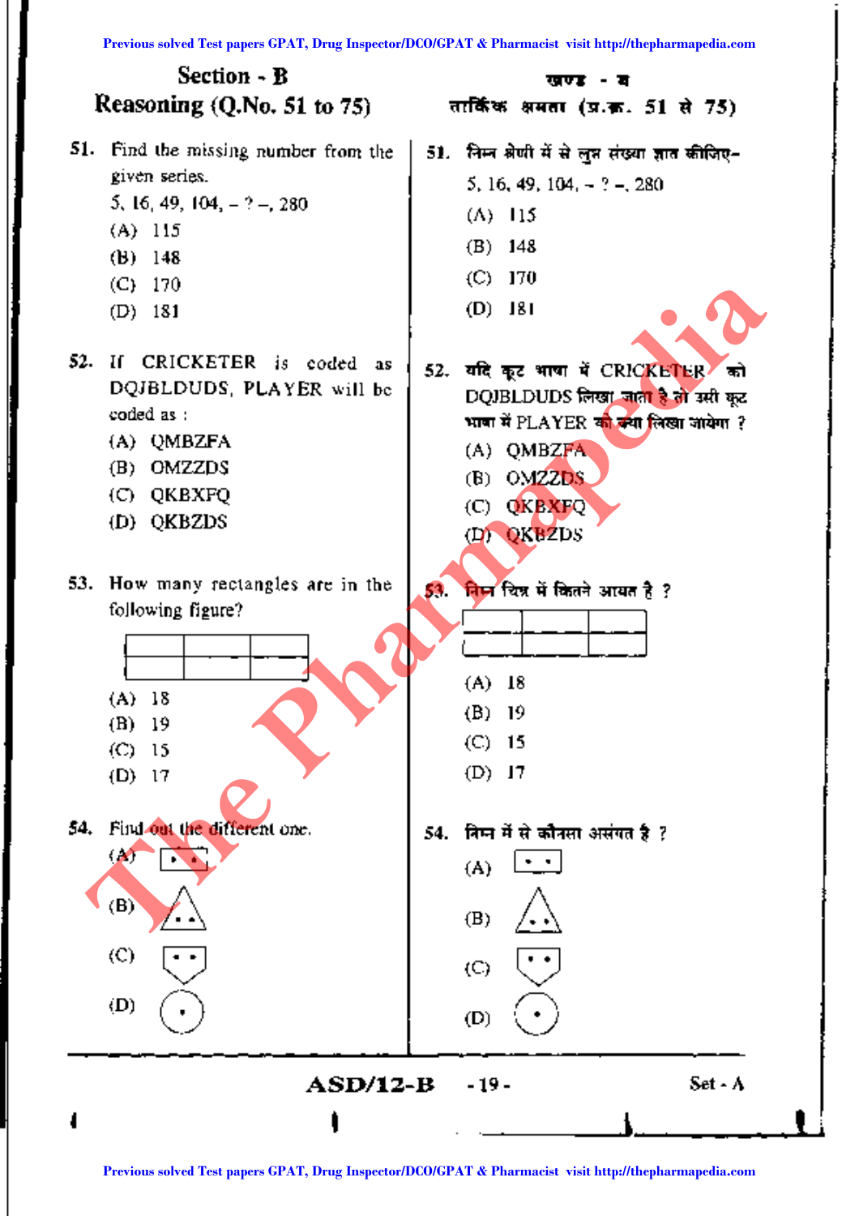## Section - B
## Reasoning (Q.No. 51 to 75)

## खण्ड - ब
## तार्किक क्षमता (प्र.क्र. 51 से 75)

**51.** Find the missing number from the given series.

5, 16, 49, 104, – ? –, 280

(A) 115
(B) 148
(C) 170
(D) 181

**51.** निम्न श्रेणी में से लुप्त संख्या ज्ञात कीजिए–

5, 16, 49, 104, – ? –, 280

(A) 115
(B) 148
(C) 170
(D) 181

**52.** If CRICKETER is coded as DQJBLDUDS, PLAYER will be coded as :

(A) QMBZFA
(B) OMZZDS
(C) QKBXFQ
(D) QKBZDS

**52.** यदि कूट भाषा में CRICKETER को DQJBLDUDS लिखा जाता है तो उसी कूट भाषा में PLAYER को क्या लिखा जायेगा ?

(A) QMBZFA
(B) OMZZDS
(C) QKBXFQ
(D) QKBZDS

**53.** How many rectangles are in the following figure?

| | | |
|---|---|---|
| | | |
| | | |

(A) 18
(B) 19
(C) 15
(D) 17

**53.** निम्न चित्र में कितने आयत है ?

| | | |
|---|---|---|
| | | |
| | | |

(A) 18
(B) 19
(C) 15
(D) 17

**54.** Find out the different one.

(A) [rectangle with two dots]
(B) [triangle with two dots]
(C) [pentagon with two dots]
(D) [circle with one dot]

**54.** निम्न में से कौनसा असंगत है ?

(A) [rectangle with two dots]
(B) [triangle with two dots]
(C) [pentagon with two dots]
(D) [circle with one dot]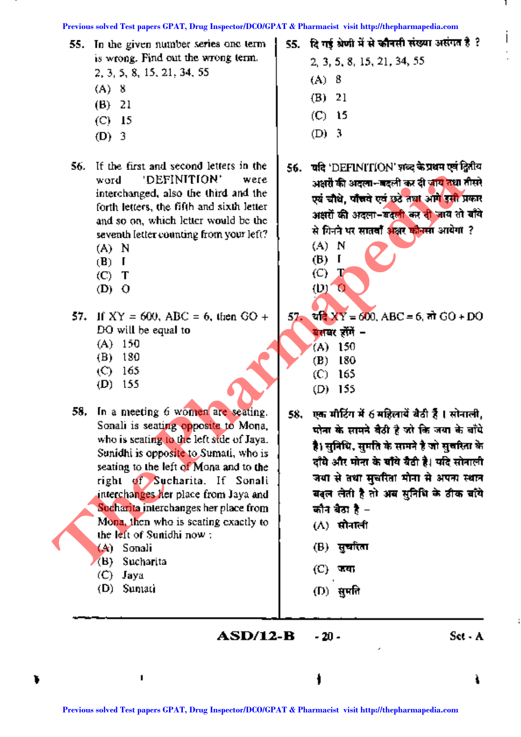55. In the given number series one term is wrong. Find out the wrong term.
2, 3, 5, 8, 15, 21, 34, 55
(A) 8
(B) 21
(C) 15
(D) 3

55. दि गई श्रेणी में से कौनसी संख्या असंगत है ?
2, 3, 5, 8, 15, 21, 34, 55
(A) 8
(B) 21
(C) 15
(D) 3

56. If the first and second letters in the word 'DEFINITION' were interchanged, also the third and the forth letters, the fifth and sixth letter and so on, which letter would be the seventh letter counting from your left?
(A) N
(B) I
(C) T
(D) O

56. यदि 'DEFINITION' शब्द के प्रथम एवं द्वितीय अक्षरों की अदला-बदली कर दी जाय तथा तीसरे एवं चौथे, पाँचवे एवं छठे तथा आगे इसी प्रकार अक्षरों की अदला-बदली कर दी जाय तो बाँये से गिनने पर सातवाँ अक्षर कौनसा आयेगा ?
(A) N
(B) I
(C) T
(D) O

57. If XY = 600, ABC = 6, then GO + DO will be equal to
(A) 150
(B) 180
(C) 165
(D) 155

57. यदि XY = 600, ABC = 6, तो GO + DO बराबर होंगे –
(A) 150
(B) 180
(C) 165
(D) 155

58. In a meeting 6 women are seating. Sonali is seating opposite to Mona, who is seating to the left side of Jaya. Sunidhi is opposite to Sumati, who is seating to the left of Mona and to the right of Sucharita. If Sonali interchanges her place from Jaya and Sucharita interchanges her place from Mona, then who is seating exactly to the left of Sunidhi now :
(A) Sonali
(B) Sucharita
(C) Jaya
(D) Sumati

58. एक मीटिंग में 6 महिलायें बैठी हैं । सोनाली, मोना के सामने बैठी है जो कि जया के बाँये है। सुनिधि, सुमति के सामने है जो सुचरिता के दाँये और मोना के बाँये बैठी है। यदि सोनाली जया से तथा सुचरिता मोना से अपना स्थान बदल लेती है तो अब सुनिधि के ठीक बाँये कौन बैठा है –
(A) सोनाली
(B) सुचरिता
(C) जया
(D) सुमति

ASD/12-B Set - A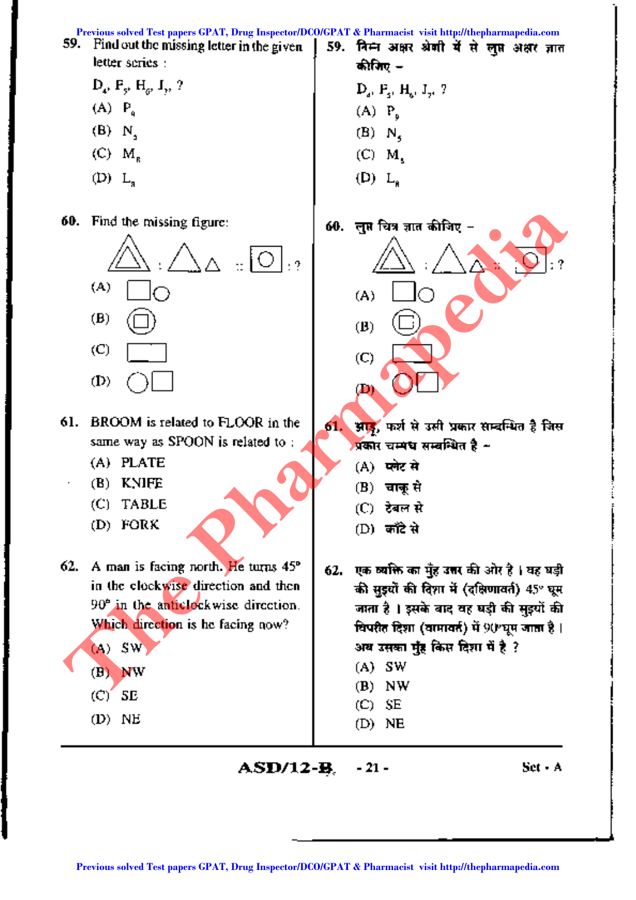**59.** Find out the missing letter in the given letter series :

$D_4$, $F_5$, $H_6$, $J_7$, ?

(A) $P_9$

(B) $N_5$

(C) $M_8$

(D) $L_8$

**59.** निम्न अक्षर श्रेणी में से लुप्त अक्षर ज्ञात कीजिए –

$D_4$, $F_5$, $H_6$, $J_7$, ?

(A) $P_9$

(B) $N_5$

(C) $M_5$

(D) $L_8$

**60.** Find the missing figure:

(A)

(B)

(C)

(D)

**60.** लुप्त चित्र ज्ञात कीजिए –

(A)

(B)

(C)

(D)

**61.** BROOM is related to FLOOR in the same way as SPOON is related to :

(A) PLATE

(B) KNIFE

(C) TABLE

(D) FORK

**61.** झाड़ू, फर्श से उसी प्रकार सम्बन्धित है जिस प्रकार चम्मच सम्बन्धित है –

(A) प्लेट से

(B) चाकू से

(C) टेबल से

(D) काँटे से

**62.** A man is facing north. He turns 45° in the clockwise direction and then 90° in the anticlockwise direction. Which direction is he facing now?

(A) SW

(B) NW

(C) SE

(D) NE

**62.** एक व्यक्ति का मुँह उत्तर की ओर है। वह घड़ी की सुइयों की दिशा में (दक्षिणावर्त) 45° घूम जाता है। इसके बाद वह घड़ी की सुइयों की विपरीत दिशा (वामावर्त) में 90° घूम जाता है। अब उसका मुँह किस दिशा में है ?

(A) SW

(B) NW

(C) SE

(D) NE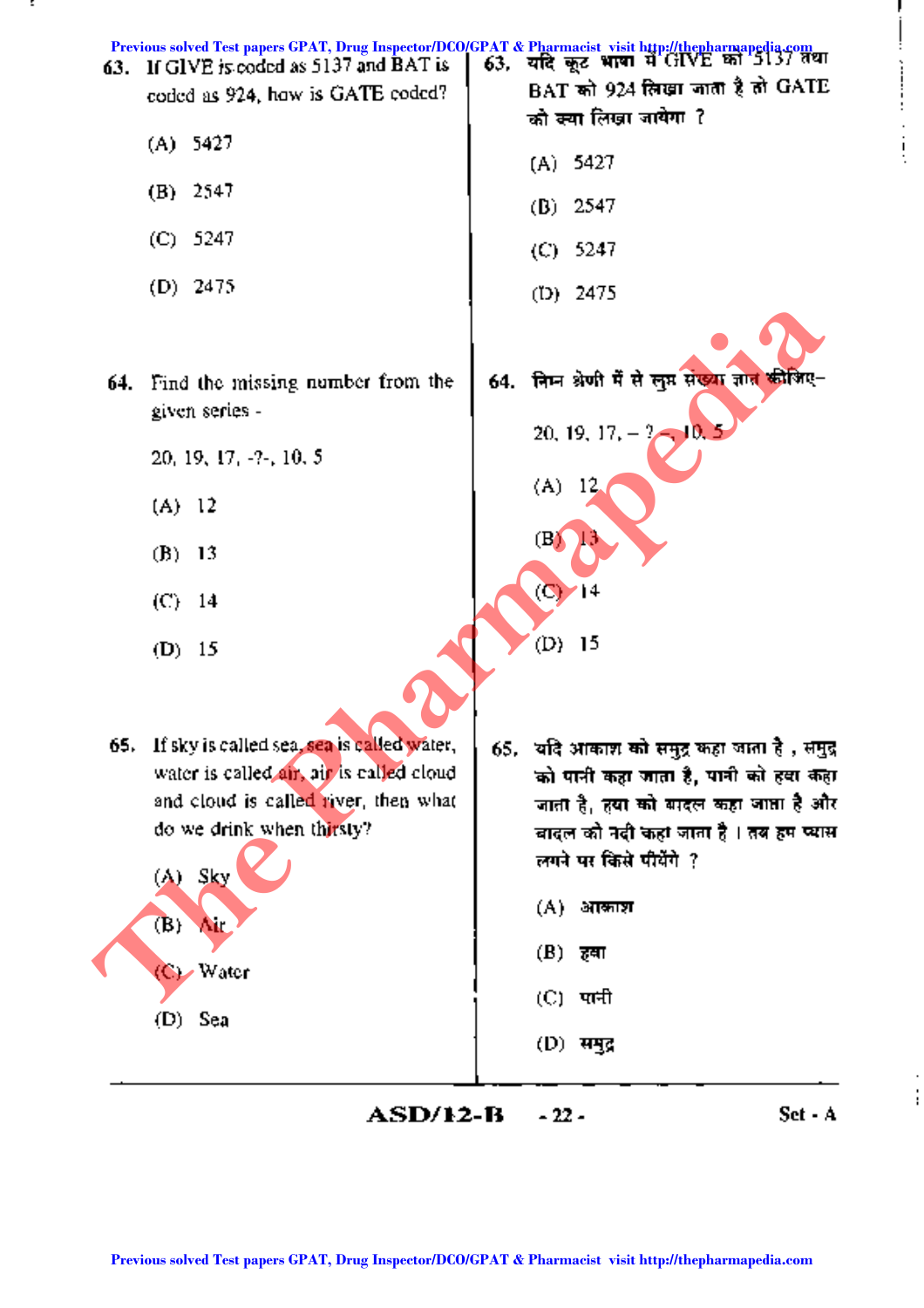63. If GIVE is coded as 5137 and BAT is coded as 924, how is GATE coded?

(A) 5427

(B) 2547

(C) 5247

(D) 2475

63. यदि कूट भाषा में GIVE को 5137 तथा BAT को 924 लिखा जाता है तो GATE को क्या लिखा जायेगा ?

(A) 5427

(B) 2547

(C) 5247

(D) 2475

64. Find the missing number from the given series -

20, 19, 17, -?-, 10, 5

(A) 12

(B) 13

(C) 14

(D) 15

64. निम्न श्रेणी में से लुप्त संख्या ज्ञात कीजिए-

20, 19, 17, – ? –, 10, 5

(A) 12

(B) 13

(C) 14

(D) 15

65. If sky is called sea, sea is called water, water is called air, air is called cloud and cloud is called river, then what do we drink when thirsty?

(A) Sky

(B) Air

(C) Water

(D) Sea

65. यदि आकाश को समुद्र कहा जाता है , समुद्र को पानी कहा जाता है, पानी को हवा कहा जाता है, हवा को बादल कहा जाता है और बादल को नदी कहा जाता है । तब हम प्यास लगने पर किसे पीयेंगे ?

(A) आकाश

(B) हवा

(C) पानी

(D) समुद्र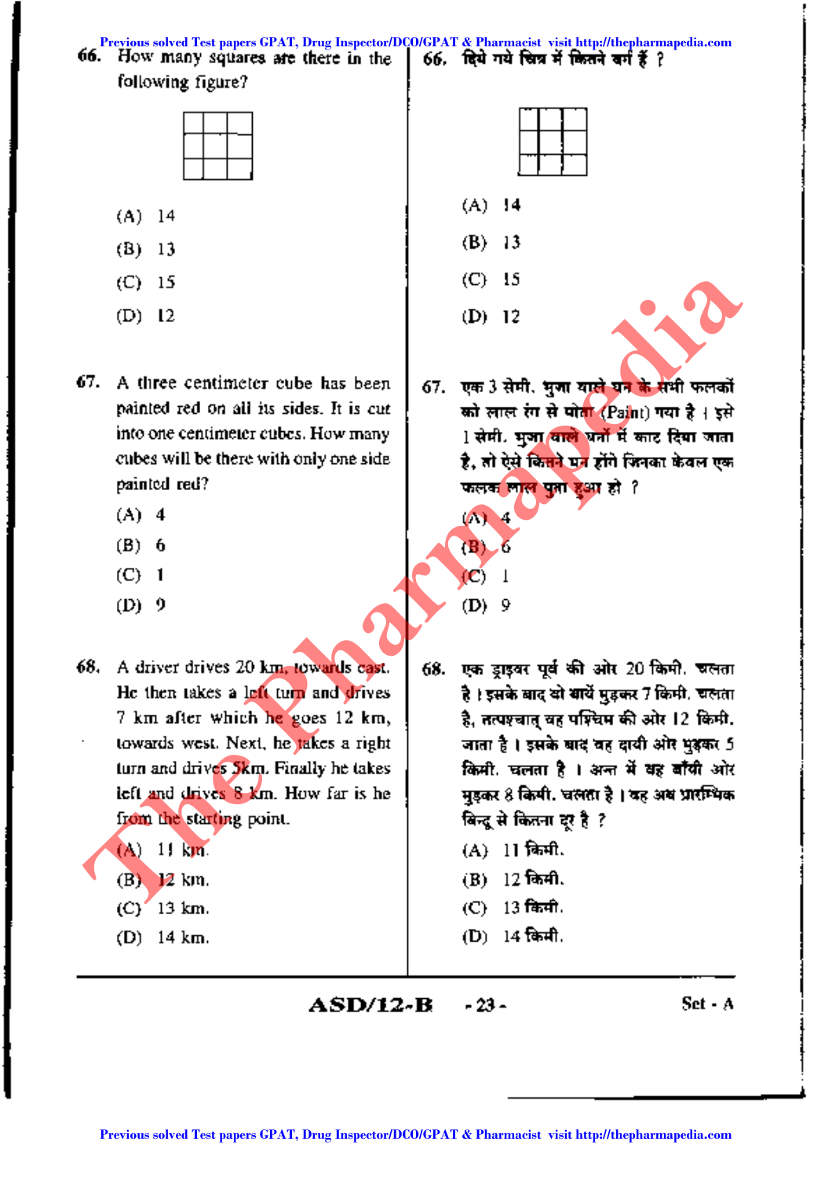**66.** How many squares are there in the following figure?

(A) 14

(B) 13

(C) 15

(D) 12

**66.** दिये गये चित्र में कितने वर्ग हैं ?

(A) 14

(B) 13

(C) 15

(D) 12

**67.** A three centimeter cube has been painted red on all its sides. It is cut into one centimeter cubes. How many cubes will be there with only one side painted red?

(A) 4

(B) 6

(C) 1

(D) 9

**67.** एक 3 सेमी. भुजा वाले घन के सभी फलकों को लाल रंग से पोता (Paint) गया है। इसे 1 सेमी. भुजा वाले घनों में काट दिया जाता है, तो ऐसे कितने घन होंगे जिनका केवल एक फलक लाल पुता हुआ हो ?

(A) 4

(B) 6

(C) 1

(D) 9

**68.** A driver drives 20 km, towards east. He then takes a left turn and drives 7 km after which he goes 12 km, towards west. Next, he takes a right turn and drives 5km. Finally he takes left and drives 8 km. How far is he from the starting point.

(A) 11 km.

(B) 12 km.

(C) 13 km.

(D) 14 km.

**68.** एक ड्राइवर पूर्व की ओर 20 किमी. चलता है। इसके बाद वो बायें मुड़कर 7 किमी. चलता है, तत्पश्चात् वह पश्चिम की ओर 12 किमी. जाता है। इसके बाद वह दायीं ओर मुड़कर 5 किमी. चलता है। अन्त में वह बाँयी ओर मुड़कर 8 किमी. चलता है। वह अब प्रारम्भिक बिन्दु से कितना दूर है ?

(A) 11 किमी.

(B) 12 किमी.

(C) 13 किमी.

(D) 14 किमी.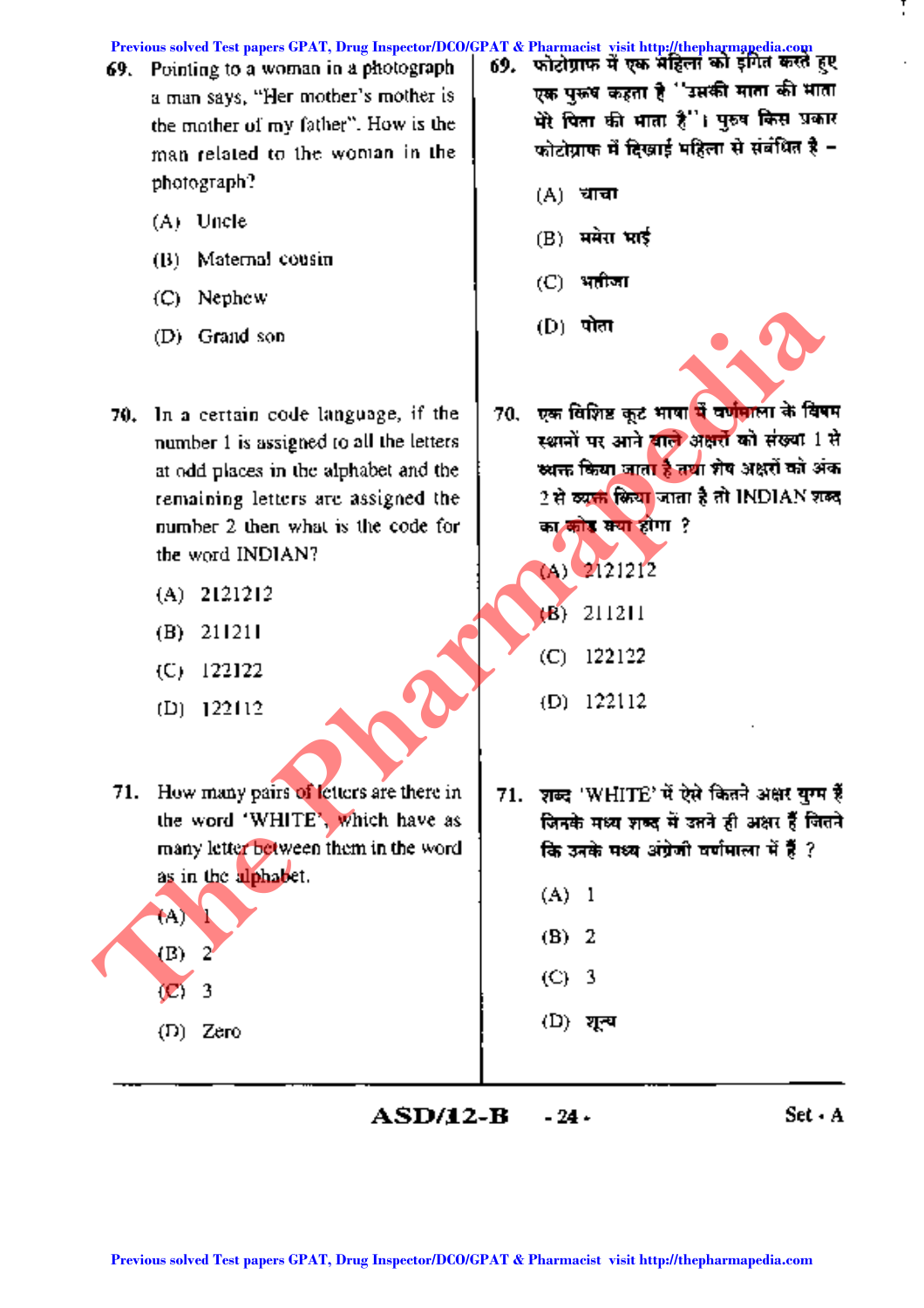69. Pointing to a woman in a photograph a man says, "Her mother's mother is the mother of my father". How is the man related to the woman in the photograph?

(A) Uncle

(B) Maternal cousin

(C) Nephew

(D) Grand son

69. फोटोग्राफ में एक महिला को इंगित करते हुए एक पुरुष कहता है "उसकी माता की माता मेरे पिता की माता है"। पुरुष किस प्रकार फोटोग्राफ में दिखाई महिला से संबंधित है –

(A) चाचा

(B) ममेरा भाई

(C) भतीजा

(D) पोता

70. In a certain code language, if the number 1 is assigned to all the letters at odd places in the alphabet and the remaining letters are assigned the number 2 then what is the code for the word INDIAN?

(A) 2121212

(B) 211211

(C) 122122

(D) 122112

70. एक विशिष्ट कूट भाषा में वर्णमाला के विषम स्थानों पर आने वाले अक्षरों को संख्या 1 से व्यक्त किया जाता है तथा शेष अक्षरों को अंक 2 से व्यक्त किया जाता है तो INDIAN शब्द का कोड क्या होगा ?

(A) 2121212

(B) 211211

(C) 122122

(D) 122112

71. How many pairs of letters are there in the word 'WHITE', which have as many letter between them in the word as in the alphabet.

(A) 1

(B) 2

(C) 3

(D) Zero

71. शब्द 'WHITE' में ऐसे कितने अक्षर युग्म हैं जिनके मध्य शब्द में उतने ही अक्षर हैं जितने कि उनके मध्य अंग्रेजी वर्णमाला में हैं ?

(A) 1

(B) 2

(C) 3

(D) शून्य

ASD/12-B Set - A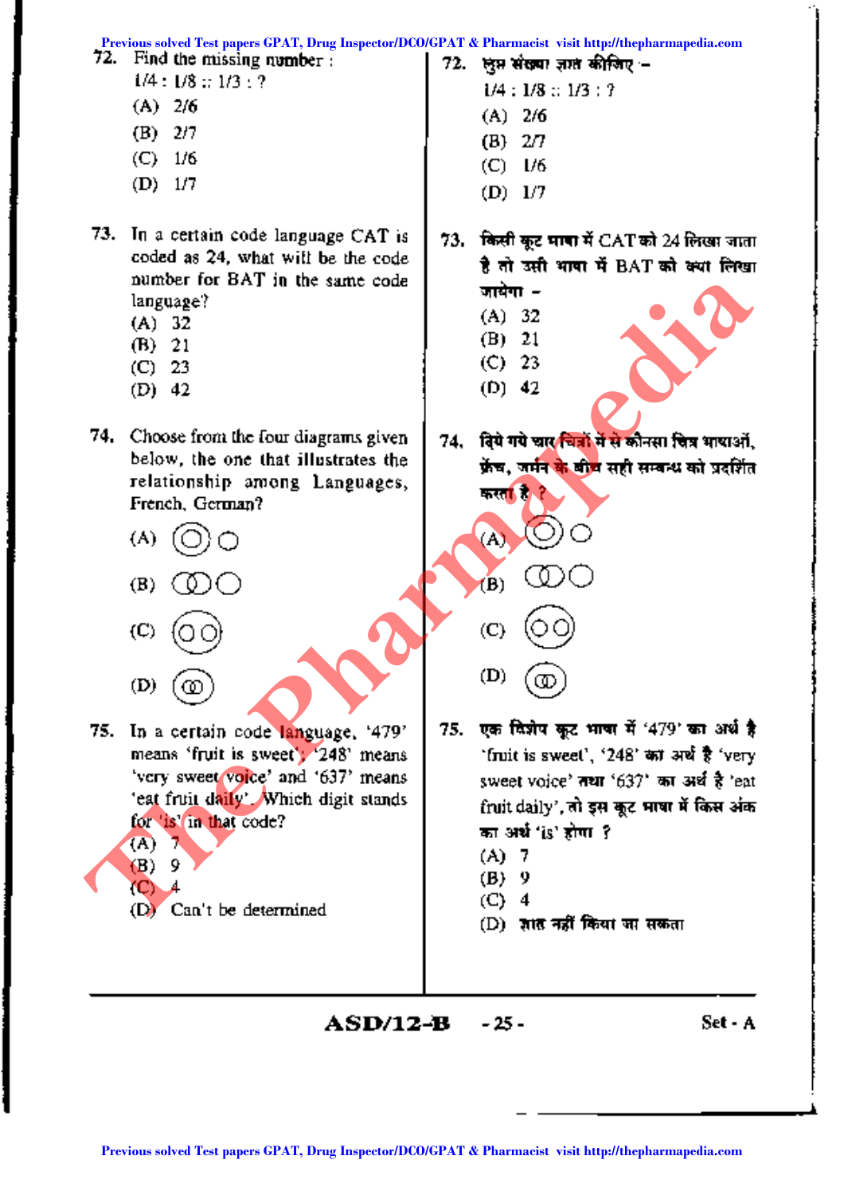72. Find the missing number :

1/4 : 1/8 :: 1/3 : ?

(A) 2/6

(B) 2/7

(C) 1/6

(D) 1/7

72. लुप्त संख्या ज्ञात कीजिए –

1/4 : 1/8 :: 1/3 : ?

(A) 2/6

(B) 2/7

(C) 1/6

(D) 1/7

73. In a certain code language CAT is coded as 24, what will be the code number for BAT in the same code language?

(A) 32

(B) 21

(C) 23

(D) 42

73. किसी कूट भाषा में CAT को 24 लिखा जाता है तो उसी भाषा में BAT को क्या लिखा जायेगा –

(A) 32

(B) 21

(C) 23

(D) 42

74. Choose from the four diagrams given below, the one that illustrates the relationship among Languages, French, German?

(A) ◎ ○

(B) ○○ ○ (two overlapping circles and one separate circle)

(C) (○○) (two separate circles inside a larger circle)

(D) (○○) (two overlapping circles inside a larger circle)

74. दिये गये चार चित्रों में से कौनसा चित्र भाषाओं, फ्रेंच, जर्मन के बीच सही सम्बन्ध को प्रदर्शित करता है ?

(A) ◎ ○

(B) ○○ ○ (two overlapping circles and one separate circle)

(C) (○○) (two separate circles inside a larger circle)

(D) (○○) (two overlapping circles inside a larger circle)

75. In a certain code language, '479' means 'fruit is sweet', '248' means 'very sweet voice' and '637' means 'eat fruit daily'. Which digit stands for 'is' in that code?

(A) 7

(B) 9

(C) 4

(D) Can't be determined

75. एक विशेष कूट भाषा में '479' का अर्थ है 'fruit is sweet', '248' का अर्थ है 'very sweet voice' तथा '637' का अर्थ है 'eat fruit daily', तो इस कूट भाषा में किस अंक का अर्थ 'is' होगा ?

(A) 7

(B) 9

(C) 4

(D) ज्ञात नहीं किया जा सकता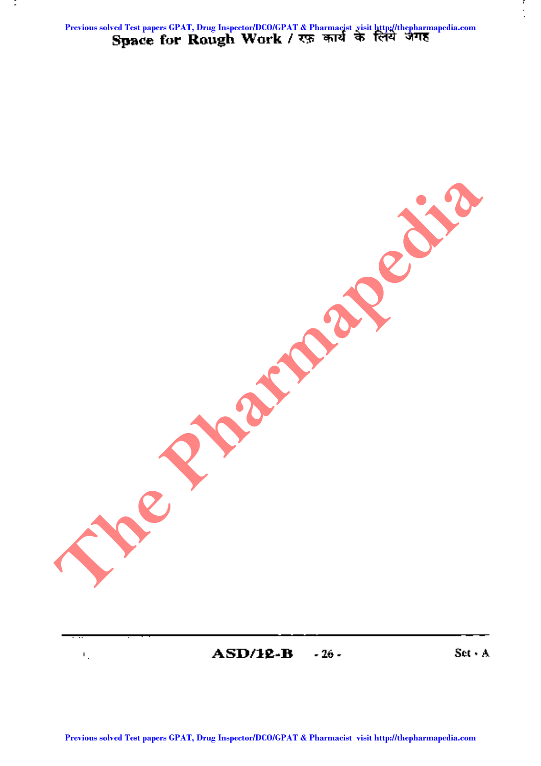Space for Rough Work / रफ़ कार्य के लिये जगह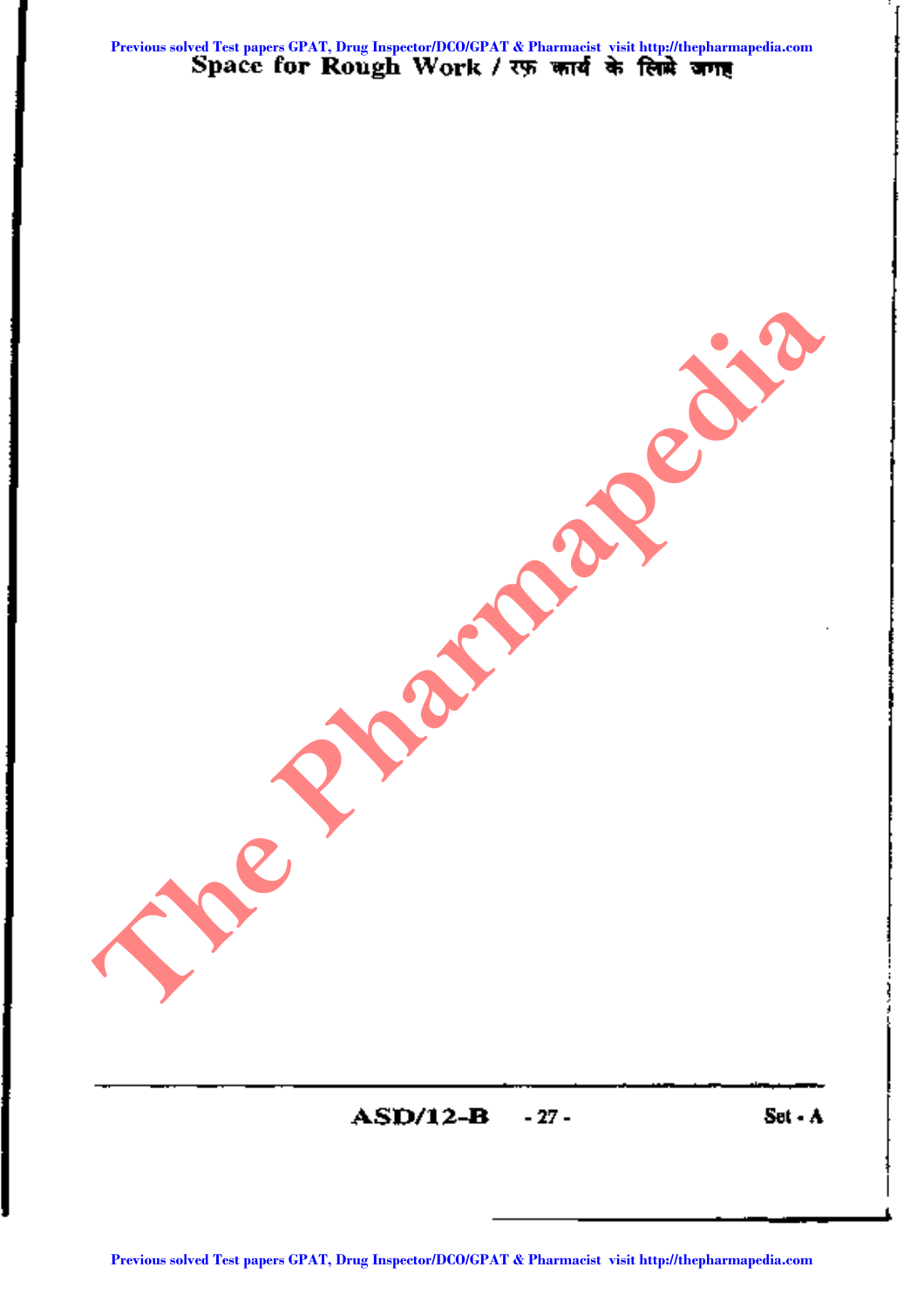Space for Rough Work / रफ कार्य के लिये जगह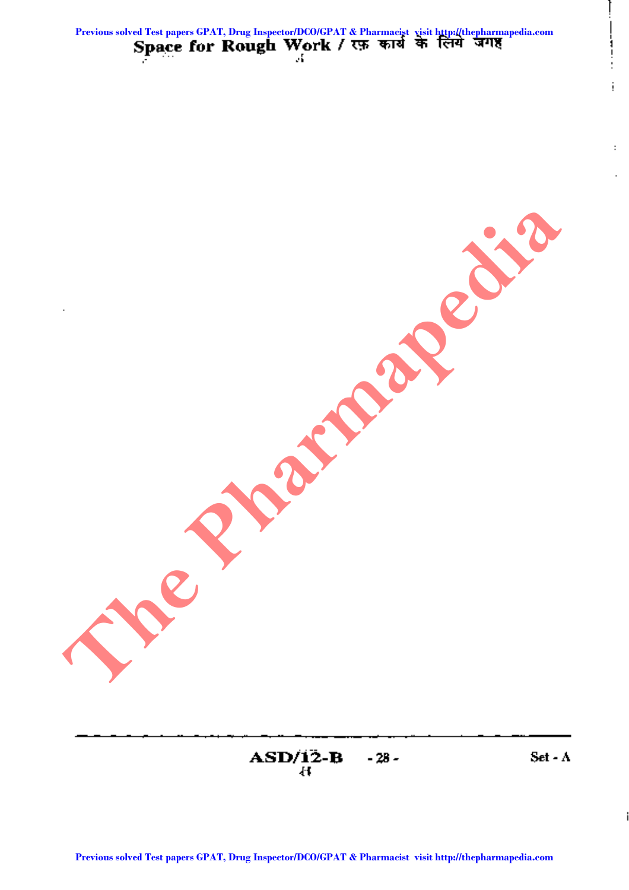Space for Rough Work / रफ़ कार्य के लिये जगह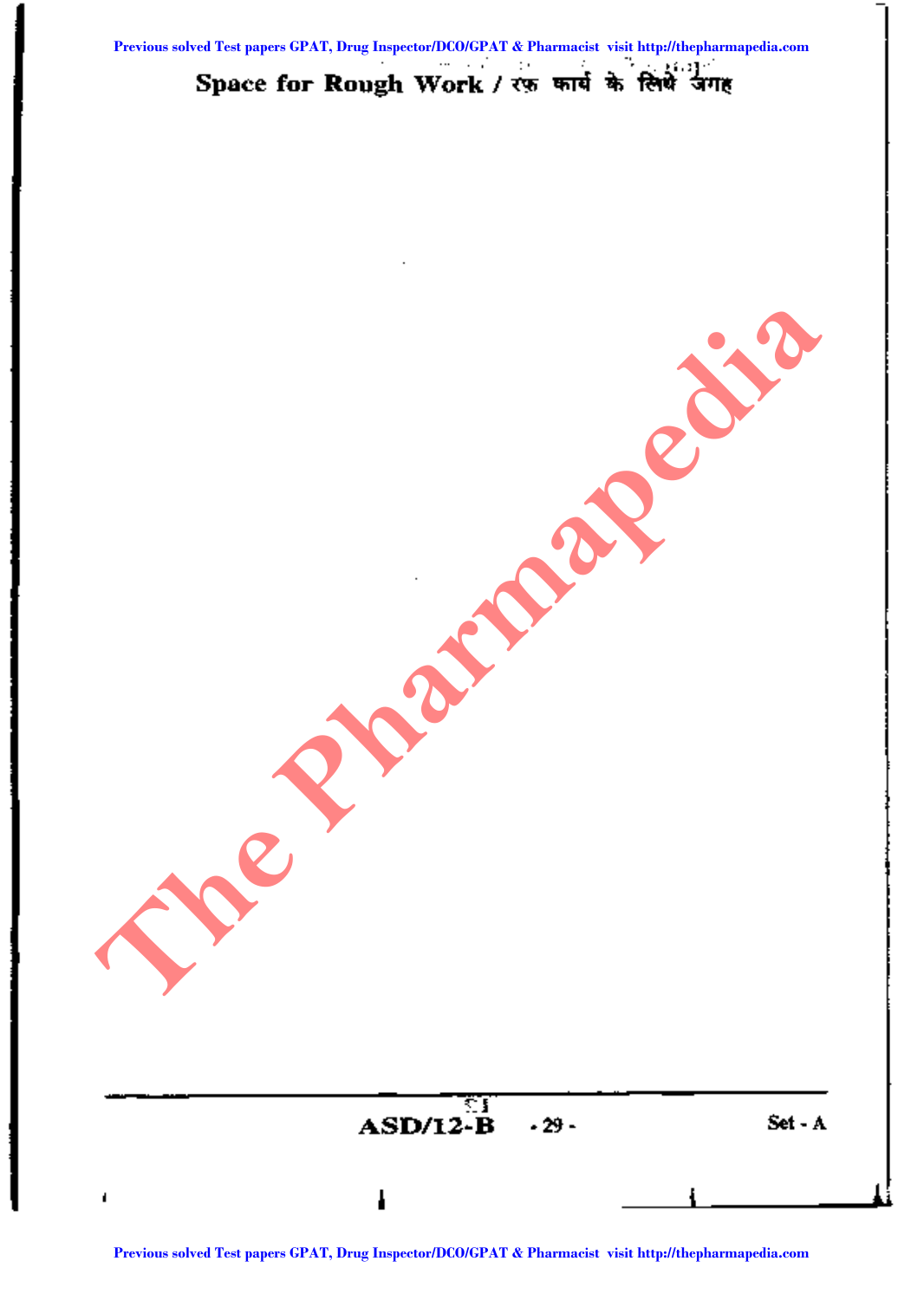Space for Rough Work / रफ़ कार्य के लिये जगह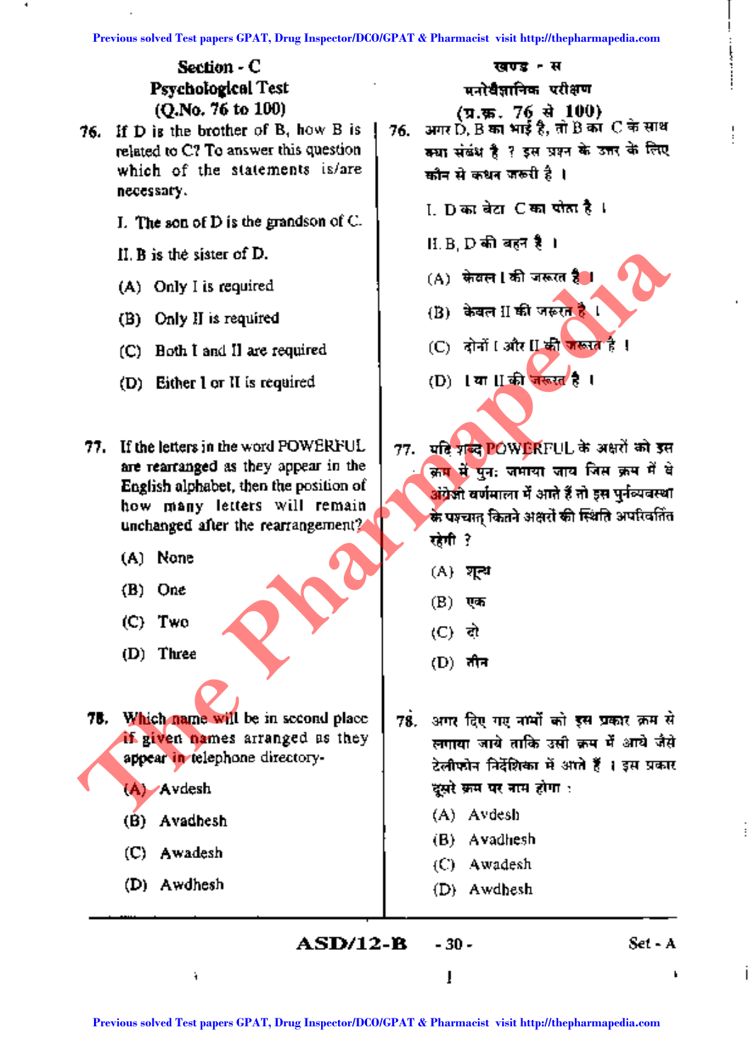## Section - C
## Psychological Test
### (Q.No. 76 to 100)

**76.** If D is the brother of B, how B is related to C? To answer this question which of the statements is/are necessary.

I. The son of D is the grandson of C.

II. B is the sister of D.

(A) Only I is required

(B) Only II is required

(C) Both I and II are required

(D) Either I or II is required

**77.** If the letters in the word POWERFUL are rearranged as they appear in the English alphabet, then the position of how many letters will remain unchanged after the rearrangement?

(A) None

(B) One

(C) Two

(D) Three

**78.** Which name will be in second place if given names arranged as they appear in telephone directory-

(A) Avdesh

(B) Avadhesh

(C) Awadesh

(D) Awdhesh

## खण्ड - स
## मनोवैज्ञानिक परीक्षण
### (प्र.क्र. 76 से 100)

**76.** अगर D, B का भाई है, तो B का C के साथ क्या संबंध है ? इस प्रश्न के उत्तर के लिए कौन से कथन जरूरी है ।

I. D का बेटा C का पोता है ।

II. B, D की बहन है ।

(A) केवल I की जरूरत है ।

(B) केवल II की जरूरत है ।

(C) दोनों I और II की जरूरत है ।

(D) I या II की जरूरत है ।

**77.** यदि शब्द POWERFUL के अक्षरों को इस क्रम में पुनः जमाया जाय जिस क्रम में वे अंग्रेजी वर्णमाला में आते हैं तो इस पुर्नव्यवस्था के पश्चात् कितने अक्षरों की स्थिति अपरिवर्तित रहेगी ?

(A) शून्य

(B) एक

(C) दो

(D) तीन

**78.** अगर दिए गए नामों को इस प्रकार क्रम से लगाया जाये ताकि उसी क्रम में आये जैसे टेलीफोन निर्देशिका में आते हैं । इस प्रकार दूसरे क्रम पर नाम होगा :

(A) Avdesh

(B) Avadhesh

(C) Awadesh

(D) Awdhesh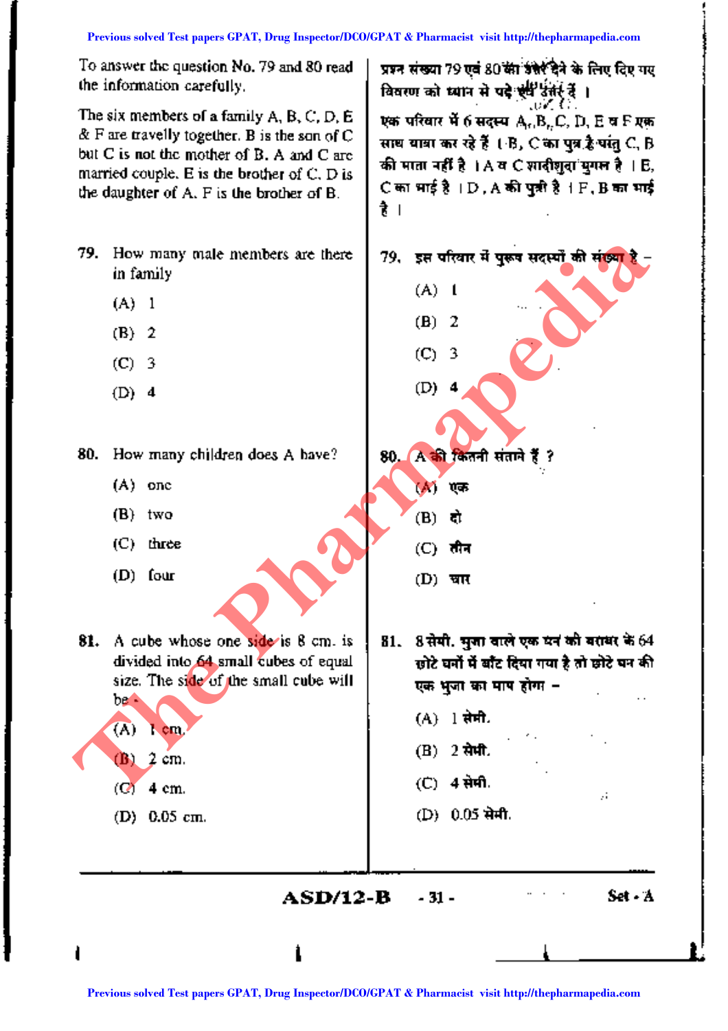To answer the question No. 79 and 80 read the information carefully.

The six members of a family A, B, C, D, E & F are travelly together. B is the son of C but C is not the mother of B. A and C are married couple. E is the brother of C. D is the daughter of A. F is the brother of B.

प्रश्न संख्या 79 एवं 80 का उत्तर देने के लिए दिए गए विवरण को ध्यान से पढ़े एवं उत्तर दें ।

एक परिवार में 6 सदस्य A, B, C, D, E व F एक साथ यात्रा कर रहे हैं । B, C का पुत्र है परंतु C, B की माता नहीं है । A व C शादीशुदा युगल है । E, C का भाई है । D, A की पुत्री है । F, B का भाई है ।

**79.** How many male members are there in family

(A) 1

(B) 2

(C) 3

(D) 4

**79.** इस परिवार में पुरूष सदस्यों की संख्या है –

(A) 1

(B) 2

(C) 3

(D) 4

**80.** How many children does A have?

(A) one

(B) two

(C) three

(D) four

**80.** A की कितनी संताने हैं ?

(A) एक

(B) दो

(C) तीन

(D) चार

**81.** A cube whose one side is 8 cm. is divided into 64 small cubes of equal size. The side of the small cube will be -

(A) 1 cm.

(B) 2 cm.

(C) 4 cm.

(D) 0.05 cm.

**81.** 8 सेमी. भुजा वाले एक घन को बराबर के 64 छोटे घनों में बाँट दिया गया है तो छोटे घन की एक भुजा का माप होगा –

(A) 1 सेमी.

(B) 2 सेमी.

(C) 4 सेमी.

(D) 0.05 सेमी.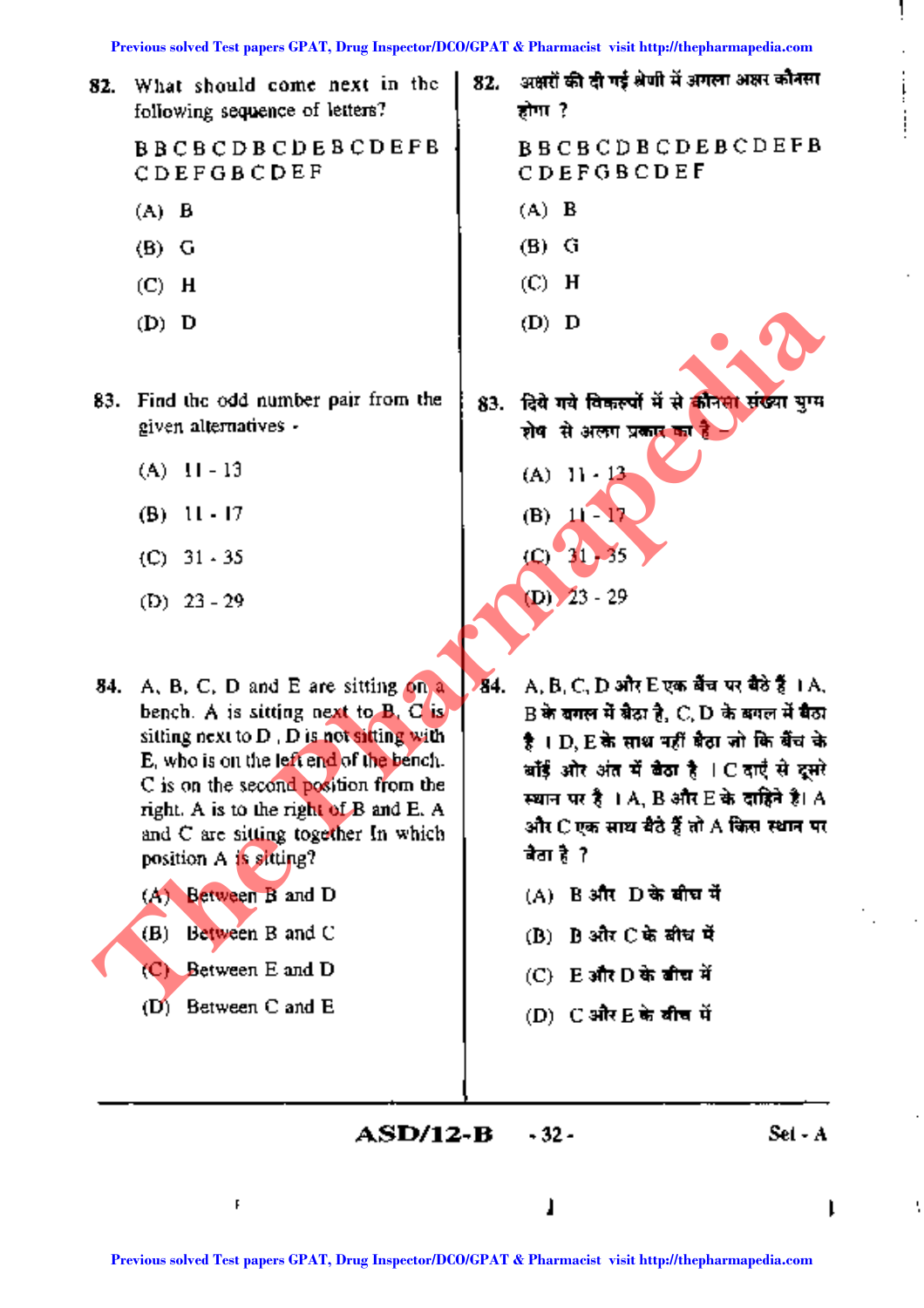82. What should come next in the following sequence of letters?

B B C B C D B C D E B C D E F B C D E F G B C D E F

(A) B

(B) G

(C) H

(D) D

82. अक्षरों की दी गई श्रेणी में अगला अक्षर कौनसा होगा ?

B B C B C D B C D E B C D E F B C D E F G B C D E F

(A) B

(B) G

(C) H

(D) D

83. Find the odd number pair from the given alternatives -

(A) 11 - 13

(B) 11 - 17

(C) 31 - 35

(D) 23 - 29

83. दिये गये विकल्पों में से कौनसा संख्या युग्म शेष से अलग प्रकार का है -

(A) 11 - 13

(B) 11 - 17

(C) 31 - 35

(D) 23 - 29

84. A, B, C, D and E are sitting on a bench. A is sitting next to B, C is sitting next to D , D is not sitting with E, who is on the left end of the bench. C is on the second position from the right. A is to the right of B and E. A and C are sitting together In which position A is sitting?

(A) Between B and D

(B) Between B and C

(C) Between E and D

(D) Between C and E

84. A, B, C, D और E एक बैंच पर बैठे हैं । A, B के बगल में बैठा है, C, D के बगल में बैठा है । D, E के साथ नहीं बैठा जो कि बैंच के बाँई ओर अंत में बैठा है । C दाएँ से दूसरे स्थान पर है । A, B और E के दाहिने है। A और C एक साथ बैठे हैं तो A किस स्थान पर बैठा है ?

(A) B और D के बीच में

(B) B और C के बीच में

(C) E और D के बीच में

(D) C और E के बीच में

ASD/12-B Set - A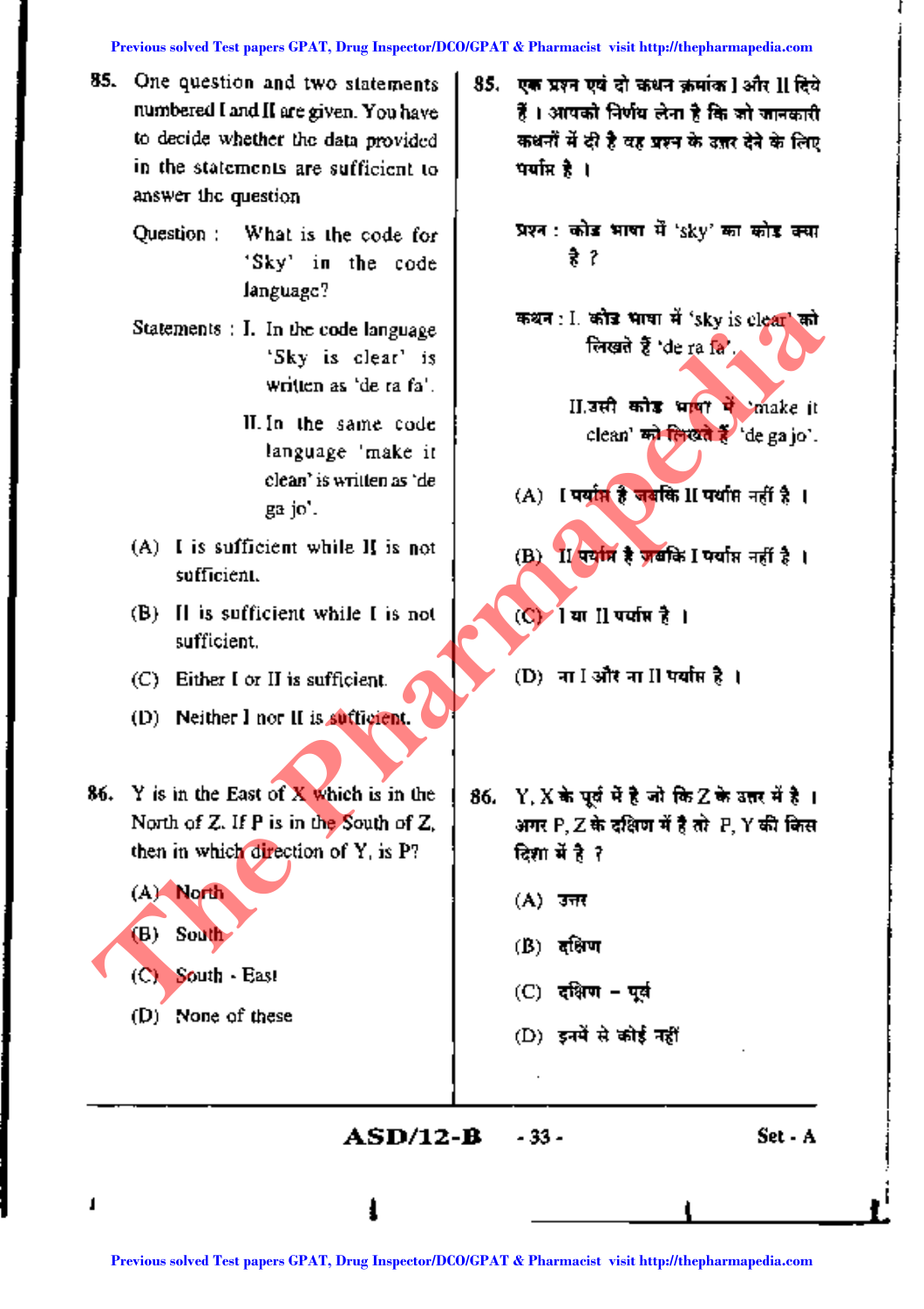85. One question and two statements numbered I and II are given. You have to decide whether the data provided in the statements are sufficient to answer the question

Question : What is the code for 'Sky' in the code language?

Statements : I. In the code language 'Sky is clear' is written as 'de ra fa'.

II. In the same code language 'make it clean' is written as 'de ga jo'.

(A) I is sufficient while II is not sufficient.

(B) II is sufficient while I is not sufficient.

(C) Either I or II is sufficient.

(D) Neither I nor II is sufficient.

85. एक प्रश्न एवं दो कथन क्रमांक I और II दिये हैं । आपको निर्णय लेना है कि जो जानकारी कथनों में दी है वह प्रश्न के उत्तर देने के लिए पर्याप्त है ।

प्रश्न : कोड भाषा में 'sky' का कोड क्या है ?

कथन : I. कोड भाषा में 'sky is clear' को लिखते हैं 'de ra fa'.

II. उसी कोड भाषा में 'make it clean' को लिखते हैं 'de ga jo'.

(A) I पर्याप्त है जबकि II पर्याप्त नहीं है ।

(B) II पर्याप्त है जबकि I पर्याप्त नहीं है ।

(C) I या II पर्याप्त है ।

(D) ना I और ना II पर्याप्त है ।

86. Y is in the East of X which is in the North of Z. If P is in the South of Z, then in which direction of Y, is P?

(A) North

(B) South

(C) South - East

(D) None of these

86. Y, X के पूर्व में है जो कि Z के उत्तर में है । अगर P, Z के दक्षिण में है तो P, Y की किस दिशा में है ?

(A) उत्तर

(B) दक्षिण

(C) दक्षिण – पूर्व

(D) इनमें से कोई नहीं

ASD/12-B

Set - A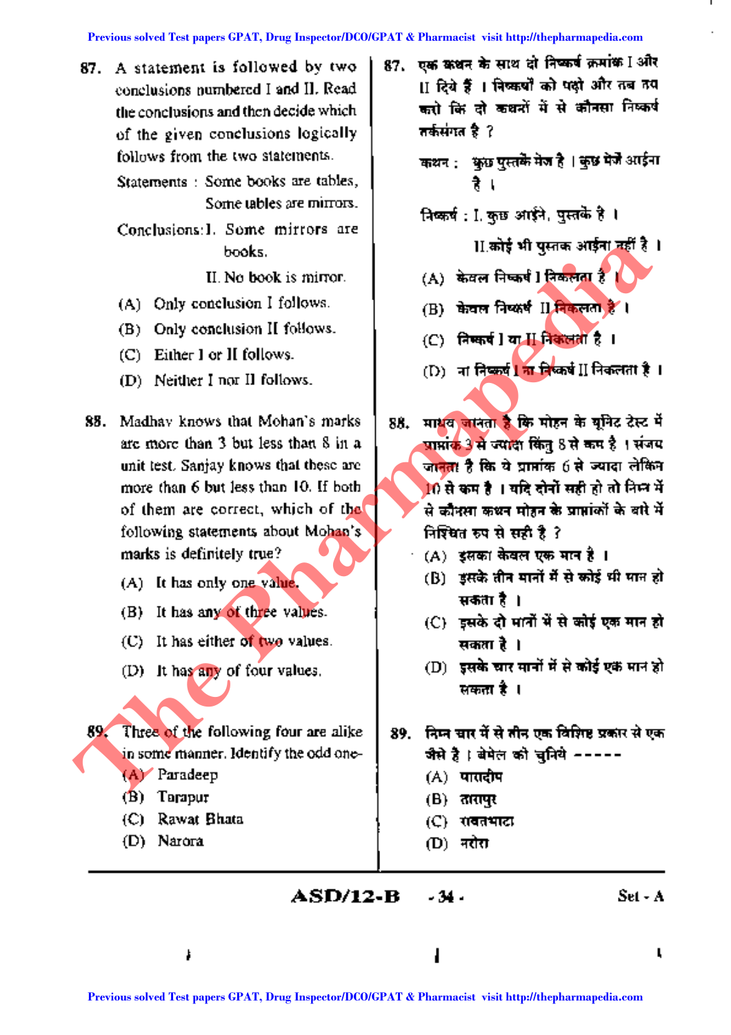87. A statement is followed by two conclusions numbered I and II. Read the conclusions and then decide which of the given conclusions logically follows from the two statements.

Statements : Some books are tables, Some tables are mirrors.

Conclusions: I. Some mirrors are books.

II. No book is mirror.

(A) Only conclusion I follows.

(B) Only conclusion II follows.

(C) Either I or II follows.

(D) Neither I nor II follows.

88. Madhav knows that Mohan's marks are more than 3 but less than 8 in a unit test. Sanjay knows that these are more than 6 but less than 10. If both of them are correct, which of the following statements about Mohan's marks is definitely true?

(A) It has only one value.

(B) It has any of three values.

(C) It has either of two values.

(D) It has any of four values.

89. Three of the following four are alike in some manner. Identify the odd one-

(A) Paradeep

(B) Tarapur

(C) Rawat Bhata

(D) Narora

87. एक कथन के साथ दो निष्कर्ष क्रमांक I और II दिये हैं । निष्कर्षों को पढ़ो और तब तय करो कि दो कथनों में से कौनसा निष्कर्ष तर्कसंगत है ?

कथन : कुछ पुस्तकें मेज है । कुछ मेजें आईना है ।

निष्कर्ष : I. कुछ आईने, पुस्तकें है ।

II. कोई भी पुस्तक आईना नहीं है ।

(A) केवल निष्कर्ष I निकलता है ।

(B) केवल निष्कर्ष II निकलता है ।

(C) निष्कर्ष I या II निकलता है ।

(D) ना निष्कर्ष I ना निष्कर्ष II निकलता है ।

88. माधव जानता है कि मोहन के यूनिट टेस्ट में प्राप्तांक 3 से ज्यादा किंतु 8 से कम है । संजय जानता है कि ये प्राप्तांक 6 से ज्यादा लेकिन 10 से कम है । यदि दोनों सही हो तो निम्न में से कौनसा कथन मोहन के प्राप्तांकों के बारे में निश्चित रूप से सही है ?

(A) इसका केवल एक मान है ।

(B) इसके तीन मानों में से कोई भी मान हो सकता है ।

(C) इसके दो मानों में से कोई एक मान हो सकता है ।

(D) इसके चार मानों में से कोई एक मान हो सकता है ।

89. निम्न चार में से तीन एक विशिष्ट प्रकार से एक जैसे है । बेमेल को चुनिये -----

(A) पारादीप

(B) तारापुर

(C) रावतभाटा

(D) नरोरा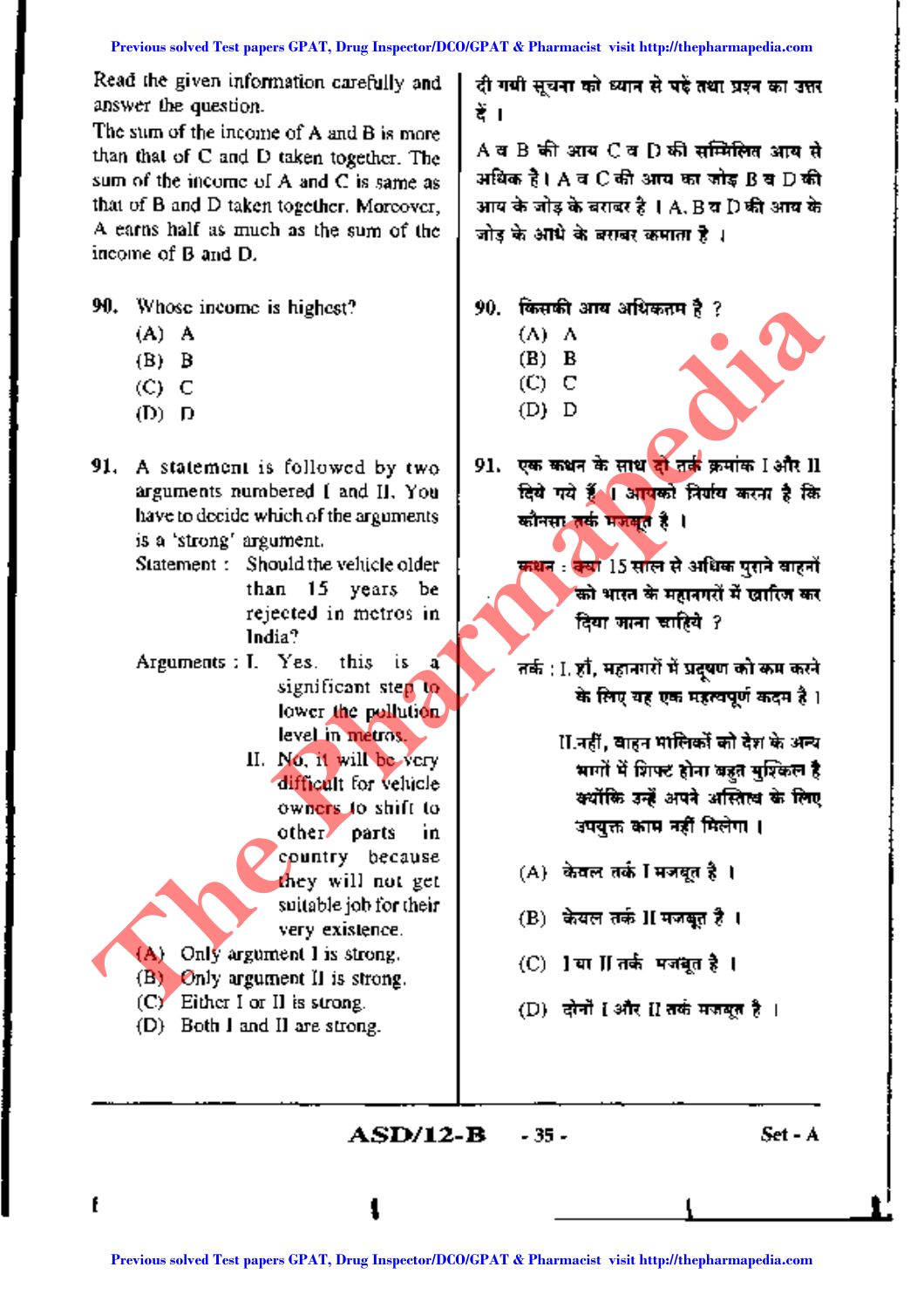Read the given information carefully and answer the question.

The sum of the income of A and B is more than that of C and D taken together. The sum of the income of A and C is same as that of B and D taken together. Moreover, A earns half as much as the sum of the income of B and D.

दी गयी सूचना को ध्यान से पढ़ें तथा प्रश्न का उत्तर दें।

A व B की आय C व D की सम्मिलित आय से अधिक है। A व C की आय का जोड़ B व D की आय के जोड़ के बराबर है। A, B व D की आय के जोड़ के आधे के बराबर कमाता है।

**90.** Whose income is highest?

(A) A
(B) B
(C) C
(D) D

**90.** किसकी आय अधिकतम है ?

(A) A
(B) B
(C) C
(D) D

**91.** A statement is followed by two arguments numbered I and II. You have to decide which of the arguments is a 'strong' argument.

Statement : Should the vehicle older than 15 years be rejected in metros in India?

Arguments : I. Yes, this is a significant step to lower the pollution level in metros.

II. No, it will be very difficult for vehicle owners to shift to other parts in country because they will not get suitable job for their very existence.

(A) Only argument I is strong.
(B) Only argument II is strong.
(C) Either I or II is strong.
(D) Both I and II are strong.

**91.** एक कथन के साथ दो तर्क क्रमांक I और II दिये गये हैं। आपको निर्णय करना है कि कौनसा तर्क मजबूत है।

कथन : क्या 15 साल से अधिक पुराने वाहनों को भारत के महानगरों में खारिज कर दिया जाना चाहिये ?

तर्क : I. हाँ, महानगरों में प्रदूषण को कम करने के लिए यह एक महत्वपूर्ण कदम है।

II. नहीं, वाहन मालिकों को देश के अन्य भागों में शिफ्ट होना बहुत मुश्किल है क्योंकि उन्हें अपने अस्तित्व के लिए उपयुक्त काम नहीं मिलेगा।

(A) केवल तर्क I मजबूत है।
(B) केवल तर्क II मजबूत है।
(C) I या II तर्क मजबूत है।
(D) दोनों I और II तर्क मजबूत है।

ASD/12-B - 35 - Set - A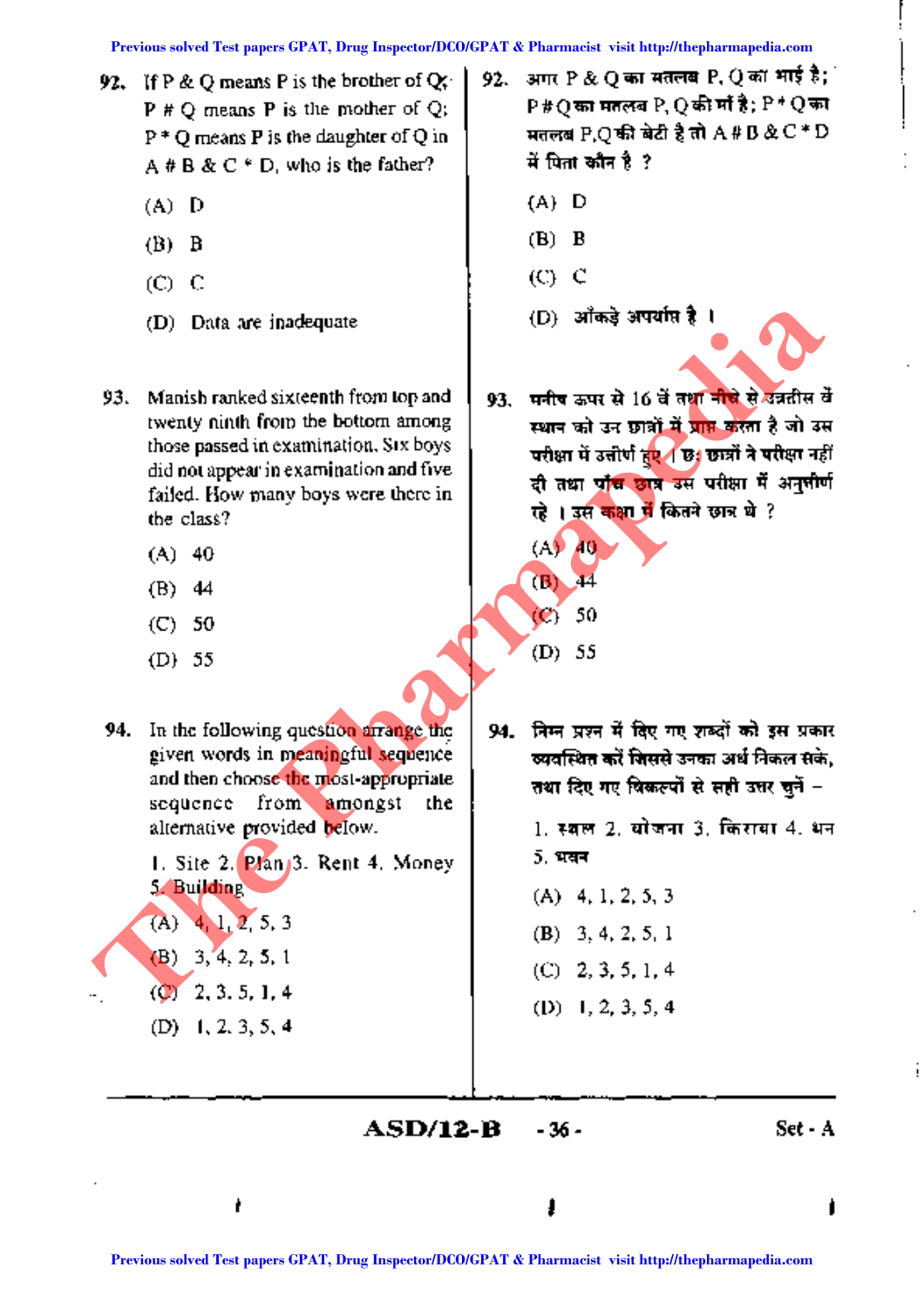92. If P & Q means P is the brother of Q; P # Q means P is the mother of Q; P * Q means P is the daughter of Q in A # B & C * D, who is the father?

(A) D

(B) B

(C) C

(D) Data are inadequate

92. अगर P & Q का मतलब P, Q का भाई है; P # Q का मतलब P, Q की माँ है; P * Q का मतलब P,Q की बेटी है तो A # B & C * D में पिता कौन है ?

(A) D

(B) B

(C) C

(D) आँकड़े अपर्याप्त है ।

93. Manish ranked sixteenth from top and twenty ninth from the bottom among those passed in examination. Six boys did not appear in examination and five failed. How many boys were there in the class?

(A) 40

(B) 44

(C) 50

(D) 55

93. मनीष ऊपर से 16 वें तथा नीचे से उनतीस वें स्थान को उन छात्रों में प्राप्त करता है जो उस परीक्षा में उत्तीर्ण हुए । छः छात्रों ने परीक्षा नहीं दी तथा पाँच छात्र उस परीक्षा में अनुत्तीर्ण रहे । उस कक्षा में कितने छात्र थे ?

(A) 40

(B) 44

(C) 50

(D) 55

94. In the following question arrange the given words in meaningful sequence and then choose the most-appropriate sequence from amongst the alternative provided below.

1. Site 2. Plan 3. Rent 4. Money 5. Building

(A) 4, 1, 2, 5, 3

(B) 3, 4, 2, 5, 1

(C) 2, 3, 5, 1, 4

(D) 1, 2, 3, 5, 4

94. निम्न प्रश्न में दिए गए शब्दों को इस प्रकार व्यवस्थित करें जिससे उनका अर्थ निकल सके, तथा दिए गए विकल्पों से सही उत्तर चुनें –

1. स्थल 2. योजना 3. किराया 4. धन 5. भवन

(A) 4, 1, 2, 5, 3

(B) 3, 4, 2, 5, 1

(C) 2, 3, 5, 1, 4

(D) 1, 2, 3, 5, 4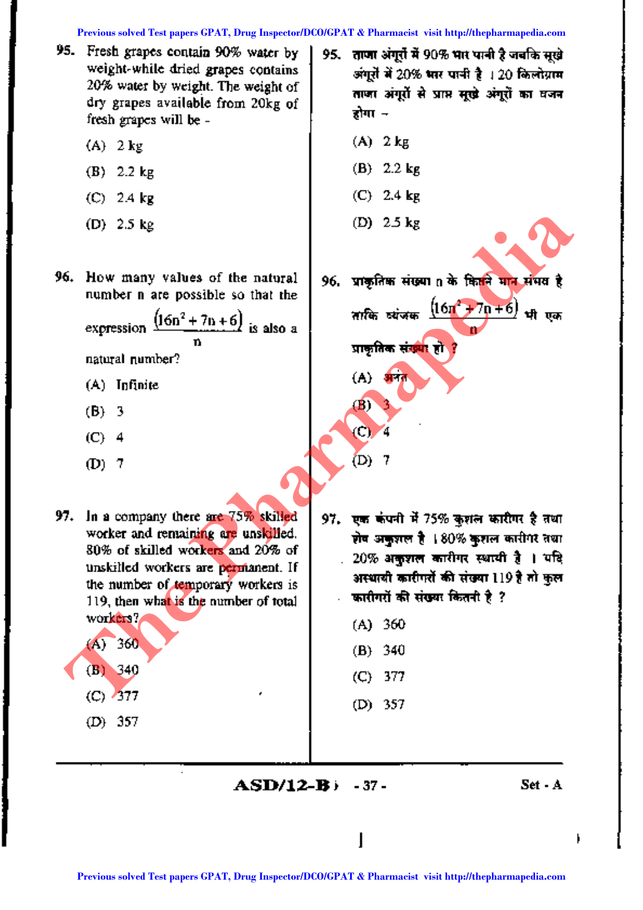95. Fresh grapes contain 90% water by weight while dried grapes contains 20% water by weight. The weight of dry grapes available from 20kg of fresh grapes will be -

(A) 2 kg

(B) 2.2 kg

(C) 2.4 kg

(D) 2.5 kg

95. ताजा अंगूरों में 90% भार पानी है जबकि सूखे अंगूरों में 20% भार पानी है । 20 किलोग्राम ताजा अंगूरों से प्राप्त सूखे अंगूरों का वजन होगा -

(A) 2 kg

(B) 2.2 kg

(C) 2.4 kg

(D) 2.5 kg

96. How many values of the natural number n are possible so that the expression $\frac{(16n^2 + 7n + 6)}{n}$ is also a natural number?

(A) Infinite

(B) 3

(C) 4

(D) 7

96. प्राकृतिक संख्या n के कितने मान संभव है ताकि व्यंजक $\frac{(16n^2 + 7n + 6)}{n}$ भी एक प्राकृतिक संख्या हो ?

(A) अनंत

(B) 3

(C) 4

(D) 7

97. In a company there are 75% skilled worker and remaining are unskilled. 80% of skilled workers and 20% of unskilled workers are permanent. If the number of temporary workers is 119, then what is the number of total workers?

(A) 360

(B) 340

(C) 377

(D) 357

97. एक कंपनी में 75% कुशल कारीगर है तथा शेष अकुशल है । 80% कुशल कारीगर तथा 20% अकुशल कारीगर स्थायी है । यदि अस्थायी कारीगरों की संख्या 119 है तो कुल कारीगरों की संख्या कितनी है ?

(A) 360

(B) 340

(C) 377

(D) 357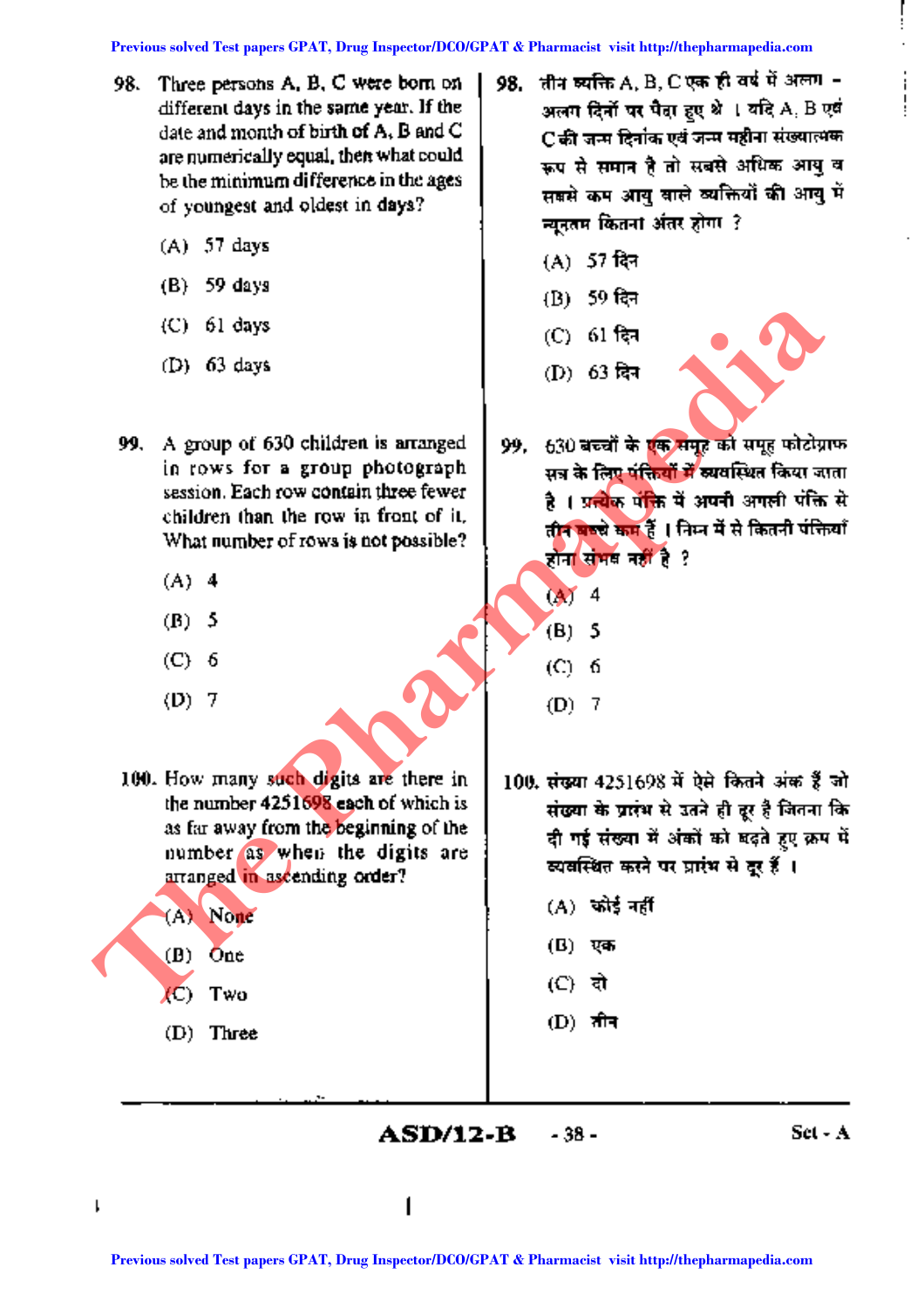98. Three persons A, B, C were born on different days in the same year. If the date and month of birth of A, B and C are numerically equal, then what could be the minimum difference in the ages of youngest and oldest in days?

(A) 57 days

(B) 59 days

(C) 61 days

(D) 63 days

98. तीन व्यक्ति A, B, C एक ही वर्ष में अलग - अलग दिनों पर पैदा हुए थे । यदि A, B एवं C की जन्म दिनांक एवं जन्म महीना संख्यात्मक रूप से समान है तो सबसे अधिक आयु व सबसे कम आयु वाले व्यक्तियों की आयु में न्यूनतम कितना अंतर होगा ?

(A) 57 दिन

(B) 59 दिन

(C) 61 दिन

(D) 63 दिन

99. A group of 630 children is arranged in rows for a group photograph session. Each row contain three fewer children than the row in front of it. What number of rows is not possible?

(A) 4

(B) 5

(C) 6

(D) 7

99. 630 बच्चों के एक समूह को समूह फोटोग्राफ सत्र के लिए पंक्तियों में व्यवस्थित किया जाता है । प्रत्येक पंक्ति में अपनी अगली पंक्ति से तीन बच्चे कम हैं । निम्न में से कितनी पंक्तियाँ होना संभव नहीं है ?

(A) 4

(B) 5

(C) 6

(D) 7

100. How many such digits are there in the number 4251698 each of which is as far away from the beginning of the number as when the digits are arranged in ascending order?

(A) None

(B) One

(C) Two

(D) Three

100. संख्या 4251698 में ऐसे कितने अंक हैं जो संख्या के प्रारंभ से उतने ही दूर है जितना कि दी गई संख्या में अंकों को बढ़ते हुए क्रम में व्यवस्थित करने पर प्रारंभ से दूर हैं ।

(A) कोई नहीं

(B) एक

(C) दो

(D) तीन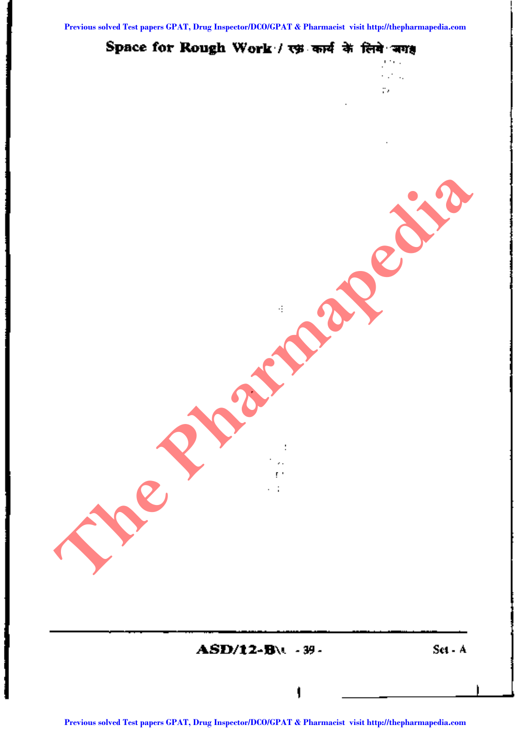## Space for Rough Work / रफ़ कार्य के लिये जगह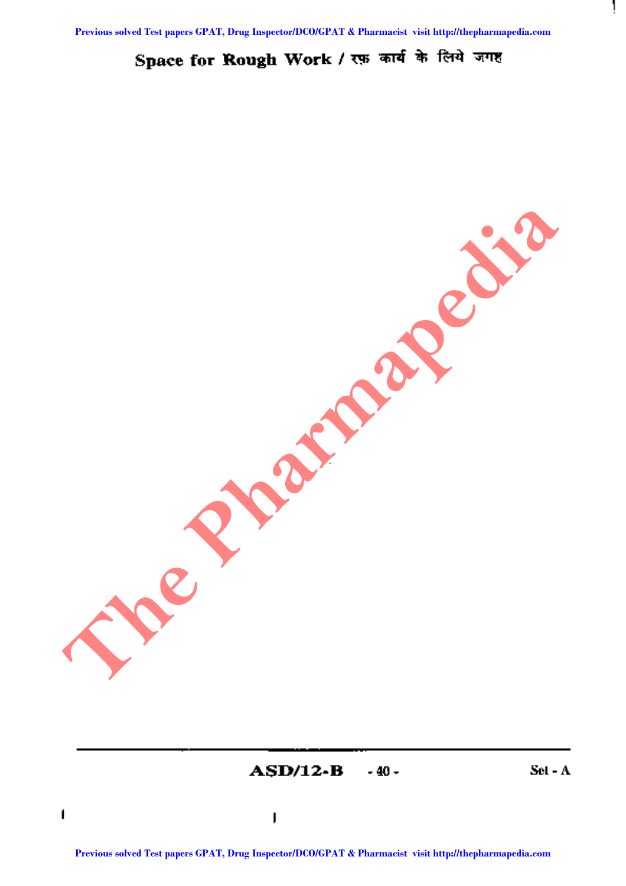Space for Rough Work / रफ़ कार्य के लिये जगह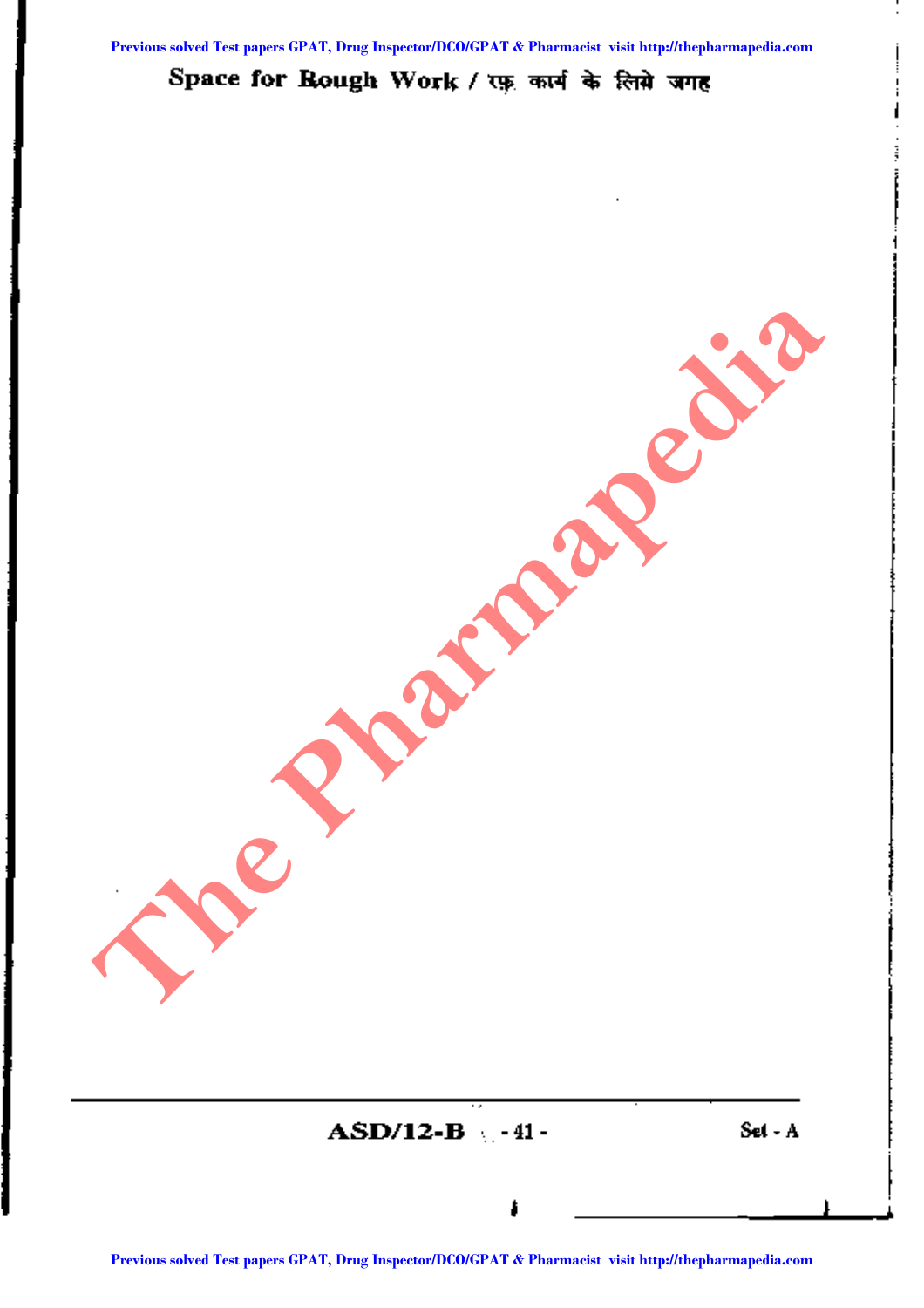Space for Rough Work / रफ़ कार्य के लिये जगह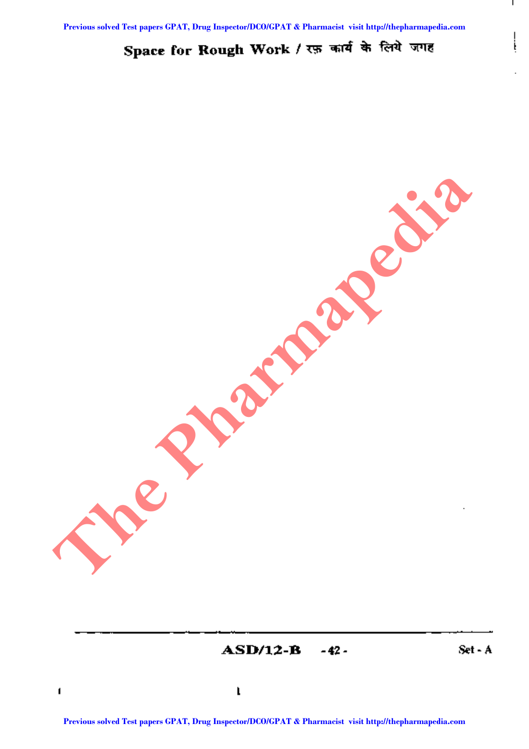# Space for Rough Work / रफ़ कार्य के लिये जगह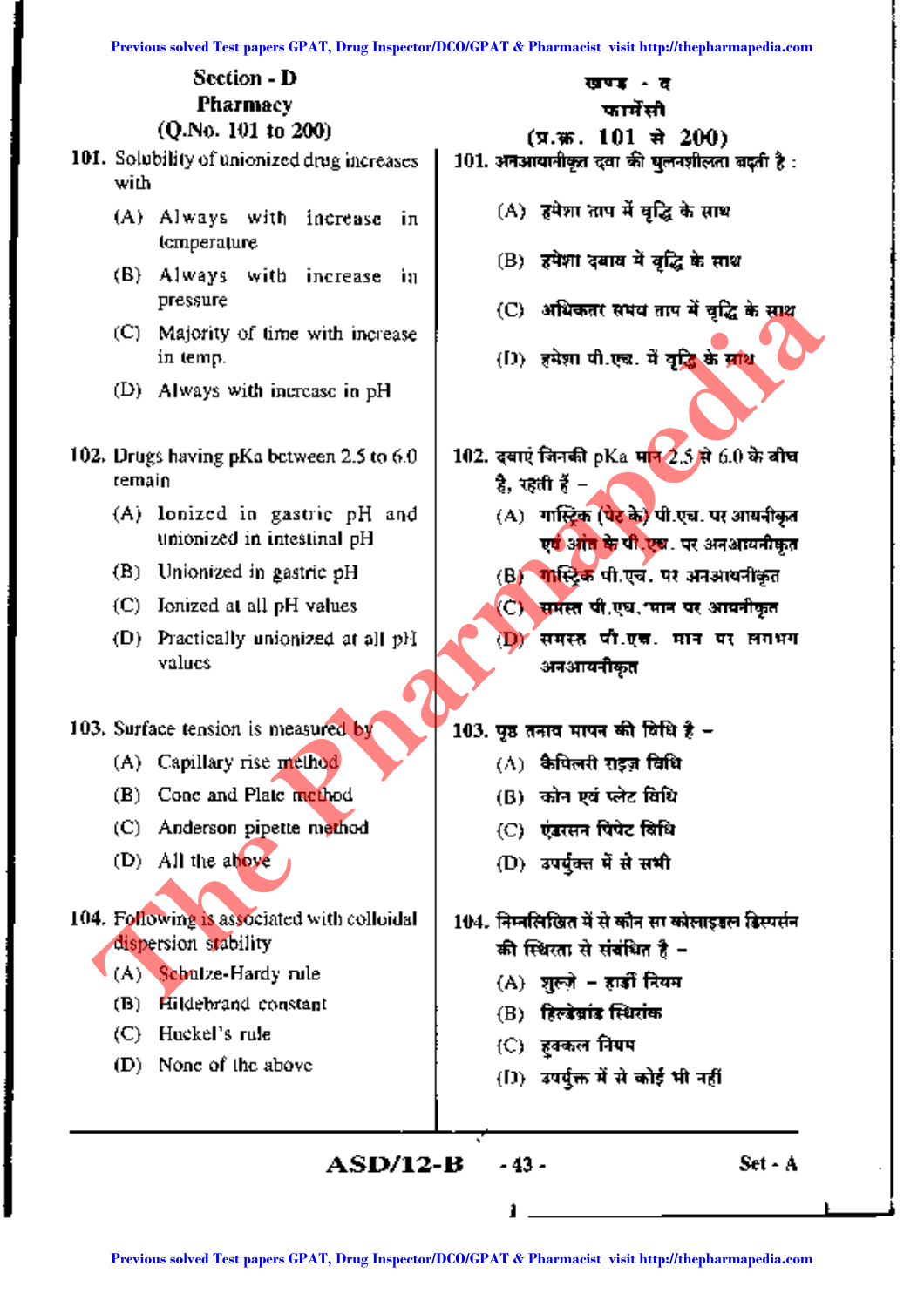## Section - D
## Pharmacy
## (Q.No. 101 to 200)

**101.** Solubility of unionized drug increases with

(A) Always with increase in temperature

(B) Always with increase in pressure

(C) Majority of time with increase in temp.

(D) Always with increase in pH

**102.** Drugs having pKa between 2.5 to 6.0 remain

(A) Ionized in gastric pH and unionized in intestinal pH

(B) Unionized in gastric pH

(C) Ionized at all pH values

(D) Practically unionized at all pH values

**103.** Surface tension is measured by

(A) Capillary rise method

(B) Cone and Plate method

(C) Anderson pipette method

(D) All the above

**104.** Following is associated with colloidal dispersion stability

(A) Schulze-Hardy rule

(B) Hildebrand constant

(C) Huckel's rule

(D) None of the above

## खण्ड - द
## फार्मेसी
## (प्र.क्र. 101 से 200)

**101.** अनआयनीकृत दवा की घुलनशीलता बढ़ती है :

(A) हमेशा ताप में वृद्धि के साथ

(B) हमेशा दबाव में वृद्धि के साथ

(C) अधिकतर समय ताप में वृद्धि के साथ

(D) हमेशा पी.एच. में वृद्धि के साथ

**102.** दवाएं जिनकी pKa मान 2.5 से 6.0 के बीच है, रहती हैं –

(A) गास्ट्रिक (पेट के) पी.एच. पर आयनीकृत एवं आंत के पी.एच. पर अनआयनीकृत

(B) गास्ट्रिक पी.एच. पर अनआयनीकृत

(C) समस्त पी.एच. मान पर आयनीकृत

(D) समस्त पी.एच. मान पर लगभग अनआयनीकृत

**103.** पृष्ठ तनाव मापन की विधि है –

(A) कैपिलरी राइज़ विधि

(B) कोन एवं प्लेट विधि

(C) एंडरसन पिपेट विधि

(D) उपर्युक्त में से सभी

**104.** निम्नलिखित में से कौन सा कोलाइडल डिस्पर्सन की स्थिरता से संबंधित है –

(A) शुल्ज़े – हार्डी नियम

(B) हिल्डेब्रांड स्थिरांक

(C) हक्कल नियम

(D) उपर्युक्त में से कोई भी नहीं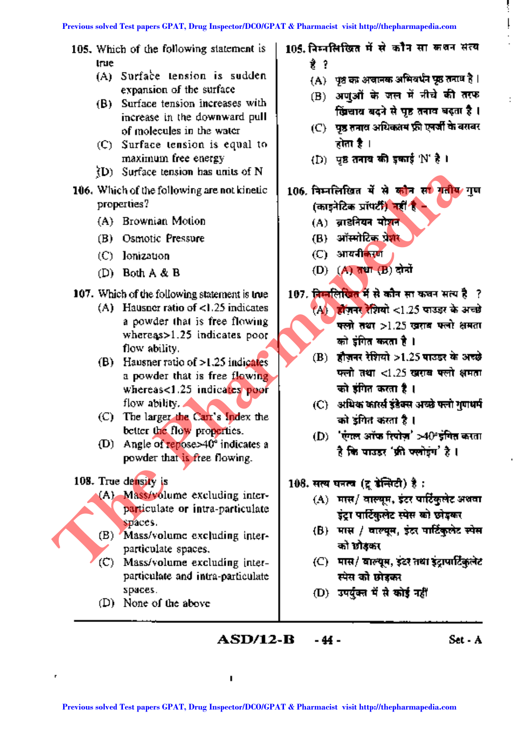105. Which of the following statement is true

(A) Surface tension is sudden expansion of the surface

(B) Surface tension increases with increase in the downward pull of molecules in the water

(C) Surface tension is equal to maximum free energy

(D) Surface tension has units of N

106. Which of the following are not kinetic properties?

(A) Brownian Motion

(B) Osmotic Pressure

(C) Ionization

(D) Both A & B

107. Which of the following statement is true

(A) Hausner ratio of <1.25 indicates a powder that is free flowing whereas>1.25 indicates poor flow ability.

(B) Hausner ratio of >1.25 indicates a powder that is free flowing whereas<1.25 indicates poor flow ability.

(C) The larger the Carr's Index the better the flow properties.

(D) Angle of repose>40° indicates a powder that is free flowing.

108. True density is

(A) Mass/volume excluding inter-particulate or intra-particulate spaces.

(B) Mass/volume excluding inter-particulate spaces.

(C) Mass/volume excluding inter-particulate and intra-particulate spaces.

(D) None of the above

105. निम्नलिखित में से कौन सा कथन सत्य है ?

(A) पृष्ठ का अचानक अभिवर्धन पृष्ठ तनाव है।

(B) अणुओं के जल में नीचे की तरफ खिंचाव बढ़ने से पृष्ठ तनाव बढ़ता है।

(C) पृष्ठ तनाव अधिकतम फ्री एनर्जी के बराबर होता है।

(D) पृष्ठ तनाव की इकाई 'N' है।

106. निम्नलिखित में से कौन सा गतीय गुण (काइनेटिक प्रॉपर्टी) नहीं है –

(A) ब्राउनियन मोशन

(B) ऑस्मोटिक प्रेशर

(C) आयनीकरण

(D) (A) तथा (B) दोनों

107. निम्नलिखित में से कौन सा कथन सत्य है ?

(A) हौज़नर रेशियो <1.25 पाउडर के अच्छे फ्लो तथा >1.25 खराब फ्लो क्षमता को इंगित करता है।

(B) हौज़नर रेशियो >1.25 पाउडर के अच्छे फ्लो तथा <1.25 खराब फ्लो क्षमता को इंगित करता है।

(C) अधिक कार्र्स इंडेक्स अच्छे फ्लो गुणधर्म को इंगित करता है।

(D) 'एंगल ऑफ रिपोज़' >40° इंगित करता है कि पाउडर 'फ्री फ्लोइंग' है।

108. सत्य घनत्व (ट्रू डेंसिटी) है :

(A) मास/ वाल्यूम, इंटर पार्टिकुलेट अथवा इंट्रा पार्टिकुलेट स्पेस को छोड़कर

(B) मास / वाल्यूम, इंटर पार्टिकुलेट स्पेस को छोड़कर

(C) मास/ वाल्यूम, इंटर तथा इंट्रापार्टिकुलेट स्पेस को छोड़कर

(D) उपर्युक्त में से कोई नहीं

ASD/12-B Set - A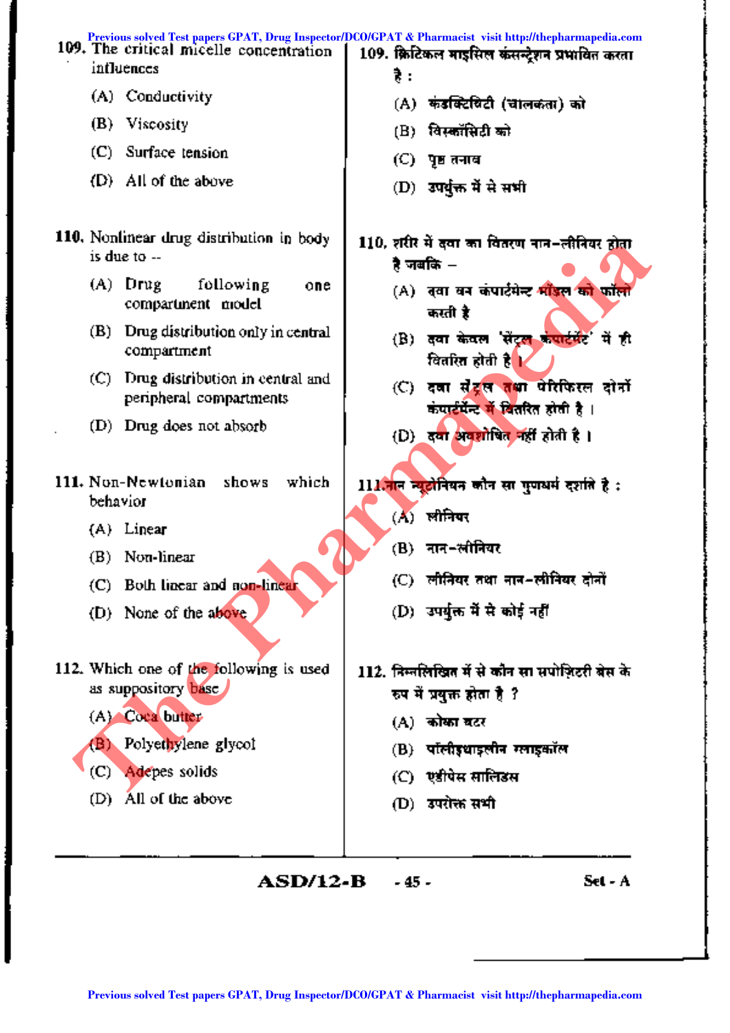109. The critical micelle concentration influences

(A) Conductivity

(B) Viscosity

(C) Surface tension

(D) All of the above

109. क्रिटिकल माइसिल कंसन्ट्रेशन प्रभावित करता है :

(A) कंडक्टिविटी (चालकता) को

(B) विस्कॉसिटी को

(C) पृष्ठ तनाव

(D) उपर्युक्त में से सभी

110. Nonlinear drug distribution in body is due to --

(A) Drug following one compartment model

(B) Drug distribution only in central compartment

(C) Drug distribution in central and peripheral compartments

(D) Drug does not absorb

110. शरीर में दवा का वितरण नान–लीनियर होता है जबकि –

(A) दवा वन कंपार्टमेन्ट मॉडल को फॉलो करती है

(B) दवा केवल 'सेंट्रल कंपार्टमेंट' में ही वितरित होती है ।

(C) दवा सेंट्रल तथा पेरिफिरल दोनों कंपार्टमेन्ट में वितरित होती है ।

(D) दवा अवशोषित नहीं होती है ।

111. Non-Newtonian shows which behavior

(A) Linear

(B) Non-linear

(C) Both linear and non-linear

(D) None of the above

111. नान न्यूटोनियन कौन सा गुणधर्म दर्शाते है :

(A) लीनियर

(B) नान–लीनियर

(C) लीनियर तथा नान–लीनियर दोनों

(D) उपर्युक्त में से कोई नहीं

112. Which one of the following is used as suppository base

(A) Coca butter

(B) Polyethylene glycol

(C) Adepes solids

(D) All of the above

112. निम्नलिखित में से कौन सा सपोज़िटरी बेस के रूप में प्रयुक्त होता है ?

(A) कोका बटर

(B) पॉलीइथाइलीन ग्लाइकॉल

(C) एडीपेस सालिडस

(D) उपरोक्त सभी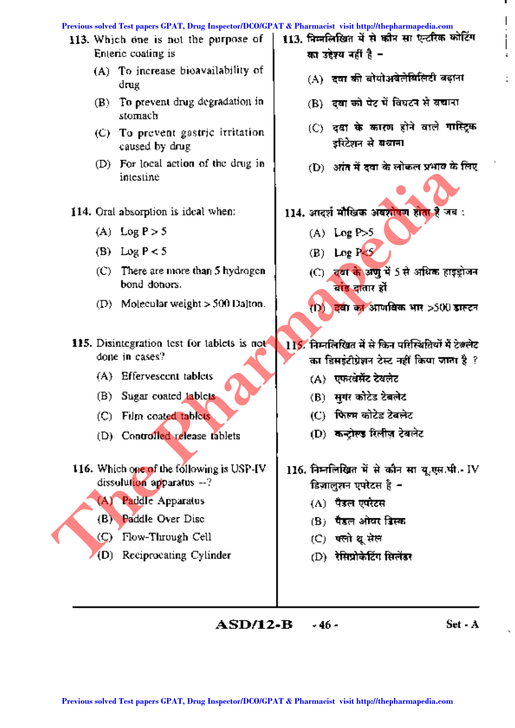113. Which one is not the purpose of Enteric coating is

(A) To increase bioavailability of drug

(B) To prevent drug degradation in stomach

(C) To prevent gastric irritation caused by drug

(D) For local action of the drug in intestine

113. निम्नलिखित में से कौन सा एन्टरिक कोटिंग का उद्देश्य नहीं है –

(A) दवा की बोयोअवेलेबिलिटी बढ़ाना

(B) दवा को पेट में विघटन से बचाना

(C) दवा के कारण होने वाले गास्ट्रिक इरिटेशन से बचाना

(D) आंत में दवा के लोकल प्रभाव के लिए

114. Oral absorption is ideal when:

(A) Log P > 5

(B) Log P < 5

(C) There are more than 5 hydrogen bond donors.

(D) Molecular weight > 500 Dalton.

114. आदर्श मौखिक अवशोषण होता है जब :

(A) Log P>5

(B) Log P<5

(C) दवा के अणु में 5 से अधिक हाइड्रोजन बांड दाता हों

(D) दवा का आणविक भार >500 डाल्टन

115. Disintegration test for tablets is not done in cases?

(A) Effervescent tablets

(B) Sugar coated tablets

(C) Film coated tablets

(D) Controlled release tablets

115. निम्नलिखित में से किन परिस्थितियों में टेब्लेट का डिसइंटीग्रेशन टेस्ट नहीं किया जाता है ?

(A) एफरवेसेंट टेबलेट

(B) सुगर कोटेड टेबलेट

(C) फिल्म कोटेड टेबलेट

(D) कन्ट्रोल्ड रिलीज़ टेबलेट

116. Which one of the following is USP-IV dissolution apparatus --?

(A) Paddle Apparatus

(B) Paddle Over Disc

(C) Flow-Through Cell

(D) Reciprocating Cylinder

116. निम्नलिखित में से कौन सा यू.एस.पी.- IV डिज़ालुशन एपरेटस है –

(A) पैडल एपरेटस

(B) पैडल ओवर डिस्क

(C) फ्लो थ्रू सेल

(D) रेसिप्रोकेटिंग सिलेंडर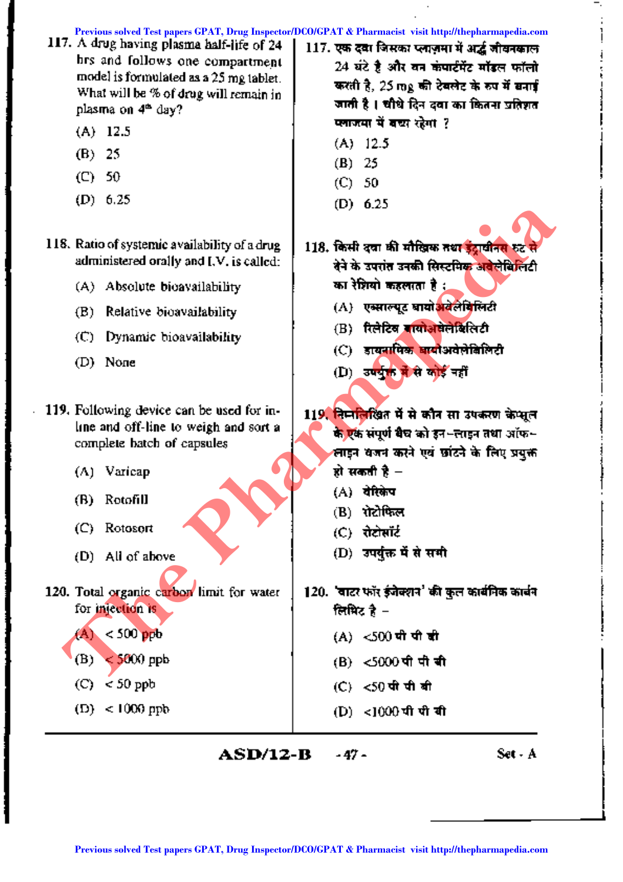117. A drug having plasma half-life of 24 hrs and follows one compartment model is formulated as a 25 mg tablet. What will be % of drug will remain in plasma on 4th day?

(A) 12.5

(B) 25

(C) 50

(D) 6.25

117. एक दवा जिसका प्लाज़्मा में अर्द्ध जीवनकाल 24 घंटे है और वन कंपार्टमेंट मॉडल फॉलो करती है, 25 mg की टेबलेट के रूप में बनाई जाती है। चौथे दिन दवा का कितना प्रतिशत प्लाज्मा में बचा रहेगा ?

(A) 12.5

(B) 25

(C) 50

(D) 6.25

118. Ratio of systemic availability of a drug administered orally and I.V. is called:

(A) Absolute bioavailability

(B) Relative bioavailability

(C) Dynamic bioavailability

(D) None

118. किसी दवा की मौखिक तथा इंट्रावीनस रूट से देने के उपरांत उनकी सिस्टमिक अवेलेबिलिटी का रेशियो कहलाता है :

(A) एब्साल्यूट बायोअवेलेबिलिटी

(B) रिलेटिव बायोअवेलेबिलिटी

(C) डायनामिक बायोअवेलेबिलिटी

(D) उपर्युक्त में से कोई नहीं

119. Following device can be used for in-line and off-line to weigh and sort a complete batch of capsules

(A) Varicap

(B) Rotofill

(C) Rotosort

(D) All of above

119. निम्नलिखित में से कौन सा उपकरण केप्सूल के एक संपूर्ण बैच को इन–लाइन तथा ऑफ–लाइन वजन करने एवं छांटने के लिए प्रयुक्त हो सकती है –

(A) वेरिकेप

(B) रोटोफिल

(C) रोटोसॉर्ट

(D) उपर्युक्त में से सभी

120. Total organic carbon limit for water for injection is

(A) < 500 ppb

(B) < 5000 ppb

(C) < 50 ppb

(D) < 1000 ppb

120. 'वाटर फॉर इंजेक्शन' की कुल कार्बनिक कार्बन लिमिट है –

(A) <500 पी पी बी

(B) <5000 पी पी बी

(C) <50 पी पी बी

(D) <1000 पी पी बी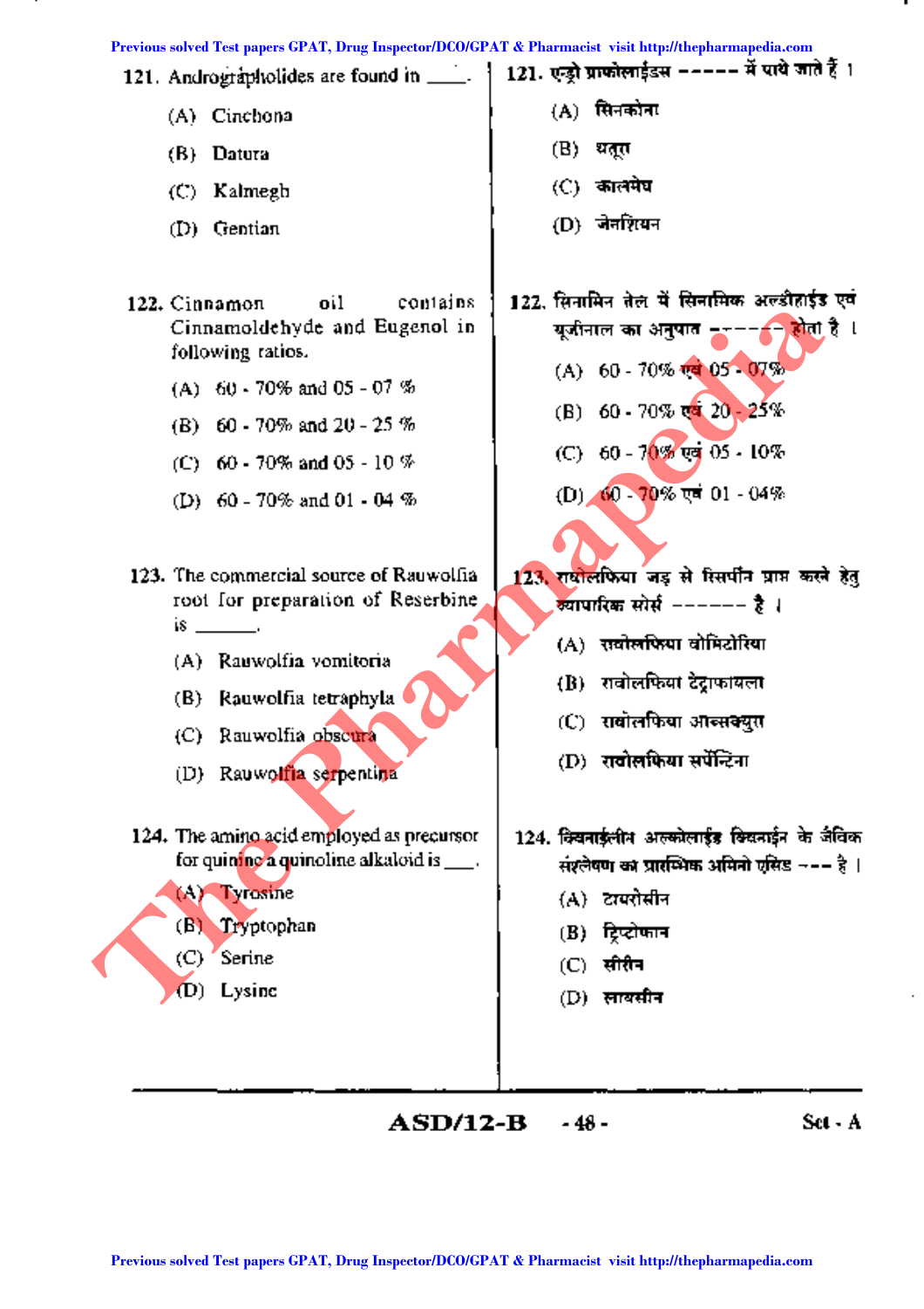121. Andrographolides are found in ____.

(A) Cinchona

(B) Datura

(C) Kalmegh

(D) Gentian

121. एन्ड्रो ग्राफोलाईडस ----- में पाये जाते हैं ।

(A) सिनकोना

(B) धतूरा

(C) कालमेघ

(D) जेनशियन

122. Cinnamon oil contains Cinnamoldehyde and Eugenol in following ratios.

(A) 60 - 70% and 05 - 07 %

(B) 60 - 70% and 20 - 25 %

(C) 60 - 70% and 05 - 10 %

(D) 60 - 70% and 01 - 04 %

122. सिनामिन तेल में सिनामिक अल्डीहाईड एवं यूजीनाल का अनुपात ------ होता है ।

(A) 60 - 70% एवं 05 - 07%

(B) 60 - 70% एवं 20 - 25%

(C) 60 - 70% एवं 05 - 10%

(D) 60 - 70% एवं 01 - 04%

123. The commercial source of Rauwolfia root for preparation of Reserbine is ______.

(A) Rauwolfia vomitoria

(B) Rauwolfia tetraphyla

(C) Rauwolfia obscura

(D) Rauwolfia serpentina

123. रावोलफिया जड़ से रिसर्पीन प्राप्त करने हेतु व्यापारिक सोर्स ------ है ।

(A) रावोलफिया वोमिटोरिया

(B) रावोलफिया टेट्राफायला

(C) रावोलफिया आब्सक्युरा

(D) रावोलफिया सर्पेन्टिना

124. The amino acid employed as precursor for quinine a quinoline alkaloid is ___.

(A) Tyrosine

(B) Tryptophan

(C) Serine

(D) Lysine

124. क्विनाईलीन अल्कोलाईड क्विनाईन के जैविक संश्लेषण का प्रारम्भिक अमिनो एसिड --- है ।

(A) टायरोसीन

(B) ट्रिप्टोफान

(C) सीरीन

(D) लायसीन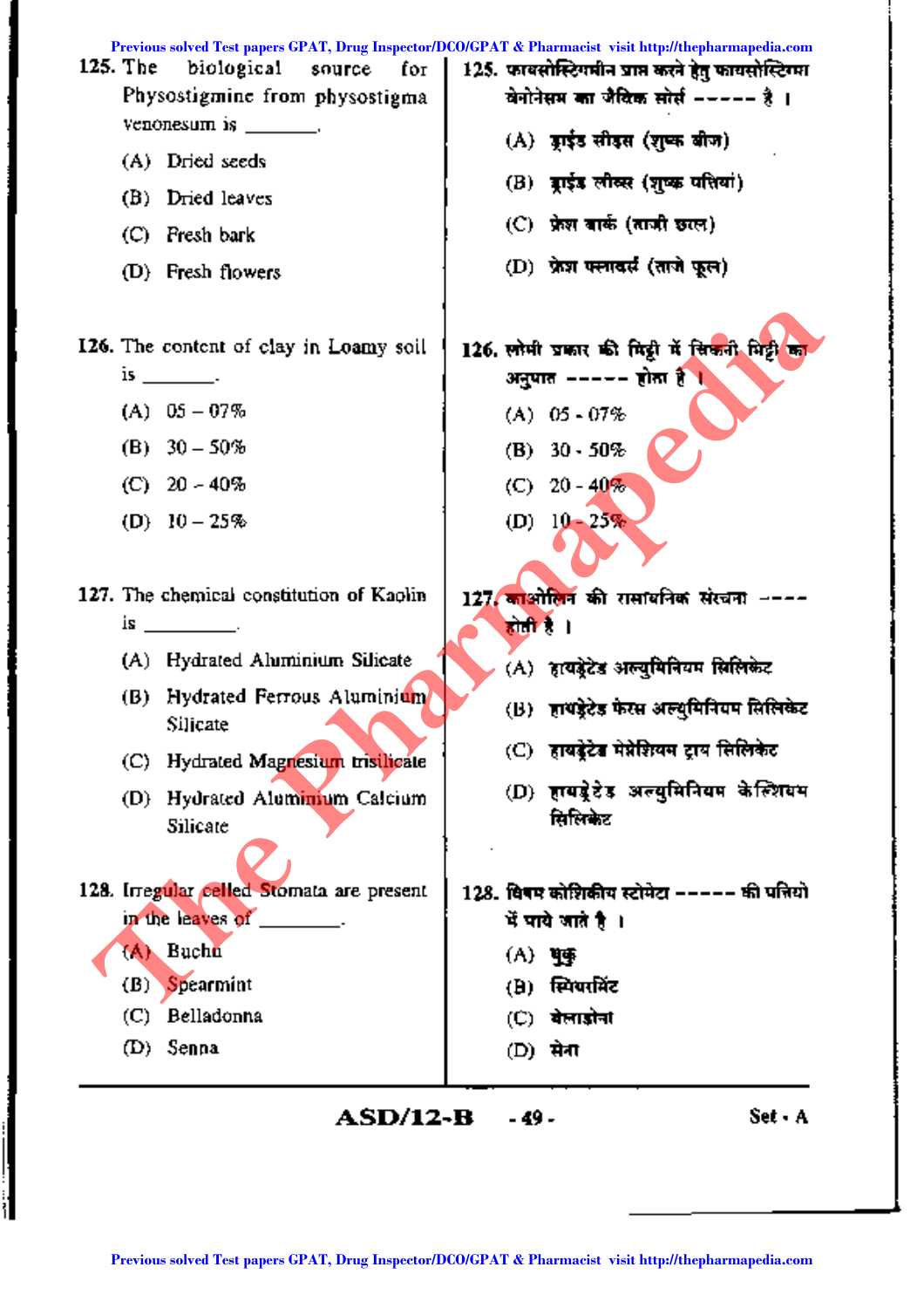125. The biological source for Physostigmine from physostigma venonesum is ________.

(A) Dried seeds

(B) Dried leaves

(C) Fresh bark

(D) Fresh flowers

125. फायसोस्टिगमीन प्राप्त करने हेतु फायसोस्टिग्मा वेनोनेसम का जैविक सोर्स ----- है ।

(A) ड्राईड सीड्स (शुष्क बीज)

(B) ड्राईड लीव्स (शुष्क पत्तियां)

(C) फ्रेश बार्क (ताजी छाल)

(D) फ्रेश फ्लावर्स (ताजे फूल)

126. The content of clay in Loamy soil is ________.

(A) 05 – 07%

(B) 30 – 50%

(C) 20 – 40%

(D) 10 – 25%

126. लोमी प्रकार की मिट्टी में चिकनी मिट्टी का अनुपात ----- होता है ।

(A) 05 - 07%

(B) 30 - 50%

(C) 20 - 40%

(D) 10 - 25%

127. The chemical constitution of Kaolin is ________.

(A) Hydrated Aluminium Silicate

(B) Hydrated Ferrous Aluminium Silicate

(C) Hydrated Magnesium trisilicate

(D) Hydrated Aluminium Calcium Silicate

127. काओलिन की रासायनिक संरचना ---- होती है ।

(A) हायड्रेटेड अल्युमिनियम सिलिकेट

(B) हायड्रेटेड फेरस अल्युमिनियम सिलिकेट

(C) हायड्रेटेड मेग्नेशियम ट्राय सिलिकेट

(D) हायड्रेटेड अल्युमिनियम केल्शियम सिलिकेट

128. Irregular celled Stomata are present in the leaves of ________.

(A) Buchu

(B) Spearmint

(C) Belladonna

(D) Senna

128. विषम कोशिकीय स्टोमेटा ----- की पत्तियों में पाये जाते है ।

(A) बुकु

(B) स्पियरमिंट

(C) बेलाडोना

(D) सेना

ASD/12-B Set - A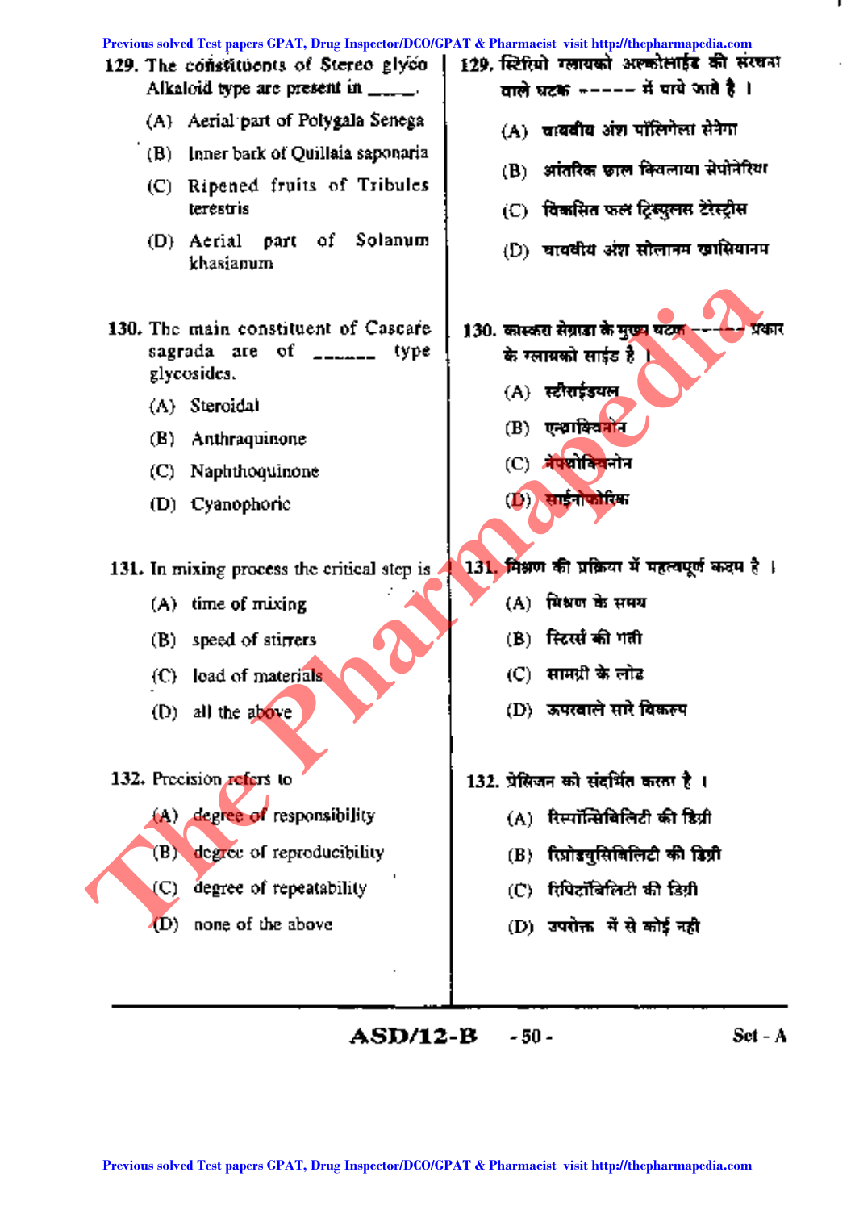129. The constituents of Stereo glyco Alkaloid type are present in _____.

(A) Aerial part of Polygala Senega

(B) Inner bark of Quillaia saponaria

(C) Ripened fruits of Tribules terestris

(D) Aerial part of Solanum khasianum

129. स्टिरियो ग्लायको अल्कोलाईड की संरचना वाले घटक ----- में पाये जाते है ।

(A) वायवीय अंश पॉलिगेला सेनेगा

(B) आंतरिक छाल क्विलाया सेपोनेरिया

(C) विकसित फल ट्रिब्युलस टेरेस्ट्रीस

(D) वायवीय अंश सोलानम खासियानम

130. The main constituent of Cascara sagrada are of ______ type glycosides.

(A) Steroidal

(B) Anthraquinone

(C) Naphthoquinone

(D) Cyanophoric

130. कास्करा सेग्राडा के मुख्य घटक ----- प्रकार के ग्लायको साईड है ।

(A) स्टीराईडयल

(B) एन्थ्राक्विनोन

(C) नेफ्थोक्विनोन

(D) साईनोफोरिक

131. In mixing process the critical step is

(A) time of mixing

(B) speed of stirrers

(C) load of materials

(D) all the above

131. मिश्रण की प्रक्रिया में महत्वपूर्ण कदम है ।

(A) मिश्रण के समय

(B) स्टिरर्स की गती

(C) सामग्री के लोड

(D) ऊपरवाले सारे विकल्प

132. Precision refers to

(A) degree of responsibility

(B) degree of reproducibility

(C) degree of repeatability

(D) none of the above

132. प्रेसिजन को संदर्भित करता है ।

(A) रिस्पॉन्सिबिलिटी की डिग्री

(B) रिप्रोड्युसिबिलिटी की डिग्री

(C) रिपिटॉबिलिटी की डिग्री

(D) उपरोक्त में से कोई नही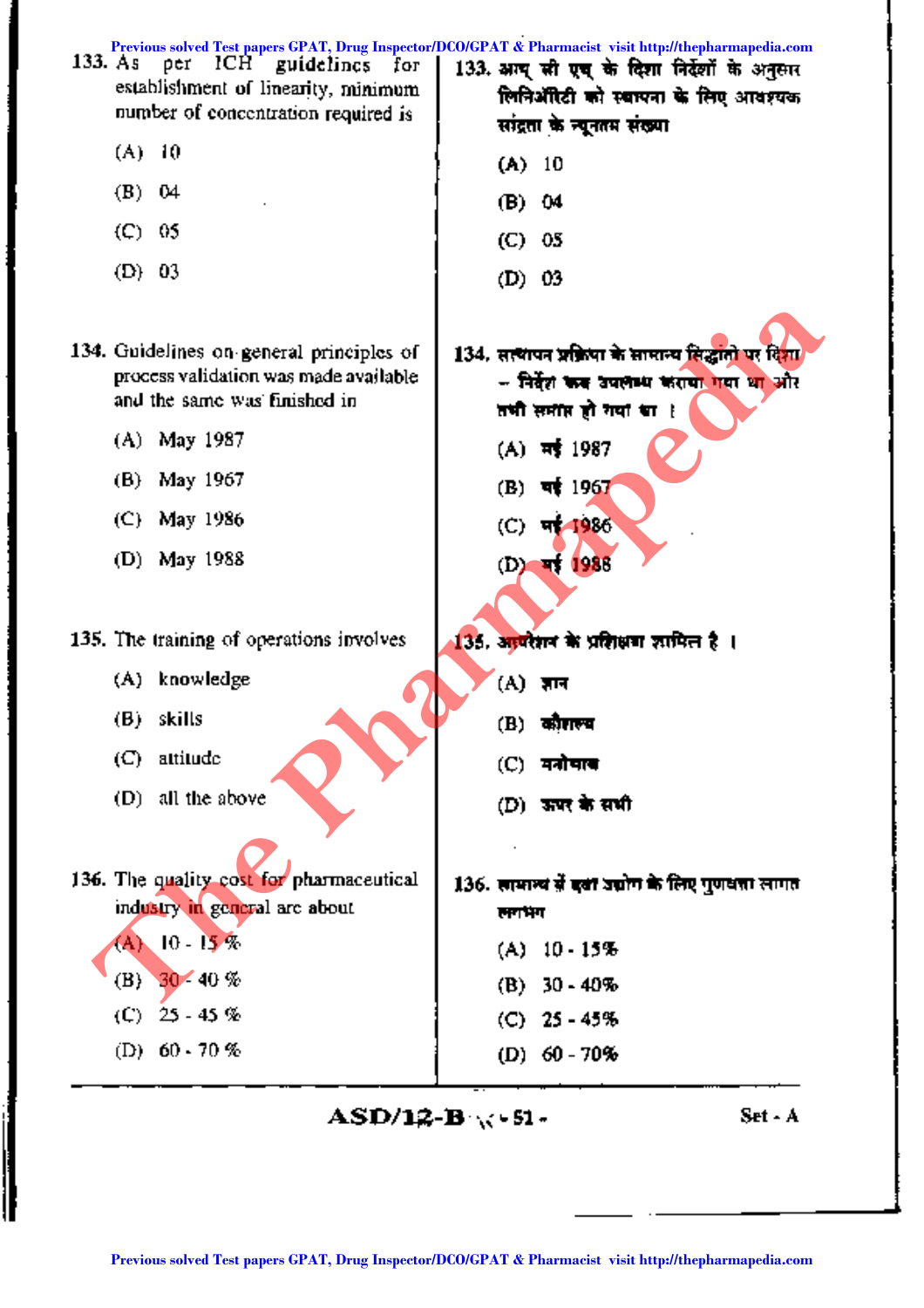133. As per ICH guidelines for establishment of linearity, minimum number of concentration required is

(A) 10

(B) 04

(C) 05

(D) 03

133. आय् सी एच् के दिशा निर्देशों के अनुसार लिनिअरिटी की स्थापना के लिए आवश्यक सांद्रता के न्यूनतम संख्या

(A) 10

(B) 04

(C) 05

(D) 03

134. Guidelines on general principles of process validation was made available and the same was finished in

(A) May 1987

(B) May 1967

(C) May 1986

(D) May 1988

134. सत्यापन प्रक्रिया के सामान्य सिद्धांतों पर दिशा – निर्देश कब उपलब्ध कराया गया था और तभी समाप्त हो गया था ।

(A) मई 1987

(B) मई 1967

(C) मई 1986

(D) मई 1988

135. The training of operations involves

(A) knowledge

(B) skills

(C) attitude

(D) all the above

135. आपरेशन के प्रशिक्षण शामिल है ।

(A) ज्ञान

(B) कौशल्य

(C) मनोभाव

(D) ऊपर के सभी

136. The quality cost for pharmaceutical industry in general are about

(A) 10 - 15 %

(B) 30 - 40 %

(C) 25 - 45 %

(D) 60 - 70 %

136. सामान्य में दवा उद्योग के लिए गुणवत्ता लागत लगभग

(A) 10 - 15%

(B) 30 - 40%

(C) 25 - 45%

(D) 60 - 70%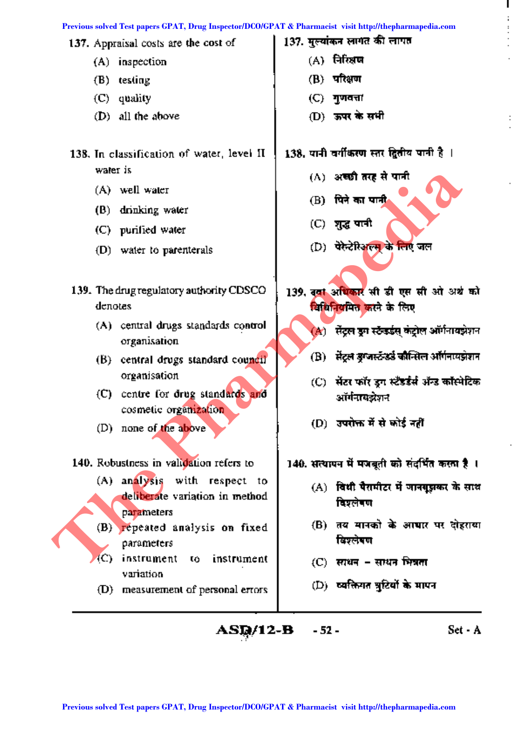137. Appraisal costs are the cost of

(A) inspection

(B) testing

(C) quality

(D) all the above

137. मुल्यांकन लागत की लागत

(A) निरिक्षण

(B) परिक्षण

(C) गुणवत्ता

(D) ऊपर के सभी

138. In classification of water, level II water is

(A) well water

(B) drinking water

(C) purified water

(D) water to parenterals

138. पानी वर्गीकरण स्तर द्वितीय पानी है ।

(A) अच्छी तरह से पानी

(B) पिने का पानी

(C) शुद्ध पानी

(D) पेरेन्टेरिअल्स के लिए जल

139. The drug regulatory authority CDSCO denotes

(A) central drugs standards control organisation

(B) central drugs standard council organisation

(C) centre for drug standards and cosmetic organization

(D) none of the above

139. दवा अधिकार सी डी एस सी ओ अर्थ को विधिनियमित करने के लिए

(A) सेंट्रल ड्रग स्टॅन्डर्डस् कंट्रोल ऑर्गनायझेशन

(B) सेंट्रल ड्रग्जस्टॅन्डर्ड कौन्सिल ऑर्गनायझेशन

(C) सेंटर फॉर ड्रग स्टॅन्डर्डस अॅन्ड कॉस्मेटिक ऑर्गनायझेशन

(D) उपरोक्त में से कोई नहीं

140. Robustness in validation refers to

(A) analysis with respect to deliberate variation in method parameters

(B) repeated analysis on fixed parameters

(C) instrument to instrument variation

(D) measurement of personal errors

140. सत्यापन में मजबूती को संदर्भित करता है ।

(A) विधी पैरामीटर में जानबूझकर के साथ विश्लेषण

(B) तय मानको के आधार पर दोहराया विश्लेषण

(C) साधन – साधन भिन्नता

(D) व्यक्तिगत त्रुटियों के मापन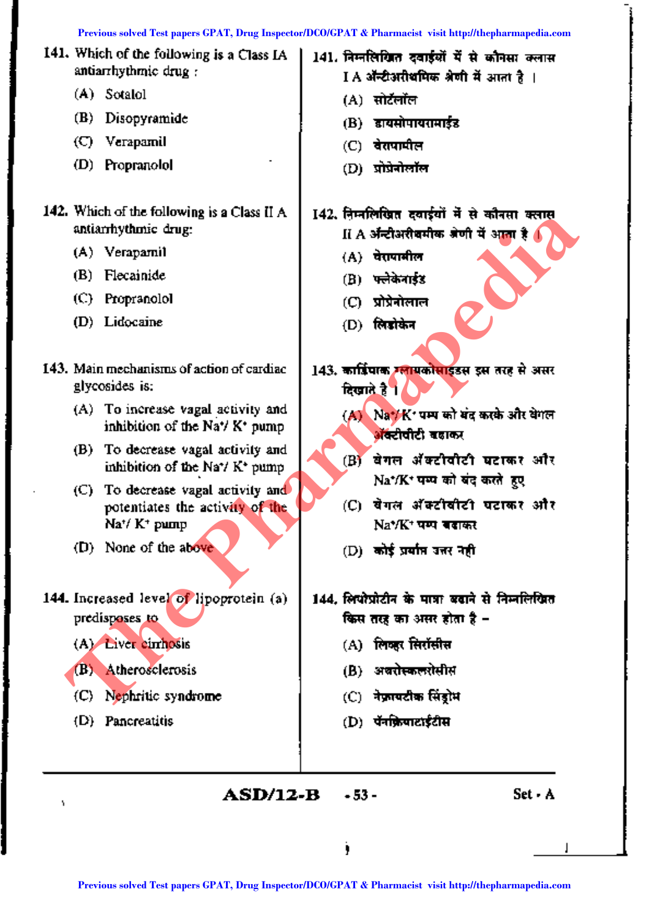141. Which of the following is a Class IA antiarrhythmic drug :

(A) Sotalol
(B) Disopyramide
(C) Verapamil
(D) Propranolol

141. निम्नलिखित दवाईयों में से कौनसा क्लास I A अँन्टीअरीथमिक श्रेणी में आता है ।

(A) सोटॅलॉल
(B) डायसोपायरामाईड
(C) वेरापामील
(D) प्रोप्रेनोलॉल

142. Which of the following is a Class II A antiarrhythmic drug:

(A) Verapamil
(B) Flecainide
(C) Propranolol
(D) Lidocaine

142. निम्नलिखित दवाईयों में से कौनसा क्लास II A अँन्टीअरीथमीक श्रेणी में आता है ।

(A) वेरापामील
(B) फ्लेकेनाईड
(C) प्रोप्रेनोलाल
(D) लिडोकेन

143. Main mechanisms of action of cardiac glycosides is:

(A) To increase vagal activity and inhibition of the $Na^+/K^+$ pump
(B) To decrease vagal activity and inhibition of the $Na^+/K^+$ pump
(C) To decrease vagal activity and potentiates the activity of the $Na^+/K^+$ pump
(D) None of the above

143. कार्डियाक ग्लायकोसाइडस इस तरह से असर दिखाते है ।

(A) $Na^+/K^+$ पम्प को बंद करके और वेगल अॅक्टीवीटी बढाकर
(B) वेगल अॅक्टीवीटी घटाकर और $Na^+/K^+$ पम्प को बंद करते हुए
(C) वेगल अॅक्टीवीटी घटाकर और $Na^+/K^+$ पम्प बढाकर
(D) कोई प्रर्याप्त उत्तर नही

144. Increased level of lipoprotein (a) predisposes to

(A) Liver cirrhosis
(B) Atherosclerosis
(C) Nephritic syndrome
(D) Pancreatitis

144. लिपोप्रोटीन के मात्रा बढाने से निम्नलिखित किस तरह का असर होता है –

(A) लिव्हर सिरॉसीस
(B) अथरोस्कलरोसीस
(C) नेफ्रायटीक सिंड्रोम
(D) पॅनक्रियाटाईटीस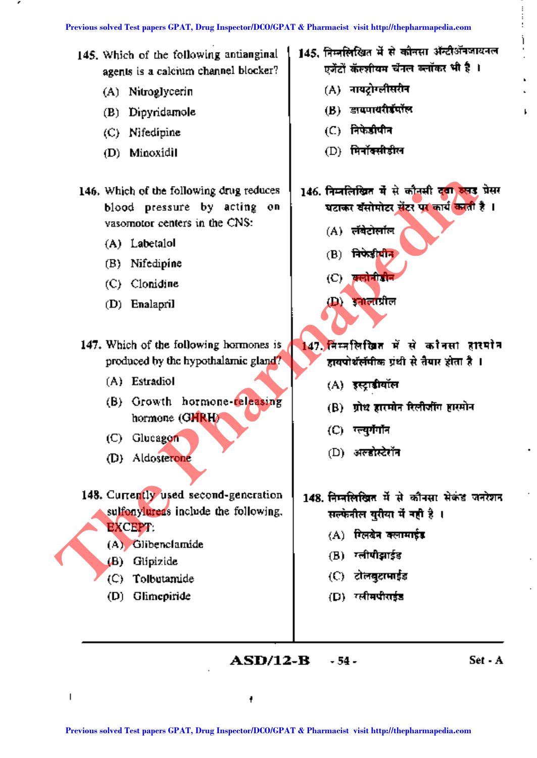145. Which of the following antianginal agents is a calcium channel blocker?

(A) Nitroglycerin

(B) Dipyridamole

(C) Nifedipine

(D) Minoxidil

145. निम्नलिखित में से कौनसा ॲन्टीॲनजायनल एजेंटों कॅल्शीयम चॅनल ब्लॉकर भी है ।

(A) नायट्रोग्लीसरीन

(B) डायपायरीडॅमॉल

(C) निफेडीपीन

(D) मिनॉक्सीडील

146. Which of the following drug reduces blood pressure by acting on vasomotor centers in the CNS:

(A) Labetalol

(B) Nifedipine

(C) Clonidine

(D) Enalapril

146. निम्नलिखित में से कौनसी दवा ब्लड प्रेसर घटाकर वॅसोमोटर सेंटर पर कार्य करती है ।

(A) लॅबेटोलॉल

(B) निफेडीपीन

(C) क्लोनीडीन

(D) इनालाप्रील

147. Which of the following hormones is produced by the hypothalamic gland?

(A) Estradiol

(B) Growth hormone-releasing hormone (GHRH)

(C) Glucagon

(D) Aldosterone

147. निम्नलिखित में से कौनसा हारमोन हायपोथॅलॅमीक ग्रंथी से तैयार होता है ।

(A) इस्ट्राडीयॉल

(B) ग्रोथ हारमोन रिलीजींग हारमोन

(C) ग्ल्युगॅगॉन

(D) अल्डोस्टेरॉन

148. Currently used second-generation sulfonylureas include the following, EXCEPT:

(A) Glibenclamide

(B) Glipizide

(C) Tolbutamide

(D) Glimepiride

148. निम्नलिखित में से कौनसा सेकंड जनरेशन सल्फेनील युरीया में नही है ।

(A) ग्लिबेन क्लामाईड

(B) ग्लीपीझाईड

(C) टोलबुटामाईड

(D) ग्लीमपीराईड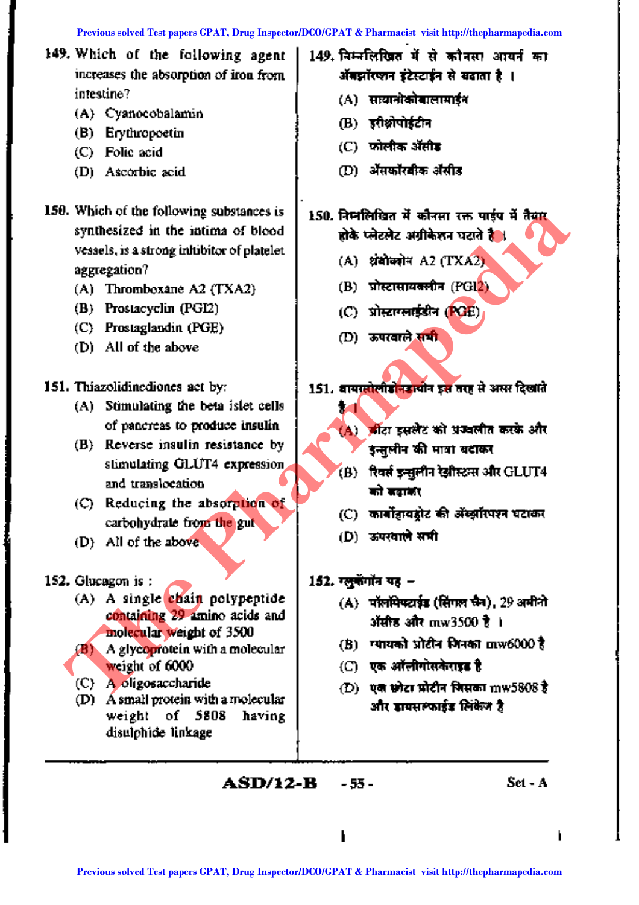149. Which of the following agent increases the absorption of iron from intestine?

(A) Cyanocobalamin
(B) Erythropoetin
(C) Folic acid
(D) Ascorbic acid

149. निम्नलिखित में से कौनसा आयर्न का ॲबझॉरप्शन इंटेस्टाईन से बढाता है ।

(A) सायानोकोबालामाईन
(B) इरीथ्रोपोईटीन
(C) फोलीक ॲसीड
(D) ॲसकॉरबीक ॲसीड

150. Which of the following substances is synthesized in the intima of blood vessels, is a strong inhibitor of platelet aggregation?

(A) Thromboxane A2 (TXA2)
(B) Prostacyclin (PGI2)
(C) Prostaglandin (PGE)
(D) All of the above

150. निम्नलिखित में कौनसा रक्त पाईप में तैयार होके प्लेटलेट अग्रीकेशन घटाते है ।

(A) थ्रोंबोक्सेन A2 (TXA2)
(B) प्रोस्टासायक्लीन (PGI2)
(C) प्रोस्टाग्लाईडीन (PGE)
(D) ऊपरवाले सभी

151. Thiazolidinediones act by:

(A) Stimulating the beta islet cells of pancreas to produce insulin
(B) Reverse insulin resistance by stimulating GLUT4 expression and translocation
(C) Reducing the absorption of carbohydrate from the gut
(D) All of the above

151. थायझोलीडीनेडायोन इस तरह से असर दिखाते है ।

(A) बीटा इसलेट को प्रज्वलीत करके और इन्सुलीन की मात्रा बढाकर
(B) रिवर्स इन्सुलीन रेझीस्टन्स और GLUT4 को बढाकर
(C) कार्बोहायड्रेट की ॲब्झॉरपशन घटाकर
(D) ऊपरवाले सभी

152. Glucagon is :

(A) A single chain polypeptide containing 29 amino acids and molecular weight of 3500
(B) A glycoprotein with a molecular weight of 6000
(C) A oligosaccharide
(D) A small protein with a molecular weight of 5808 having disulphide linkage

152. ग्लुकॅगॉन यह –

(A) पॉलीपेप्टाईड (सिंगल चेन), 29 अमीनो ॲसीड और mw3500 है ।
(B) ग्लायको प्रोटीन जिनका mw6000 है
(C) एक ऑलीगोसॅकेराइड है
(D) एक छोटा प्रोटीन जिसका mw5808 है और डायसल्फाईड लिंकेज है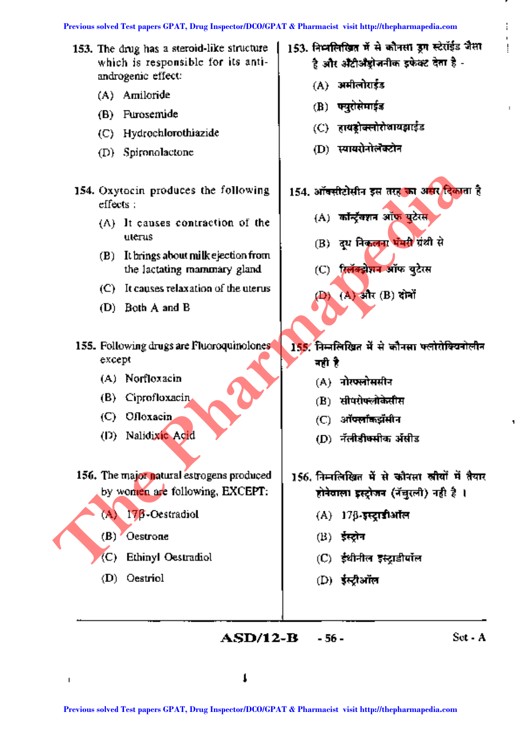153. The drug has a steroid-like structure which is responsible for its anti-androgenic effect:

(A) Amiloride

(B) Furosemide

(C) Hydrochlorothiazide

(D) Spironolactone

153. निम्नलिखित में से कौनसा ड्रग स्टेरॉईड जैसा है और अँटीॲंड्रोजनीक इफेक्ट देता है -

(A) अमीलोराईड

(B) फ्युरोसेमाईड

(C) हायड्रोक्लोरोथायझाईड

(D) स्पायरोनोलॅक्टोन

154. Oxytocin produces the following effects :

(A) It causes contraction of the uterus

(B) It brings about milk ejection from the lactating mammary gland

(C) It causes relaxation of the uterus

(D) Both A and B

154. ऑक्सीटोसीन इस तरह का असर दिखाता है

(A) कॉन्ट्रॅक्शन ऑफ युटेरस

(B) दूध निकलना मॅमरी ग्रंथी से

(C) रिलॅक्झेशन ऑफ युटेरस

(D) (A) और (B) दोनों

155. Following drugs are Fluoroquinolones except

(A) Norfloxacin

(B) Ciprofloxacin

(C) Ofloxacin

(D) Nalidixic Acid

155. निम्नलिखित में से कौनसा फ्लोरोक्विनोलीन नही है

(A) नोरफ्लोक्सासीन

(B) सीप्रोफ्लोकेसीस

(C) ऑफ्लॉक्झॅसीन

(D) नॅलीडीक्सीक ॲसीड

156. The major natural estrogens produced by women are following, EXCEPT:

(A) 17β-Oestradiol

(B) Oestrone

(C) Ethinyl Oestradiol

(D) Oestriol

156. निम्नलिखित में से कौनसा स्त्रीयों में तैयार होनेवाला इस्ट्रोजन (नॅचुरली) नही है ।

(A) 17β-इस्ट्राडीऑल

(B) ईस्ट्रोन

(C) ईथीनील इस्ट्राडीयॉल

(D) ईस्ट्रीऑल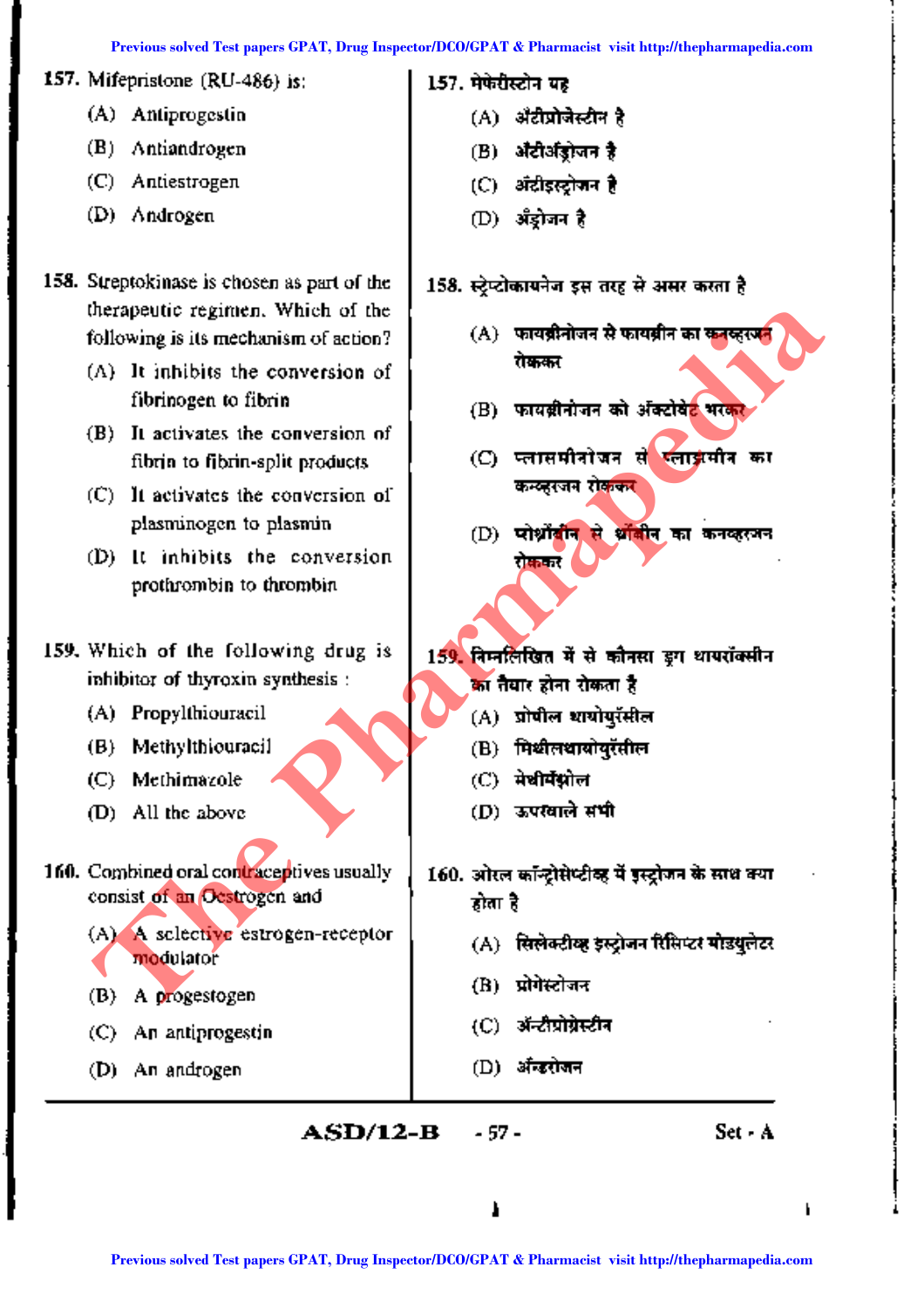157. Mifepristone (RU-486) is:

(A) Antiprogestin

(B) Antiandrogen

(C) Antiestrogen

(D) Androgen

157. मेफेरीस्टोन यह

(A) अँटीप्रोजेस्टीन है

(B) अँटीअँड्रोजन है

(C) अँटीइस्ट्रोजन है

(D) अँड्रोजन है

158. Streptokinase is chosen as part of the therapeutic regimen. Which of the following is its mechanism of action?

(A) It inhibits the conversion of fibrinogen to fibrin

(B) It activates the conversion of fibrin to fibrin-split products

(C) It activates the conversion of plasminogen to plasmin

(D) It inhibits the conversion prothrombin to thrombin

158. स्ट्रेप्टोकायनेज इस तरह से असर करता है

(A) फायब्रीनोजन से फायब्रीन का कनव्हरजन रोककर

(B) फायब्रीनोजन को अँक्टोवेट करकर

(C) प्लासमीनोजन से प्लाझमीन का कन्व्हरजन रोककर

(D) प्रोथ्रॉबीन से थ्रॉबीन का कनव्हरजन रोककर

159. Which of the following drug is inhibitor of thyroxin synthesis :

(A) Propylthiouracil

(B) Methylthiouracil

(C) Methimazole

(D) All the above

159. निम्नलिखित में से कौनसा ड्रग थायरॉक्सीन का तैयार होना रोकता है

(A) प्रोपील थायोयुरॅसील

(B) मिथीलथायोयुरॅसील

(C) मेथीमॅझोल

(D) ऊपरवाले सभी

160. Combined oral contraceptives usually consist of an Oestrogen and

(A) A selective estrogen-receptor modulator

(B) A progestogen

(C) An antiprogestin

(D) An androgen

160. ओरल कॉन्ट्रोसेप्टीव्ह में इस्ट्रोजन के साथ क्या होता है

(A) सिलेक्टीव्ह इस्ट्रोजन रिसिप्टर मोडयुलेटर

(B) प्रोगेस्टोजन

(C) अँन्टीप्रोग्रेस्टीन

(D) अँन्ड्रोजन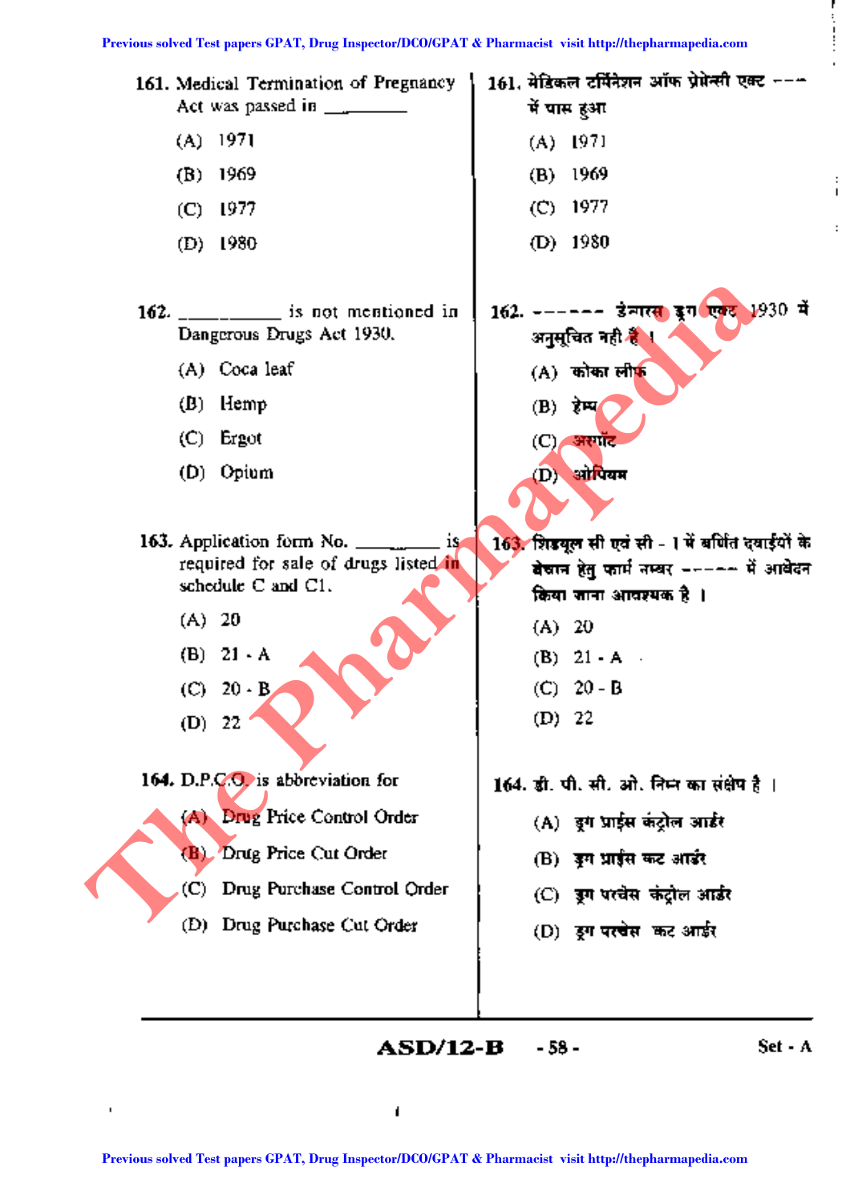161. Medical Termination of Pregnancy Act was passed in ________

(A) 1971

(B) 1969

(C) 1977

(D) 1980

161. मेडिकल टर्मिनेशन ऑफ प्रेग्नेंसी एक्ट ---- में पास हुआ

(A) 1971

(B) 1969

(C) 1977

(D) 1980

162. __________ is not mentioned in Dangerous Drugs Act 1930.

(A) Coca leaf

(B) Hemp

(C) Ergot

(D) Opium

162. ------ डेन्जरस ड्रग एक्ट 1930 में अनुसूचित नही है ।

(A) कोका लीफ

(B) हेम्प

(C) अरगॉट

(D) ओपियम

163. Application form No. ________ is required for sale of drugs listed in schedule C and C1.

(A) 20

(B) 21 - A

(C) 20 - B

(D) 22

163. शिड्यूल सी एवं सी - 1 में वर्णित दवाईयों के बेचान हेतु फार्म नम्बर ------ में आवेदन किया जाना आवश्यक है ।

(A) 20

(B) 21 - A

(C) 20 - B

(D) 22

164. D.P.C.O. is abbreviation for

(A) Drug Price Control Order

(B) Drug Price Cut Order

(C) Drug Purchase Control Order

(D) Drug Purchase Cut Order

164. डी. पी. सी. ओ. निम्न का संक्षेप है ।

(A) ड्रग प्राईस कंट्रोल आर्डर

(B) ड्रग प्राईस कट आर्डर

(C) ड्रग परचेस कंट्रोल आर्डर

(D) ड्रग परचेस कट आर्डर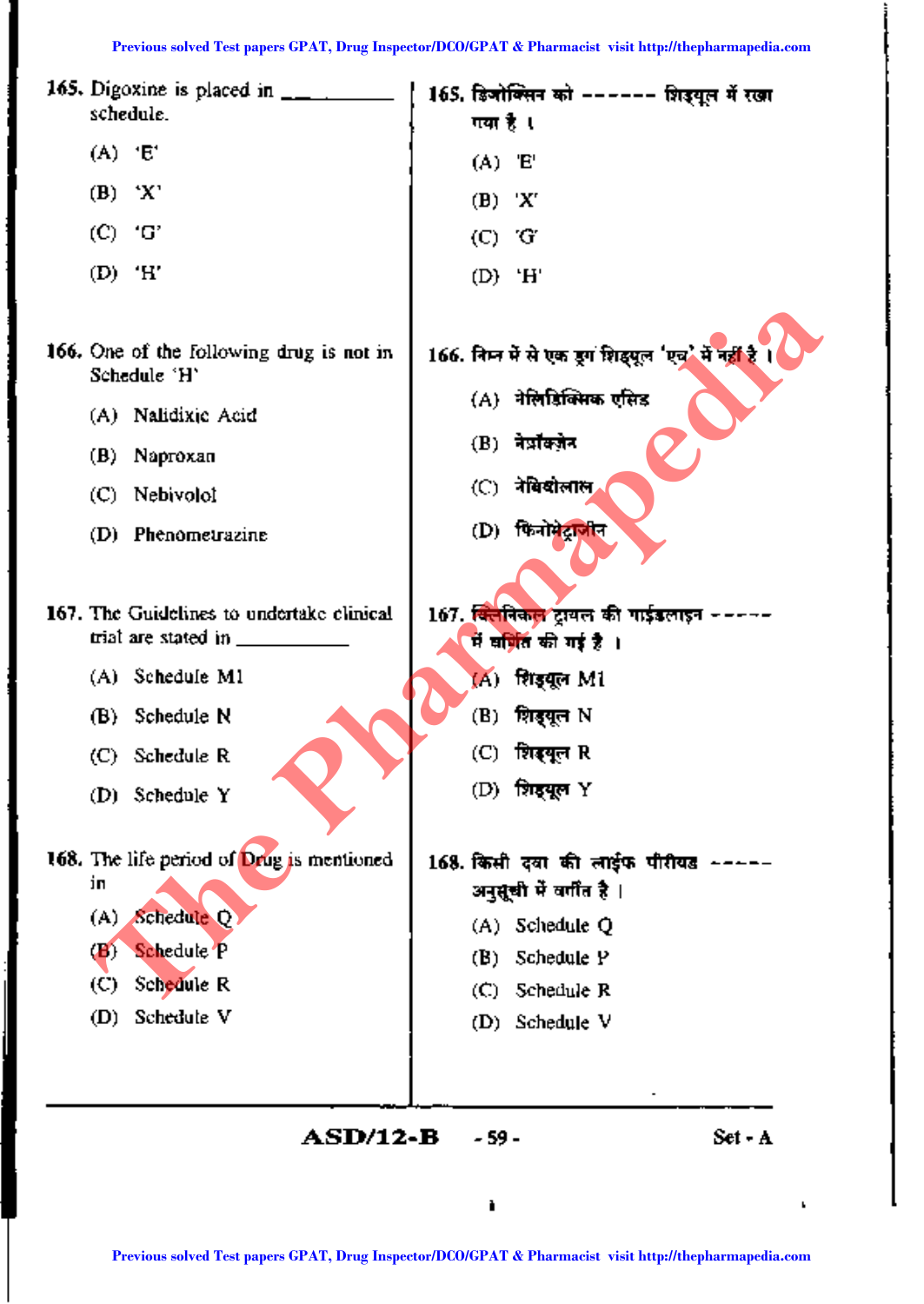165. Digoxine is placed in __________ schedule.

(A) 'E'

(B) 'X'

(C) 'G'

(D) 'H'

165. डिजोक्सिन को ------ शिड्यूल में रखा गया है ।

(A) 'E'

(B) 'X'

(C) 'G'

(D) 'H'

166. One of the following drug is not in Schedule 'H'

(A) Nalidixic Acid

(B) Naproxan

(C) Nebivolol

(D) Phenometrazine

166. निम्न में से एक ड्रग शिड्यूल 'एच' में नहीं है ।

(A) नेलिडिक्सिक एसिड

(B) नेप्रॉक्सेन

(C) नेबिवोलाल

(D) फिनोमेट्राजीन

167. The Guidelines to undertake clinical trial are stated in __________

(A) Schedule M1

(B) Schedule N

(C) Schedule R

(D) Schedule Y

167. क्लिनिकल ट्रायल की गाईडलाइन ------ में वर्णित की गई है ।

(A) शिड्यूल M1

(B) शिड्यूल N

(C) शिड्यूल R

(D) शिड्यूल Y

168. The life period of Drug is mentioned in

(A) Schedule Q

(B) Schedule P

(C) Schedule R

(D) Schedule V

168. किसी दवा की लाईफ पीरीयड ------ अनुसूची में वर्णित है ।

(A) Schedule Q

(B) Schedule P

(C) Schedule R

(D) Schedule V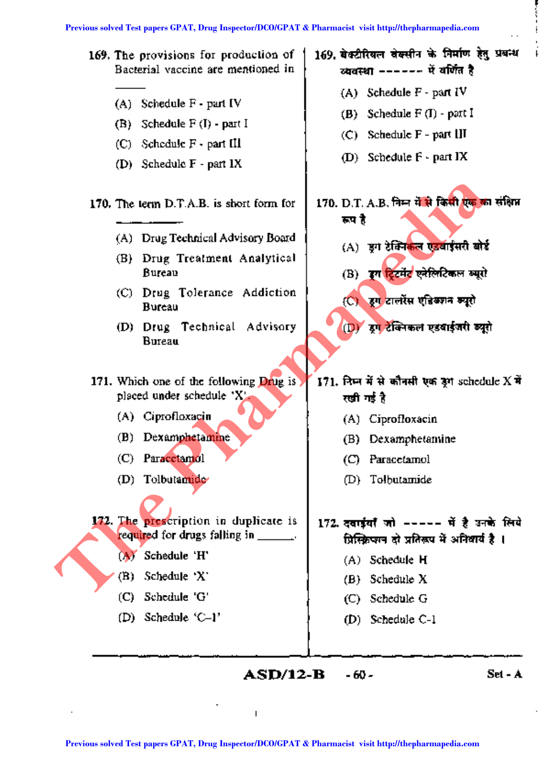169. The provisions for production of Bacterial vaccine are mentioned in ______

(A) Schedule F - part IV
(B) Schedule F (I) - part I
(C) Schedule F - part III
(D) Schedule F - part IX

169. बेक्टीरियल वेक्सीन के निर्माण हेतु प्रबन्ध व्यवस्था ------ में वर्णित है

(A) Schedule F - part IV
(B) Schedule F (I) - part I
(C) Schedule F - part III
(D) Schedule F - part IX

170. The term D.T.A.B. is short form for ______

(A) Drug Technical Advisory Board
(B) Drug Treatment Analytical Bureau
(C) Drug Tolerance Addiction Bureau
(D) Drug Technical Advisory Bureau

170. D.T. A.B. निम्न में से किसी एक का संक्षिप्त रूप है

(A) ड्रग टेक्निकल एडवाईसरी बोर्ड
(B) ड्रग ट्रिटमेंट एनेलिटिकल ब्यूरो
(C) ड्रग टालरेंस एडिक्शन ब्यूरो
(D) ड्रग टेक्निकल एडवाईजरी ब्यूरो

171. Which one of the following Drug is placed under schedule 'X'.

(A) Ciprofloxacin
(B) Dexamphetamine
(C) Paracetamol
(D) Tolbutamide

171. निम्न में से कौनसी एक ड्रग schedule X में रखी गई है

(A) Ciprofloxacin
(B) Dexamphetamine
(C) Paracetamol
(D) Tolbutamide

172. The prescription in duplicate is required for drugs falling in ______.

(A) Schedule 'H'
(B) Schedule 'X'
(C) Schedule 'G'
(D) Schedule 'C–1'

172. दवाईयाँ जो ----- में है उनके लिये प्रिस्क्रिप्शन दो प्रतिरूप में अनिवार्य है ।

(A) Schedule H
(B) Schedule X
(C) Schedule G
(D) Schedule C-1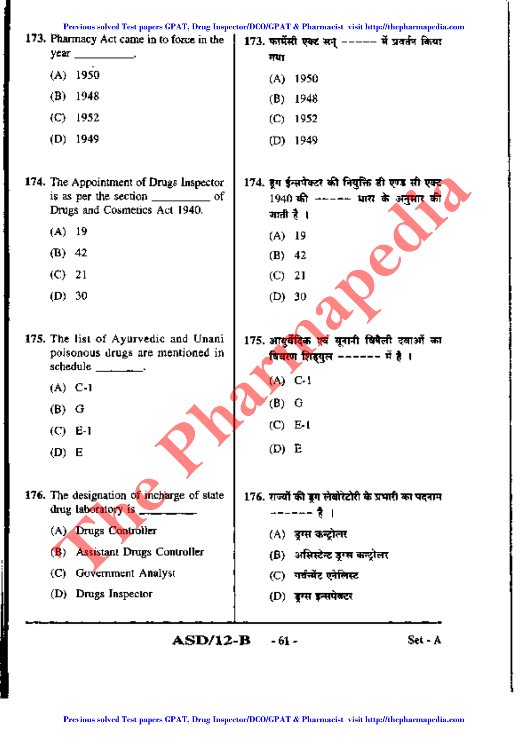173. Pharmacy Act came in to force in the year ______.

(A) 1950

(B) 1948

(C) 1952

(D) 1949

173. फार्मेसी एक्ट सन् ------ में प्रवर्तन किया गया

(A) 1950

(B) 1948

(C) 1952

(D) 1949

174. The Appointment of Drugs Inspector is as per the section ______ of Drugs and Cosmetics Act 1940.

(A) 19

(B) 42

(C) 21

(D) 30

174. ड्रग ईन्सपेक्टर की नियुक्ति डी एण्ड सी एक्ट 1940 की ------ धारा के अनुसार की जाती है ।

(A) 19

(B) 42

(C) 21

(D) 30

175. The list of Ayurvedic and Unani poisonous drugs are mentioned in schedule ______.

(A) C-1

(B) G

(C) E-1

(D) E

175. आयुर्वेदिक एवं यूनानी विषैली दवाओं का विवरण शिड्युल ------ में है ।

(A) C-1

(B) G

(C) E-1

(D) E

176. The designation of incharge of state drug laboratory is ______

(A) Drugs Controller

(B) Assistant Drugs Controller

(C) Government Analyst

(D) Drugs Inspector

176. राज्यों की ड्रग लेबोरेटोरी के प्रभारी का पदनाम ------ है ।

(A) ड्रग्स कन्ट्रोलर

(B) असिस्टेन्ट ड्रग्स कन्ट्रोलर

(C) गवर्न्मेंट एनेलिस्ट

(D) ड्रग्स इन्सपेक्टर

ASD/12-B Set - A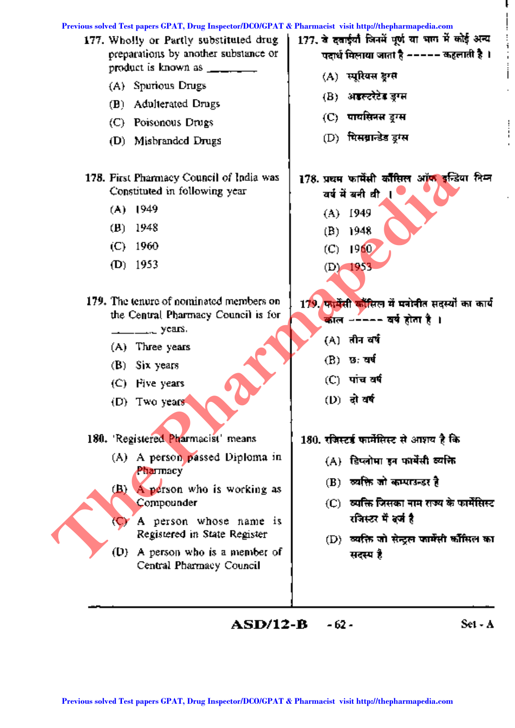177. Wholly or Partly substituted drug preparations by another substance or product is known as ______

(A) Spurious Drugs

(B) Adulterated Drugs

(C) Poisonous Drugs

(D) Misbranded Drugs

178. First Pharmacy Council of India was Constituted in following year

(A) 1949

(B) 1948

(C) 1960

(D) 1953

179. The tenure of nominated members on the Central Pharmacy Council is for ______ years.

(A) Three years

(B) Six years

(C) Five years

(D) Two years

180. 'Registered Pharmacist' means

(A) A person passed Diploma in Pharmacy

(B) A person who is working as Compounder

(C) A person whose name is Registered in State Register

(D) A person who is a member of Central Pharmacy Council

177. वे दवाईयाँ जिनमें पूर्ण या भाग में कोई अन्य पदार्थ मिलाया जाता है ----- कहलाती है ।

(A) स्पूरियस ड्रग्स

(B) अडल्टरेटेड ड्रग्स

(C) पायसिनस ड्रग्स

(D) मिसब्रान्डेड ड्रग्स

178. प्रथम फार्मेसी कौंसिल ऑफ इन्डिया निम्न वर्ष में बनी थी ।

(A) 1949

(B) 1948

(C) 1960

(D) 1953

179. फार्मेसी कौंसिल में मनोनीत सदस्यों का कार्य काल ----- वर्ष होता है ।

(A) तीन वर्ष

(B) छः वर्ष

(C) पांच वर्ष

(D) दो वर्ष

180. रजिस्टर्ड फार्मेसिस्ट से आशय है कि

(A) डिप्लोमा इन फार्मेसी व्यक्ति

(B) व्यक्ति जो कम्पाउन्डर है

(C) व्यक्ति जिसका नाम राज्य के फार्मेसिस्ट रजिस्टर में दर्ज है

(D) व्यक्ति जो सेन्ट्रल फार्मेसी कौंसिल का सदस्य है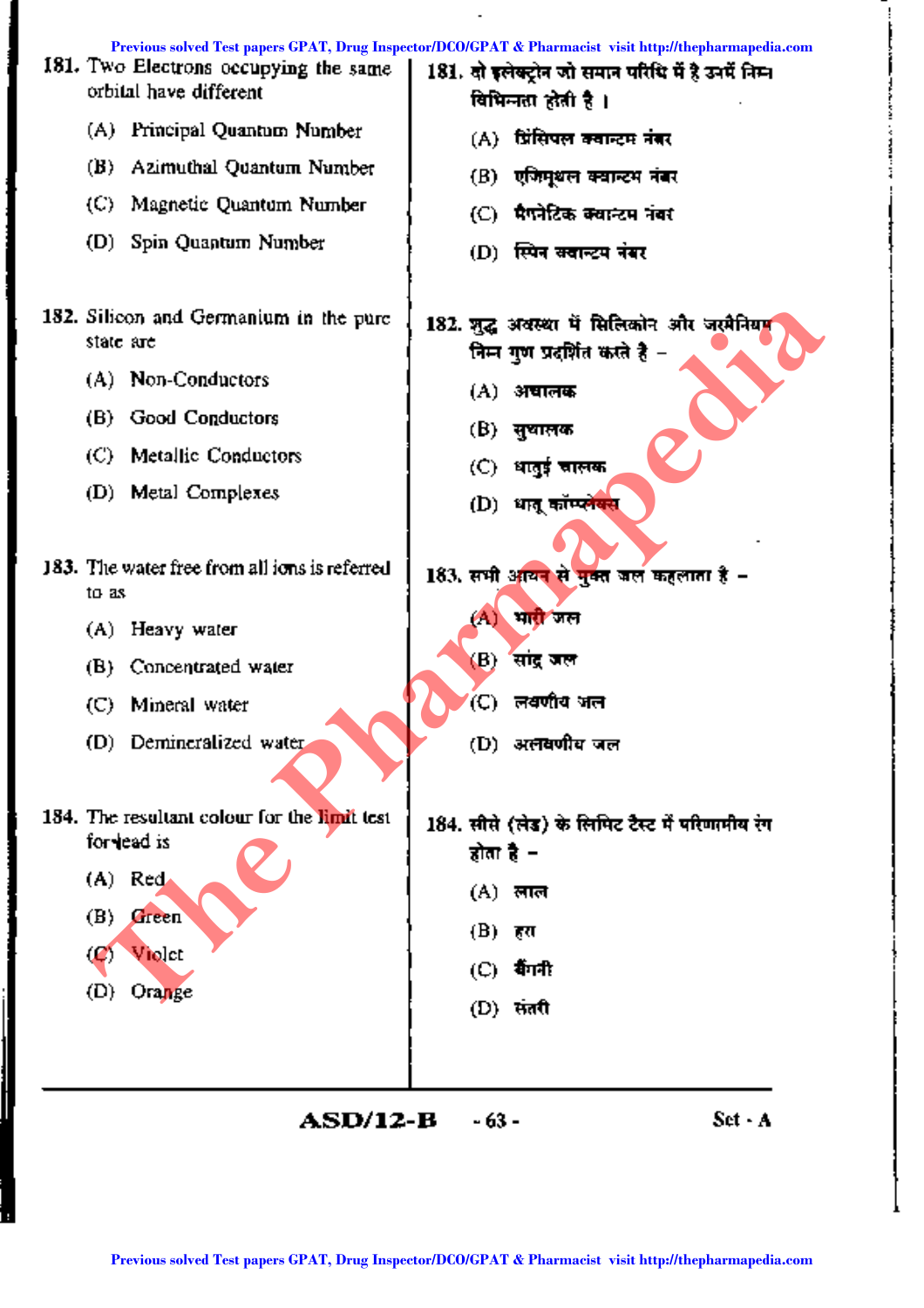181. Two Electrons occupying the same orbital have different

(A) Principal Quantum Number

(B) Azimuthal Quantum Number

(C) Magnetic Quantum Number

(D) Spin Quantum Number

181. दो इलेक्ट्रोन जो समान परिधि में है उसमें निम्न विभिन्नता होती है ।

(A) प्रिंसिपल क्वान्टम नंबर

(B) एजिमूथल क्वान्टम नंबर

(C) मैगनेटिक क्वान्टम नंबर

(D) स्पिन क्वान्टम नंबर

182. Silicon and Germanium in the pure state are

(A) Non-Conductors

(B) Good Conductors

(C) Metallic Conductors

(D) Metal Complexes

182. शुद्ध अवस्था में सिलिकोन और जरमैनियम निम्न गुण प्रदर्शित करते है –

(A) अचालक

(B) सुचालक

(C) धातुई चालक

(D) धातु कॉम्प्लेक्स

183. The water free from all ions is referred to as

(A) Heavy water

(B) Concentrated water

(C) Mineral water

(D) Demineralized water

183. सभी आयन से मुक्त जल कहलाता है –

(A) भारी जल

(B) सांद्र जल

(C) लवणीय जल

(D) अलवणीय जल

184. The resultant colour for the limit test for lead is

(A) Red

(B) Green

(C) Violet

(D) Orange

184. सीसे (लेड) के लिमिट टैस्ट में परिणामीय रंग होता है –

(A) लाल

(B) हरा

(C) बैंगनी

(D) संतरी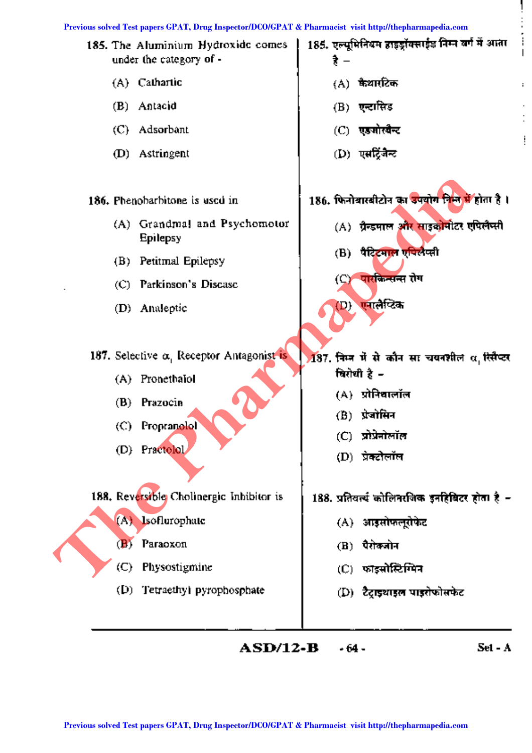185. The Aluminium Hydroxide comes under the category of -

(A) Cathartic

(B) Antacid

(C) Adsorbant

(D) Astringent

185. एल्यूमिनियम हाइड्रॉक्साईड निम्न वर्ग में आता है –

(A) कैथारटिक

(B) एन्टासिड

(C) एडसोरबैन्ट

(D) एसट्रिंजैन्ट

186. Phenobarbitone is used in

(A) Grandmal and Psychomotor Epilepsy

(B) Petitmal Epilepsy

(C) Parkinson's Disease

(D) Analeptic

186. फिनोबारबीटोन का उपयोग निम्न में होता है।

(A) ग्रैन्डमाल और साइकोमोटर एपिलैप्सी

(B) पैटिटमाल एपिलैप्सी

(C) पारकिन्सन्स रोग

(D) एनालैप्टिक

187. Selective $\alpha_1$ Receptor Antagonist is

(A) Pronethalol

(B) Prazocin

(C) Propranolol

(D) Practolol

187. निम्न में से कौन सा चयनशील $\alpha_1$ रिसैप्टर विरोधी है –

(A) प्रोनिथालॉल

(B) प्रेजोसिन

(C) प्रोप्रेनोलॉल

(D) प्रेक्टोलॉल

188. Reversible Cholinergic Inhibitor is

(A) Isoflurophate

(B) Paraoxon

(C) Physostigmine

(D) Tetraethyl pyrophosphate

188. प्रतिवर्त्य कोलिनरजिक इनहिबिटर होता है –

(A) आइसोफ्लूरोफेट

(B) पैरोक्जोन

(C) फाइसोस्टिग्मिन

(D) टैट्राइथाइल पाइरोफोसफेट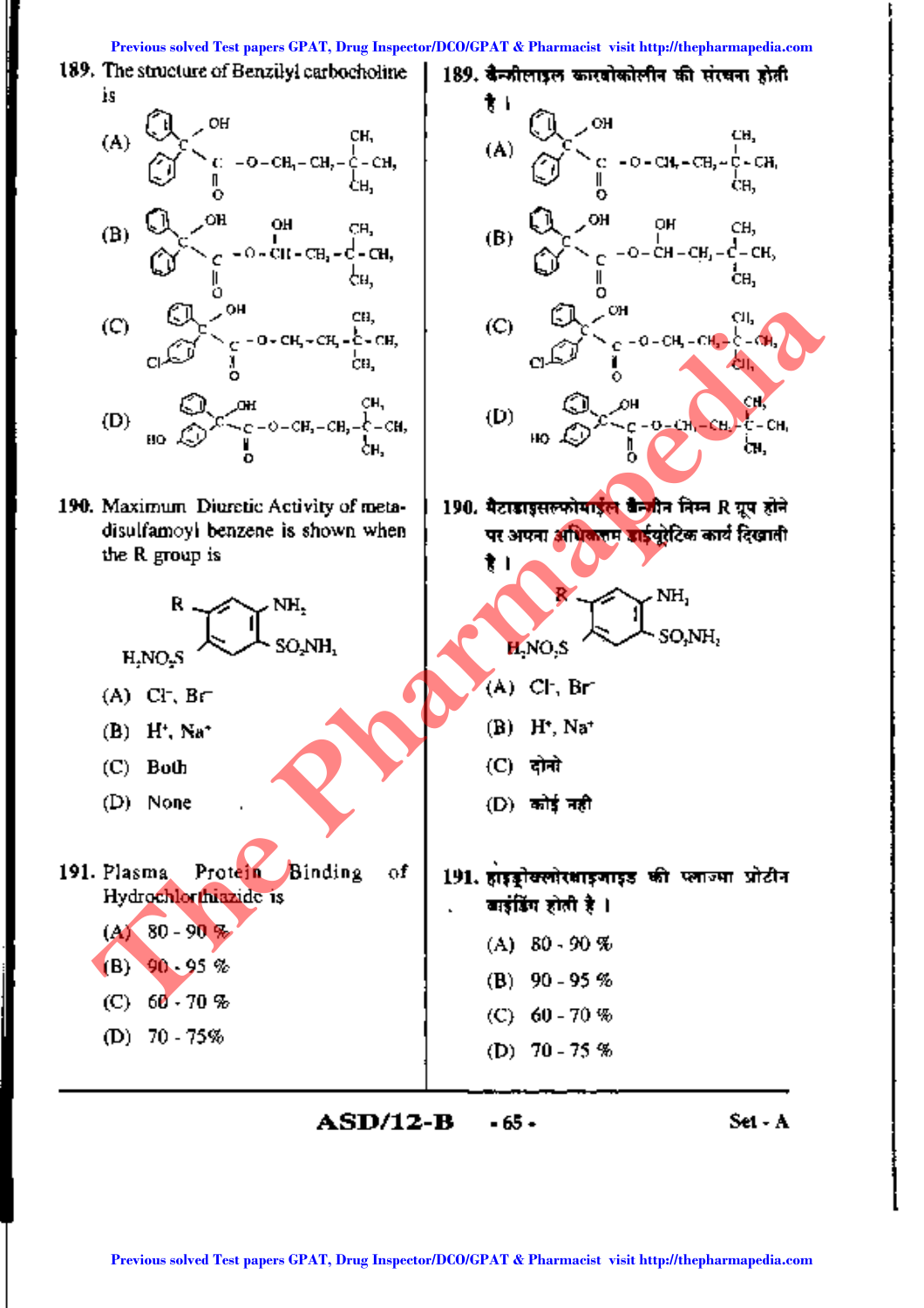189. The structure of Benzilyl carbocholine is

(A) $(C_6H_5)_2C(OH)-C(=O)-O-CH_2-CH_2-C(CH_3)_2-CH_3$

(B) $(C_6H_5)_2C(OH)-C(=O)-O-CH(OH)-CH_2-C(CH_3)_2-CH_3$

(C) $(C_6H_5)(Cl-C_6H_4)C(OH)-C(=O)-O-CH_2-CH_2-C(CH_3)_2-CH_3$

(D) $(C_6H_5)(HO-C_6H_4)C(OH)-C(=O)-O-CH_2-CH_2-C(CH_3)_2-CH_3$

189. बैन्जीलाइल कारबोकोलीन की संरचना होती है ।

(A) $(C_6H_5)_2C(OH)-C(=O)-O-CH_2-CH_2-C(CH_3)_2-CH_3$

(B) $(C_6H_5)_2C(OH)-C(=O)-O-CH(OH)-CH_2-C(CH_3)_2-CH_3$

(C) $(C_6H_5)(Cl-C_6H_4)C(OH)-C(=O)-O-CH_2-CH_2-C(CH_3)_2-CH_3$

(D) $(C_6H_5)(HO-C_6H_4)C(OH)-C(=O)-O-CH_2-CH_2-C(CH_3)_2-CH_3$

190. Maximum Diuretic Activity of meta-disulfamoyl benzene is shown when the R group is

(Structure: benzene ring bearing R, $NH_2$, $SO_2NH_2$ and $H_2NO_2S$ substituents)

(A) $Cl^-$, $Br^-$

(B) $H^+$, $Na^+$

(C) Both

(D) None

190. मैटाडाइसल्फोमाइल बैन्जीन निम्न R ग्रुप होने पर अपना अधिकतम डाईयूरेटिक कार्य दिखाती है ।

(Structure: benzene ring bearing R, $NH_2$, $SO_2NH_2$ and $H_2NO_2S$ substituents)

(A) $Cl^-$, $Br^-$

(B) $H^+$, $Na^+$

(C) दोनों

(D) कोई नहीं

191. Plasma Protein Binding of Hydrochlorthiazide is

(A) 80 - 90 %

(B) 90 - 95 %

(C) 60 - 70 %

(D) 70 - 75%

191. हाइड्रोक्लोरथाइजाइड की प्लाज्मा प्रोटीन बाइंडिंग होती है ।

(A) 80 - 90 %

(B) 90 - 95 %

(C) 60 - 70 %

(D) 70 - 75 %

ASD/12-B Set - A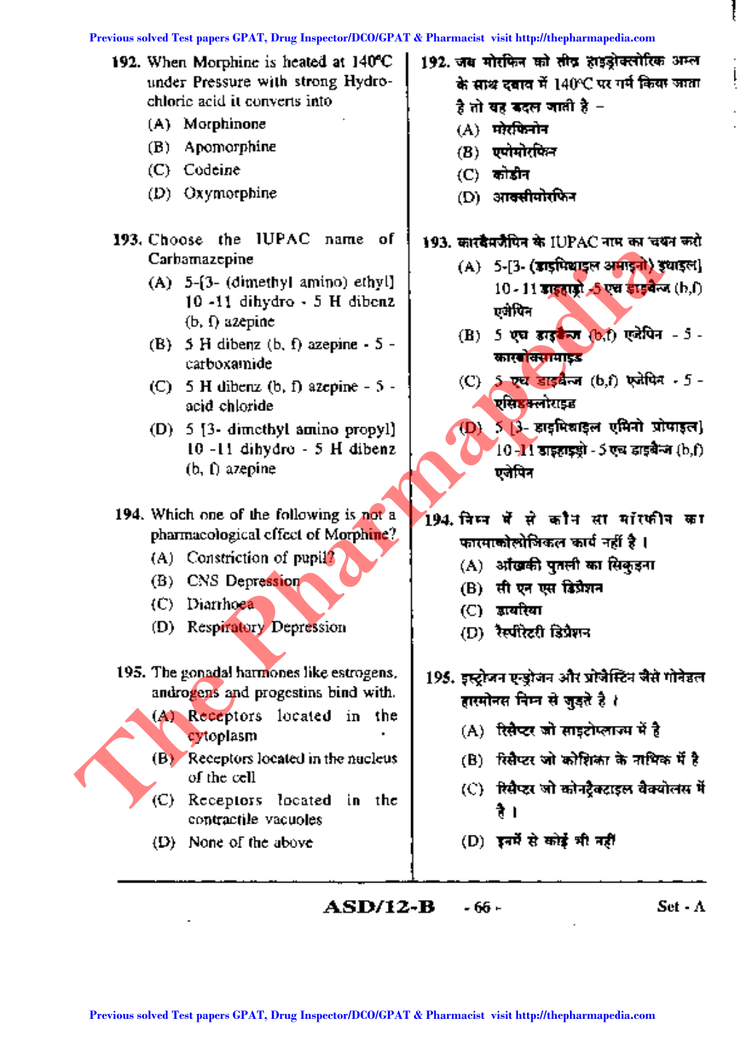192. When Morphine is heated at 140°C under Pressure with strong Hydrochloric acid it converts into

(A) Morphinone
(B) Apomorphine
(C) Codeine
(D) Oxymorphine

192. जब मोरफिन को तीव्र हाइड्रोक्लोरिक अम्ल के साथ दबाव में 140°C पर गर्म किया जाता है तो वह बदल जाती है –

(A) मोरफिनोन
(B) एपोमोरफिन
(C) कोडीन
(D) आक्सीमोरफिन

193. Choose the IUPAC name of Carbamazepine

(A) 5-[3- (dimethyl amino) ethyl] 10 -11 dihydro - 5 H dibenz (b, f) azepine
(B) 5 H dibenz (b, f) azepine - 5 - carboxamide
(C) 5 H dibenz (b, f) azepine - 5 - acid chloride
(D) 5 [3- dimethyl amino propyl] 10 -11 dihydro - 5 H dibenz (b, f) azepine

193. कारबैमजैपिन के IUPAC नाम का चयन करो

(A) 5-[3- (डाइमिथाइल अमाइनो) इथाइल] 10 - 11 डाइहाइड्रो -5 एच डाइबैन्ज (b,f) एजेपिन
(B) 5 एच डाइबैन्ज (b,f) एजेपिन - 5 - कारबोक्सामाइड
(C) 5 एच डाइबैन्ज (b,f) एजेपिन - 5 - एसिडक्लोराइड
(D) 5 [3- डाइमिथाइल एमिनो प्रोपाइल] 10 -11 डाइहाइड्रो - 5 एच डाइबैन्ज (b,f) एजेपिन

194. Which one of the following is not a pharmacological effect of Morphine?

(A) Constriction of pupil
(B) CNS Depression
(C) Diarrhoea
(D) Respiratory Depression

194. निम्न में से कौन सा मॉरफीन का फारमाकोलोजिकल कार्य नहीं है ।

(A) आँखकी पुतली का सिकुड़ना
(B) सी एन एस डिप्रेशन
(C) डायरिया
(D) रेस्पीरेटरी डिप्रेशन

195. The gonadal harmones like estrogens, androgens and progestins bind with.

(A) Receptors located in the cytoplasm
(B) Receptors located in the nucleus of the cell
(C) Receptors located in the contractile vacuoles
(D) None of the above

195. इस्ट्रोजन एन्ड्रोजन और प्रोजेस्टिन जैसे गोनेडल हारमोनस निम्न से जुड़ते है ।

(A) रिसैप्टर जो साइटोप्लाज्म में है
(B) रिसैप्टर जो कोशिका के नाभिक में है
(C) रिसैप्टर जो कोनट्रैकटाइल वैक्योलस में है ।
(D) इनमें से कोई भी नहीं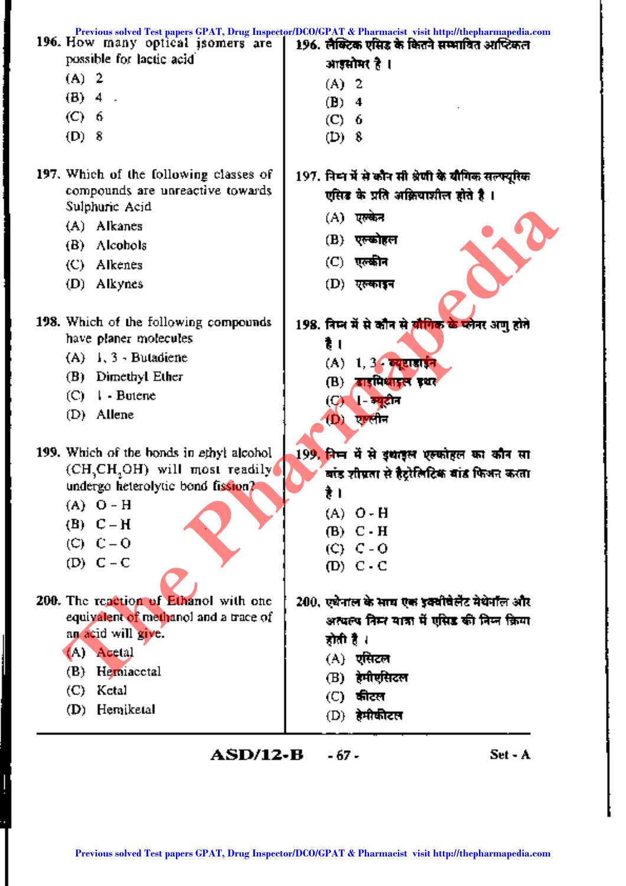196. How many optical isomers are possible for lactic acid

(A) 2

(B) 4

(C) 6

(D) 8

196. लैक्टिक एसिड के कितने सम्भावित आप्टिकल आइसोमर है ।

(A) 2

(B) 4

(C) 6

(D) 8

197. Which of the following classes of compounds are unreactive towards Sulphuric Acid

(A) Alkanes

(B) Alcohols

(C) Alkenes

(D) Alkynes

197. निम्न में से कौन सी श्रेणी के यौगिक सल्फ्यूरिक एसिड के प्रति अक्रियाशील होते है ।

(A) एल्केन

(B) एल्कोहल

(C) एल्कीन

(D) एल्काइन

198. Which of the following compounds have planer molecules

(A) 1, 3 - Butadiene

(B) Dimethyl Ether

(C) 1 - Butene

(D) Allene

198. निम्न में से कौन से यौगिक के प्लेनर अणु होते है ।

(A) 1, 3 - ब्यूटाडाईन

(B) डाइमिथाइल इथर

(C) 1 - ब्यूटीन

(D) एलीन

199. Which of the bonds in ethyl alcohol ($CH_3CH_2OH$) will most readily undergo heterolytic bond fission?

(A) O - H

(B) C – H

(C) C – O

(D) C – C

199. निम्न में से इथाइल एल्कोहल का कौन सा बांड शीघ्रता से हैट्रोलिटिक बांड फिशन करता है ।

(A) O - H

(B) C - H

(C) C - O

(D) C - C

200. The reaction of Ethanol with one equivalent of methanol and a trace of an acid will give.

(A) Acetal

(B) Hemiacetal

(C) Ketal

(D) Hemiketal

200. एथेनाल के साथ एक इक्वीवेलैंट मेथेनॉल और अत्यल्प निम्न मात्रा में एसिड की निम्न क्रिया होती है ।

(A) एसिटल

(B) हेमीएसिटल

(C) कीटल

(D) हेमीकीटल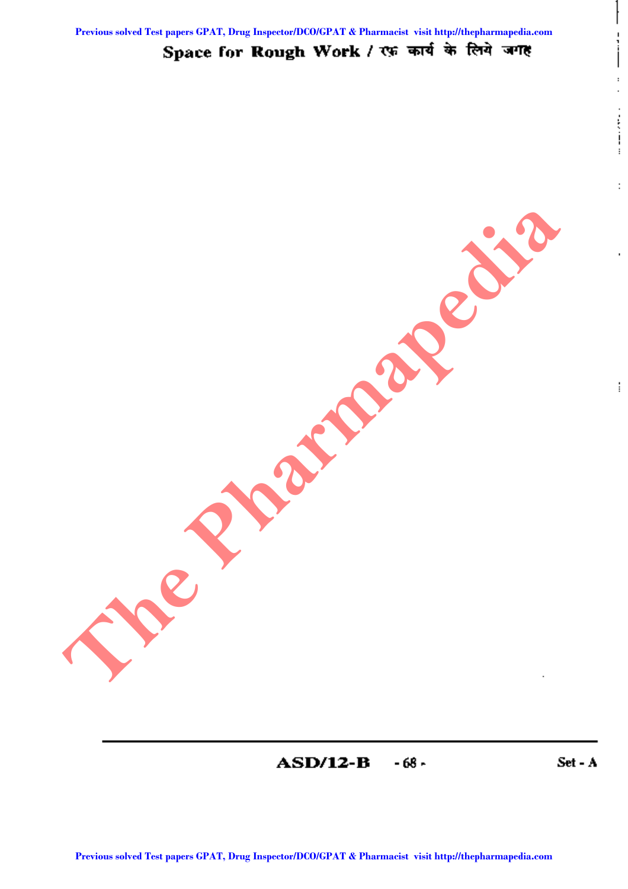Space for Rough Work / रफ़ कार्य के लिये जगह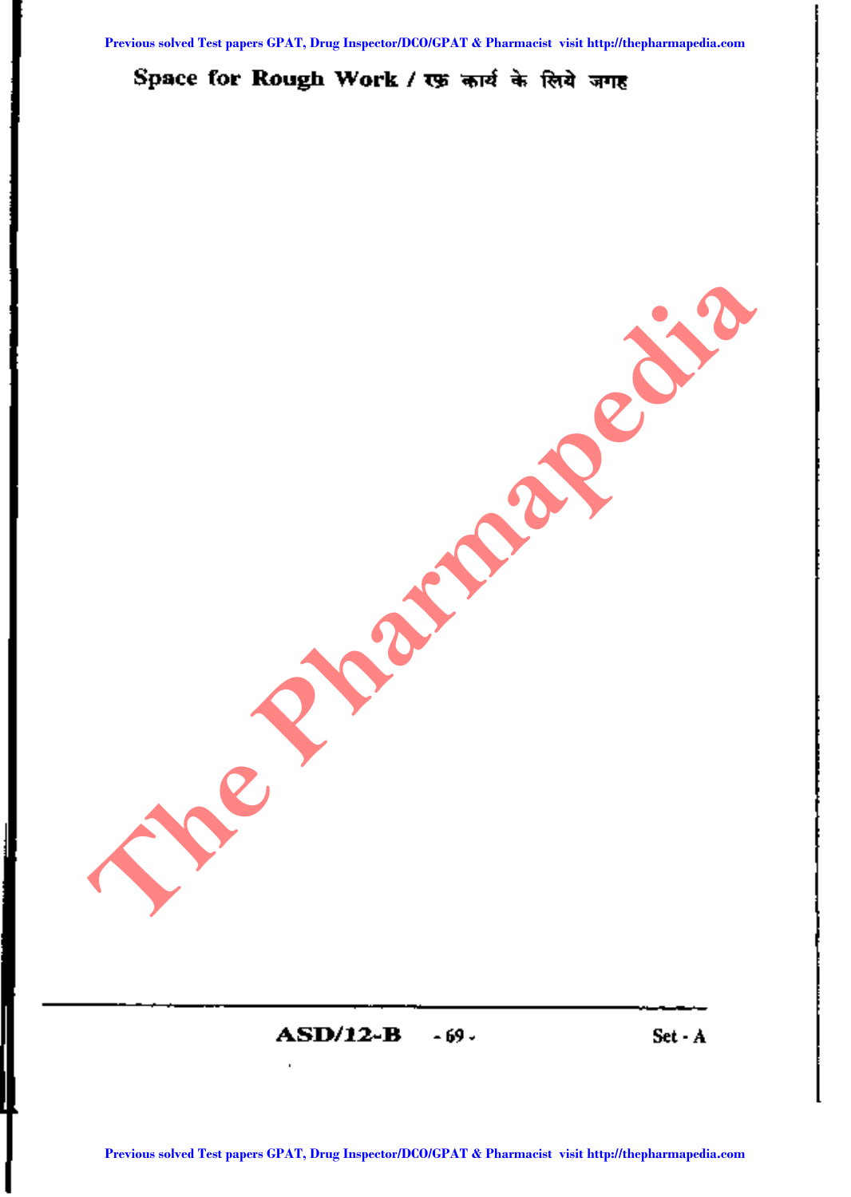Space for Rough Work / रफ़ कार्य के लिये जगह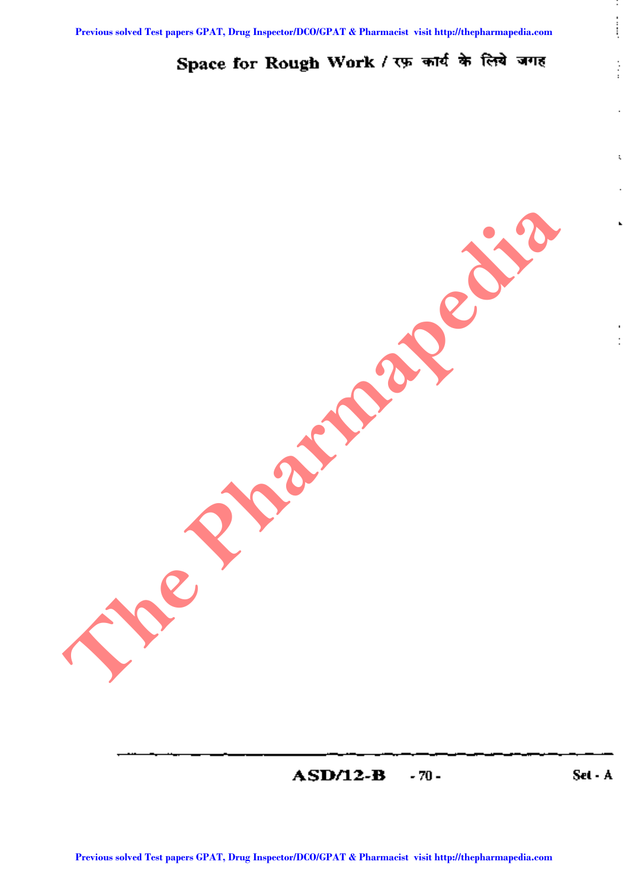Space for Rough Work / रफ़ कार्य के लिये जगह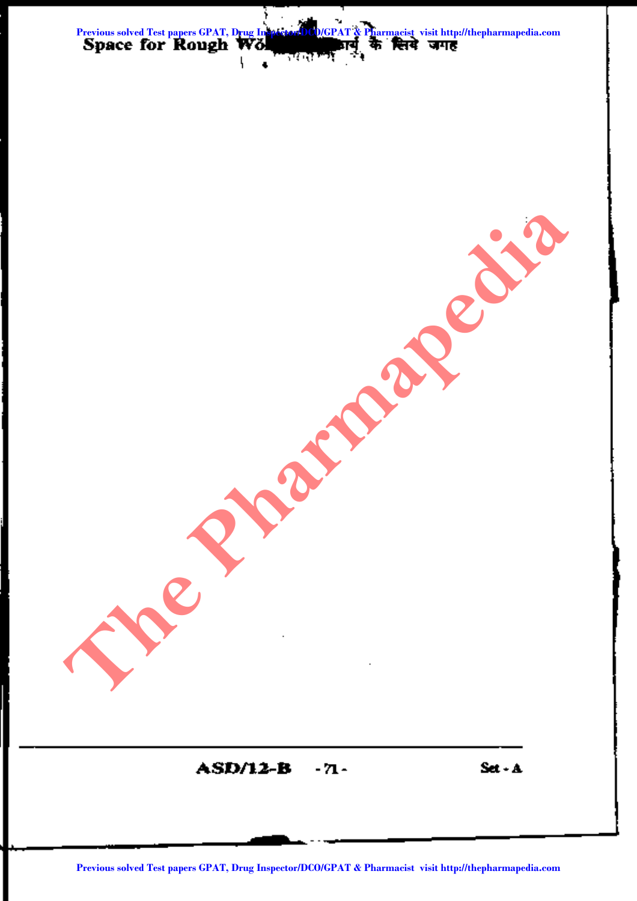Space for Rough Work / रफ कार्य के लिये जगह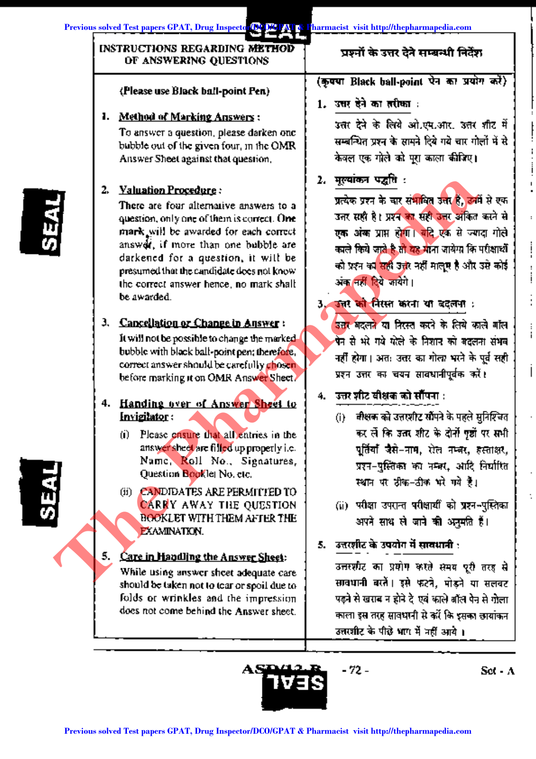## INSTRUCTIONS REGARDING METHOD OF ANSWERING QUESTIONS

(Please use Black ball-point Pen)

1. **Method of Marking Answers :**

   To answer a question, please darken one bubble out of the given four, in the OMR Answer Sheet against that question.

2. **Valuation Procedure :**

   There are four alternative answers to a question, only one of them is correct. One mark will be awarded for each correct answer, if more than one bubble are darkened for a question, it will be presumed that the candidate does not know the correct answer hence, no mark shall be awarded.

3. **Cancellation or Change in Answer :**

   It will not be possible to change the marked bubble with black ball-point pen; therefore, correct answer should be carefully chosen before marking it on OMR Answer Sheet.

4. **Handing over of Answer Sheet to Invigilator :**

   (i) Please ensure that all entries in the answer sheet are filled up properly i.e. Name, Roll No., Signatures, Question Booklet No. etc.

   (ii) CANDIDATES ARE PERMITTED TO CARRY AWAY THE QUESTION BOOKLET WITH THEM AFTER THE EXAMINATION.

5. **Care in Handling the Answer Sheet:**

   While using answer sheet adequate care should be taken not to tear or spoil due to folds or wrinkles and the impression does not come behind the Answer sheet.

## प्रश्नों के उत्तर देने सम्बन्धी निर्देश

(कृपया Black ball-point पेन का प्रयोग करें)

1. **उत्तर देने का तरीका :**

   उत्तर देने के लिये ओ.एम.आर. उत्तर शीट में सम्बन्धित प्रश्न के सामने दिये गये चार गोलों में से केवल एक गोले को पूरा काला कीजिए।

2. **मूल्यांकन पद्धति :**

   प्रत्येक प्रश्न के चार संभावित उत्तर हैं, उनमें से एक उत्तर सही है। प्रश्न का सही उत्तर अंकित करने से एक अंक प्राप्त होगा। यदि एक से ज्यादा गोले काले किये जाते हैं तो यह माना जायेगा कि परीक्षार्थी को प्रश्न का सही उत्तर नहीं मालूम है और उसे कोई अंक नहीं दिये जायेंगे।

3. **उत्तर को निरस्त करना या बदलना :**

   उत्तर बदलने या निरस्त करने के लिये काले बॉल पेन से भरे गये गोले के निशान को बदलना संभव नहीं होगा। अतः उत्तर का गोला भरने के पूर्व सही प्रश्न उत्तर का चयन सावधानीपूर्वक करें।

4. **उत्तर शीट वीक्षक को सौंपना :**

   (i) वीक्षक को उत्तरशीट सौंपने के पहले सुनिश्चित कर लें कि उत्तर शीट के दोनों पृष्ठों पर सभी पूर्तियाँ जैसे-नाम, रोल नम्बर, हस्ताक्षर, प्रश्न-पुस्तिका का नम्बर, आदि निर्धारित स्थान पर ठीक-ठीक भरे गये हैं।

   (ii) परीक्षा उपरान्त परीक्षार्थी को प्रश्न-पुस्तिका अपने साथ ले जाने की अनुमति है।

5. **उत्तरशीट के उपयोग में सावधानी :**

   उत्तरशीट का प्रयोग करते समय पूरी तरह से सावधानी बरतें। इसे फटने, मोड़ने या सलवट पड़ने से खराब न होने दें एवं काले बॉल पेन से गोला काला इस तरह सावधानी से करें कि इसका छायांकन उत्तरशीट के पीछे भाग में नहीं आये।

ASD/12-B Set - A